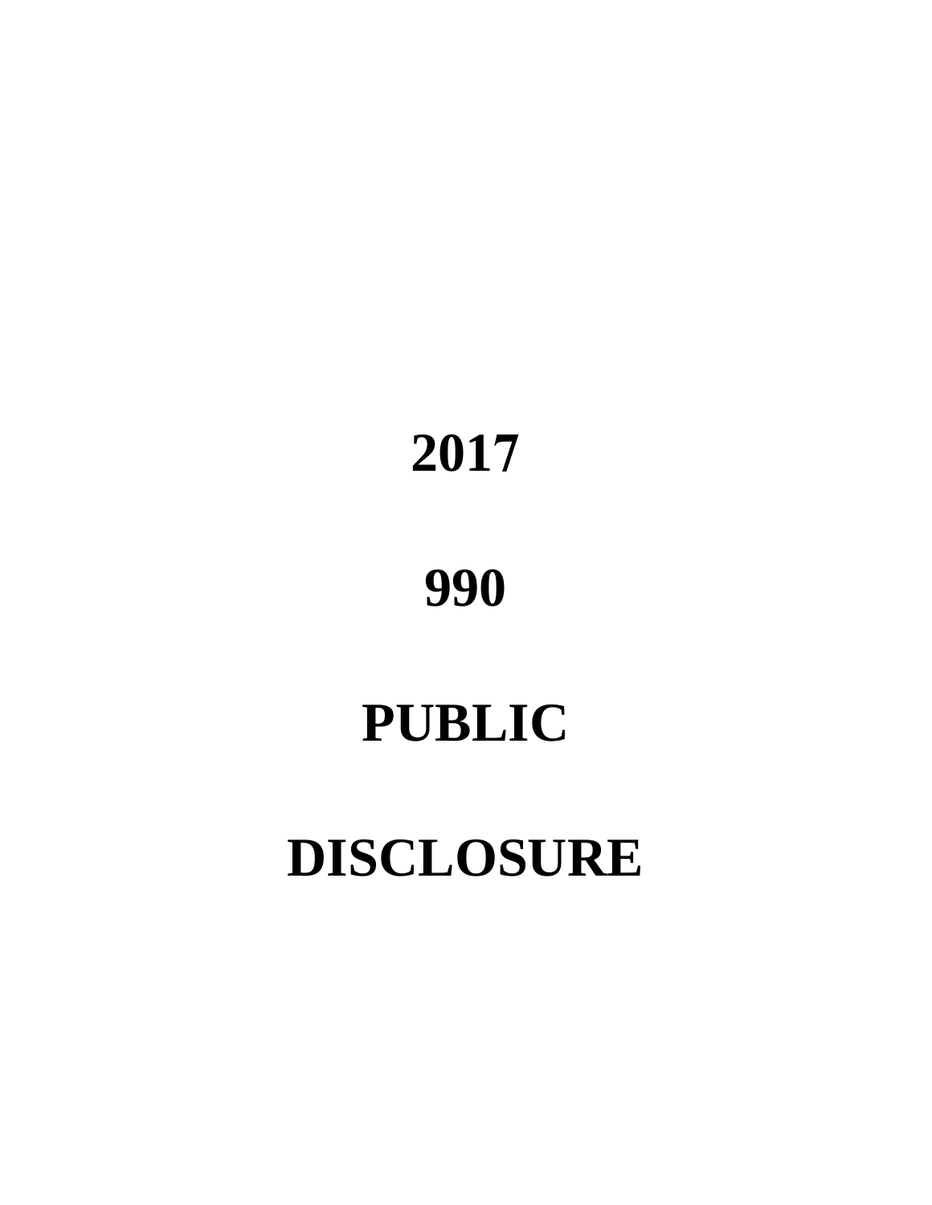# 2017

# 990

# PUBLIC

# DISCLOSURE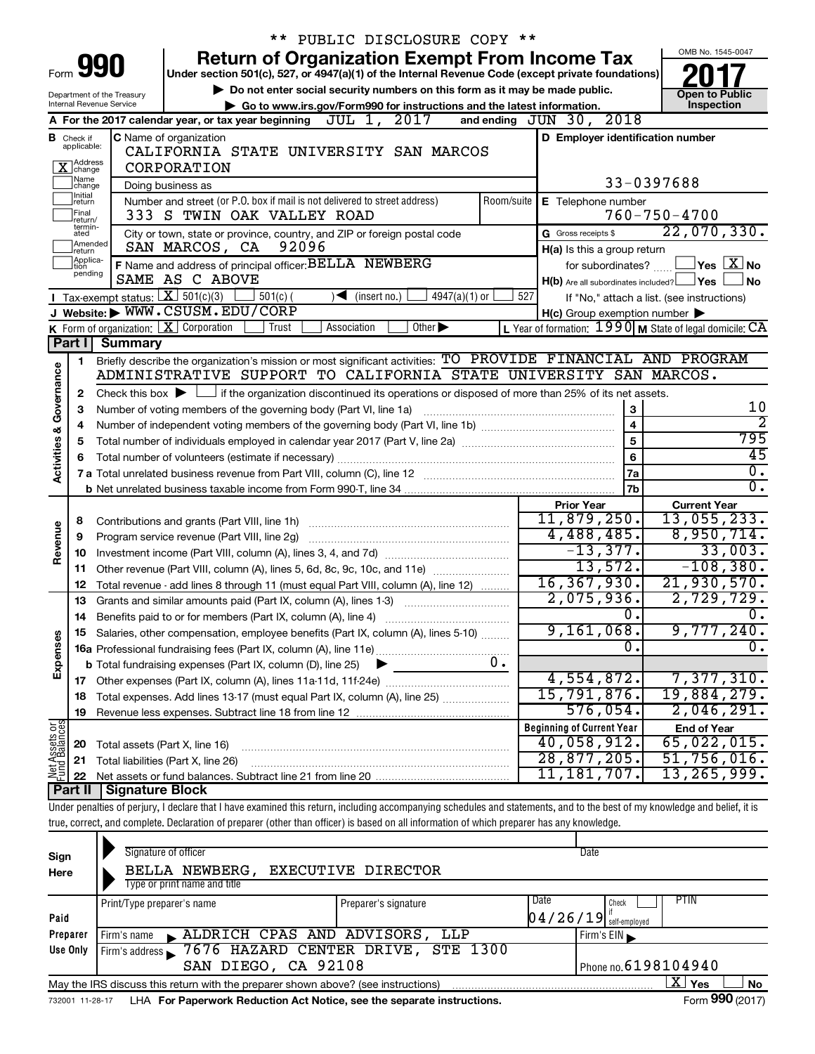** PUBLIC DISCLOSURE COPY **

Form **990**

# Return of Organization Exempt From Income Tax

**Under section 501(c), 527, or 4947(a)(1) of the Internal Revenue Code (except private foundations)**

▶ Do not enter social security numbers on this form as it may be made public.

▶ Go to www.irs.gov/Form990 for instructions and the latest information.

Department of the Treasury
Internal Revenue Service

OMB No. 1545-0047

**2017**

**Open to Public Inspection**

**A** For the 2017 calendar year, or tax year beginning JUL 1, 2017 and ending JUN 30, 2018

**B** Check if applicable:
- [X] Address change
- [ ] Name change
- [ ] Initial return
- [ ] Final return/terminated
- [ ] Amended return
- [ ] Application pending

**C** Name of organization
CALIFORNIA STATE UNIVERSITY SAN MARCOS CORPORATION

Doing business as

Number and street (or P.O. box if mail is not delivered to street address) Room/suite
333 S TWIN OAK VALLEY ROAD

City or town, state or province, country, and ZIP or foreign postal code
SAN MARCOS, CA 92096

**D** Employer identification number: 33-0397688

**E** Telephone number: 760-750-4700

**G** Gross receipts $ 22,070,330.

**F** Name and address of principal officer: BELLA NEWBERG
SAME AS C ABOVE

**H(a)** Is this a group return for subordinates? [ ] Yes [X] No

**H(b)** Are all subordinates included? [ ] Yes [ ] No
If "No," attach a list. (see instructions)

**H(c)** Group exemption number ▶

**I** Tax-exempt status: [X] 501(c)(3) [ ] 501(c) ( ) ◀ (insert no.) [ ] 4947(a)(1) or [ ] 527

**J** Website: ▶ WWW.CSUSM.EDU/CORP

**K** Form of organization: [X] Corporation [ ] Trust [ ] Association [ ] Other ▶

**L** Year of formation: 1990 **M** State of legal domicile: CA

## Part I Summary

**Activities & Governance**

1 Briefly describe the organization's mission or most significant activities: TO PROVIDE FINANCIAL AND PROGRAM ADMINISTRATIVE SUPPORT TO CALIFORNIA STATE UNIVERSITY SAN MARCOS.

2 Check this box ▶ [ ] if the organization discontinued its operations or disposed of more than 25% of its net assets.

| | | | |
|---|---|---|---|
| 3 | Number of voting members of the governing body (Part VI, line 1a) | 3 | 10 |
| 4 | Number of independent voting members of the governing body (Part VI, line 1b) | 4 | 2 |
| 5 | Total number of individuals employed in calendar year 2017 (Part V, line 2a) | 5 | 795 |
| 6 | Total number of volunteers (estimate if necessary) | 6 | 45 |
| 7a | Total unrelated business revenue from Part VIII, column (C), line 12 | 7a | 0. |
| b | Net unrelated business taxable income from Form 990-T, line 34 | 7b | 0. |

| | | Prior Year | Current Year |
|---|---|---|---|
| **Revenue** | | | |
| 8 | Contributions and grants (Part VIII, line 1h) | 11,879,250. | 13,055,233. |
| 9 | Program service revenue (Part VIII, line 2g) | 4,488,485. | 8,950,714. |
| 10 | Investment income (Part VIII, column (A), lines 3, 4, and 7d) | -13,377. | 33,003. |
| 11 | Other revenue (Part VIII, column (A), lines 5, 6d, 8c, 9c, 10c, and 11e) | 13,572. | -108,380. |
| 12 | Total revenue - add lines 8 through 11 (must equal Part VIII, column (A), line 12) | 16,367,930. | 21,930,570. |
| **Expenses** | | | |
| 13 | Grants and similar amounts paid (Part IX, column (A), lines 1-3) | 2,075,936. | 2,729,729. |
| 14 | Benefits paid to or for members (Part IX, column (A), line 4) | 0. | 0. |
| 15 | Salaries, other compensation, employee benefits (Part IX, column (A), lines 5-10) | 9,161,068. | 9,777,240. |
| 16a | Professional fundraising fees (Part IX, column (A), line 11e) | 0. | 0. |
| b | Total fundraising expenses (Part IX, column (D), line 25) ▶ 0. | | |
| 17 | Other expenses (Part IX, column (A), lines 11a-11d, 11f-24e) | 4,554,872. | 7,377,310. |
| 18 | Total expenses. Add lines 13-17 (must equal Part IX, column (A), line 25) | 15,791,876. | 19,884,279. |
| 19 | Revenue less expenses. Subtract line 18 from line 12 | 576,054. | 2,046,291. |

| | **Net Assets or Fund Balances** | Beginning of Current Year | End of Year |
|---|---|---|---|
| 20 | Total assets (Part X, line 16) | 40,058,912. | 65,022,015. |
| 21 | Total liabilities (Part X, line 26) | 28,877,205. | 51,756,016. |
| 22 | Net assets or fund balances. Subtract line 21 from line 20 | 11,181,707. | 13,265,999. |

## Part II Signature Block

Under penalties of perjury, I declare that I have examined this return, including accompanying schedules and statements, and to the best of my knowledge and belief, it is true, correct, and complete. Declaration of preparer (other than officer) is based on all information of which preparer has any knowledge.

**Sign Here**

Signature of officer | Date

BELLA NEWBERG, EXECUTIVE DIRECTOR
Type or print name and title

**Paid Preparer Use Only**

| Print/Type preparer's name | Preparer's signature | Date | Check [ ] if self-employed | PTIN |
|---|---|---|---|---|
| | | 04/26/19 | | |

Firm's name ▶ ALDRICH CPAS AND ADVISORS, LLP | Firm's EIN ▶

Firm's address ▶ 7676 HAZARD CENTER DRIVE, STE 1300
SAN DIEGO, CA 92108 | Phone no. 6198104940

May the IRS discuss this return with the preparer shown above? (see instructions) [X] Yes [ ] No

732001 11-28-17 LHA For Paperwork Reduction Act Notice, see the separate instructions. Form **990** (2017)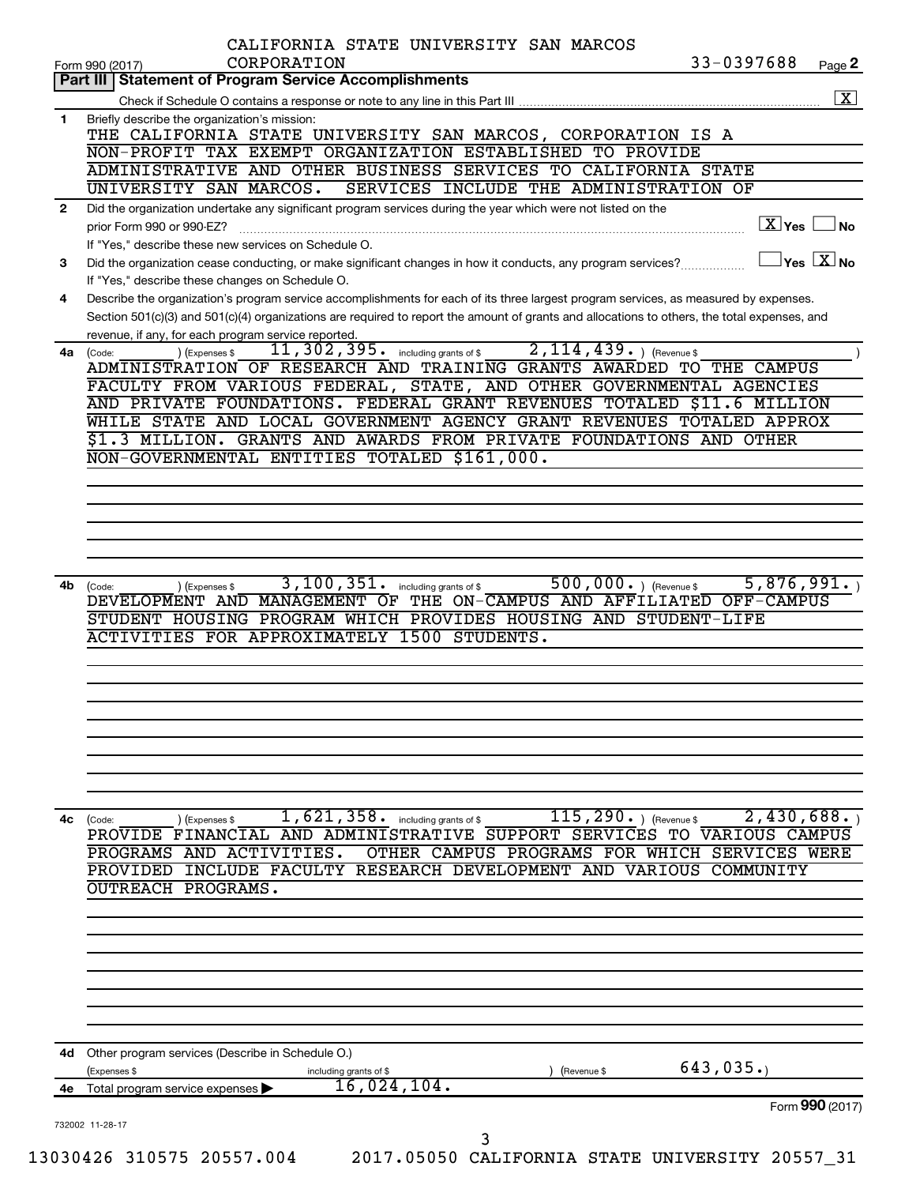CALIFORNIA STATE UNIVERSITY SAN MARCOS CORPORATION 33-0397688

Form 990 (2017) Page 2

## Part III Statement of Program Service Accomplishments

Check if Schedule O contains a response or note to any line in this Part III [X]

**1** Briefly describe the organization's mission:

THE CALIFORNIA STATE UNIVERSITY SAN MARCOS, CORPORATION IS A NON-PROFIT TAX EXEMPT ORGANIZATION ESTABLISHED TO PROVIDE ADMINISTRATIVE AND OTHER BUSINESS SERVICES TO CALIFORNIA STATE UNIVERSITY SAN MARCOS. SERVICES INCLUDE THE ADMINISTRATION OF

**2** Did the organization undertake any significant program services during the year which were not listed on the prior Form 990 or 990-EZ? [X] Yes [ ] No

If "Yes," describe these new services on Schedule O.

**3** Did the organization cease conducting, or make significant changes in how it conducts, any program services? [ ] Yes [X] No

If "Yes," describe these changes on Schedule O.

**4** Describe the organization's program service accomplishments for each of its three largest program services, as measured by expenses. Section 501(c)(3) and 501(c)(4) organizations are required to report the amount of grants and allocations to others, the total expenses, and revenue, if any, for each program service reported.

**4a** (Code: ) (Expenses $ 11,302,395. including grants of $ 2,114,439. ) (Revenue $ )

ADMINISTRATION OF RESEARCH AND TRAINING GRANTS AWARDED TO THE CAMPUS FACULTY FROM VARIOUS FEDERAL, STATE, AND OTHER GOVERNMENTAL AGENCIES AND PRIVATE FOUNDATIONS. FEDERAL GRANT REVENUES TOTALED $11.6 MILLION WHILE STATE AND LOCAL GOVERNMENT AGENCY GRANT REVENUES TOTALED APPROX $1.3 MILLION. GRANTS AND AWARDS FROM PRIVATE FOUNDATIONS AND OTHER NON-GOVERNMENTAL ENTITIES TOTALED $161,000.

**4b** (Code: ) (Expenses $ 3,100,351. including grants of $ 500,000. ) (Revenue $ 5,876,991. )

DEVELOPMENT AND MANAGEMENT OF THE ON-CAMPUS AND AFFILIATED OFF-CAMPUS STUDENT HOUSING PROGRAM WHICH PROVIDES HOUSING AND STUDENT-LIFE ACTIVITIES FOR APPROXIMATELY 1500 STUDENTS.

**4c** (Code: ) (Expenses $ 1,621,358. including grants of $ 115,290. ) (Revenue $ 2,430,688. )

PROVIDE FINANCIAL AND ADMINISTRATIVE SUPPORT SERVICES TO VARIOUS CAMPUS PROGRAMS AND ACTIVITIES. OTHER CAMPUS PROGRAMS FOR WHICH SERVICES WERE PROVIDED INCLUDE FACULTY RESEARCH DEVELOPMENT AND VARIOUS COMMUNITY OUTREACH PROGRAMS.

**4d** Other program services (Describe in Schedule O.)

(Expenses $ including grants of $ ) (Revenue $ 643,035.)

**4e** Total program service expenses ▶ 16,024,104.

Form **990** (2017)

732002 11-28-17

13030426 310575 20557.004 2017.05050 CALIFORNIA STATE UNIVERSITY 20557_31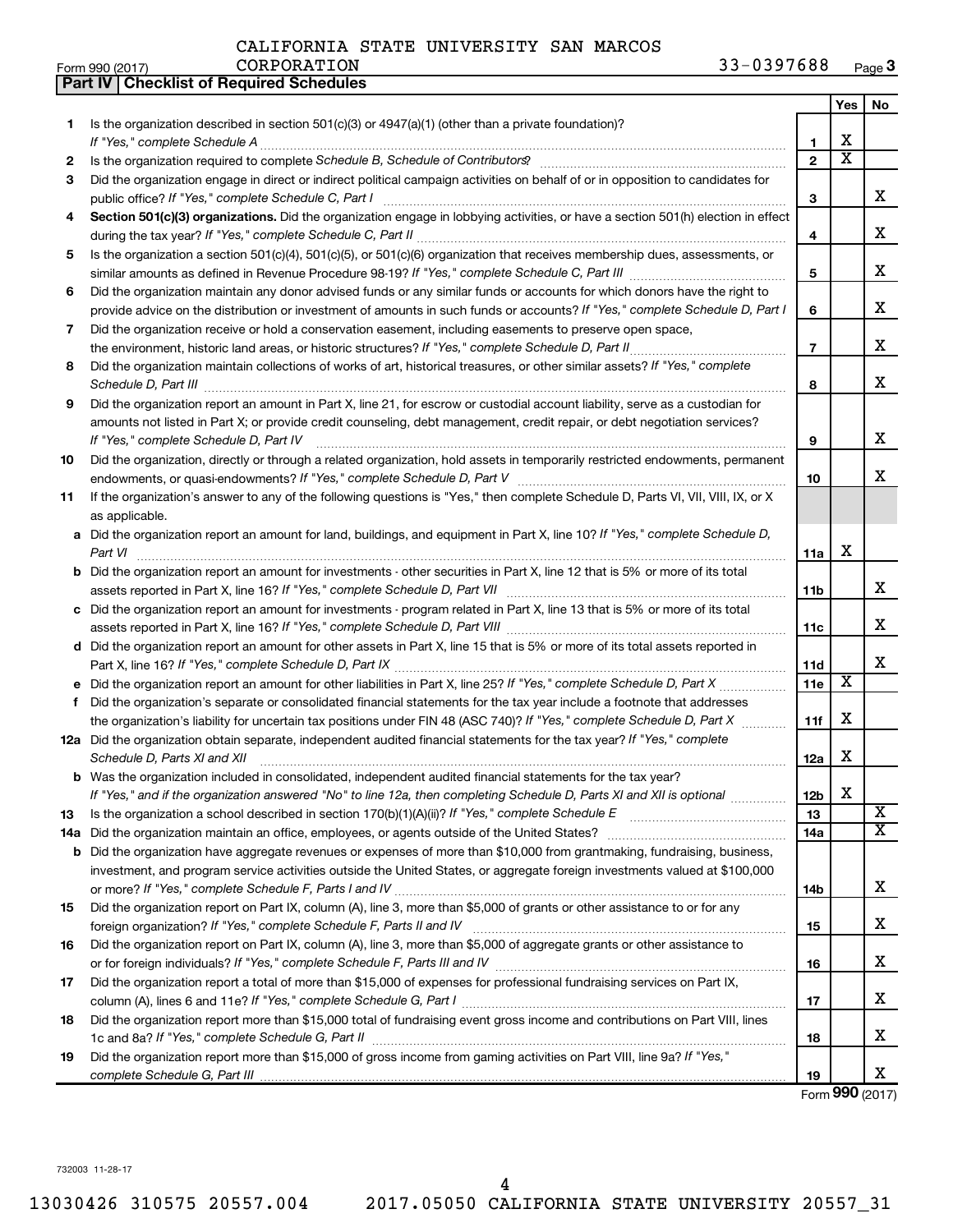CALIFORNIA STATE UNIVERSITY SAN MARCOS

Form 990 (2017) CORPORATION 33-0397688 Page **3**

**Part IV | Checklist of Required Schedules**

| | | | Yes | No |
|---|---|---|---|---|
| **1** | Is the organization described in section 501(c)(3) or 4947(a)(1) (other than a private foundation)? *If "Yes," complete Schedule A* | **1** | X | |
| **2** | Is the organization required to complete *Schedule B, Schedule of Contributors*? | **2** | X | |
| **3** | Did the organization engage in direct or indirect political campaign activities on behalf of or in opposition to candidates for public office? *If "Yes," complete Schedule C, Part I* | **3** | | X |
| **4** | **Section 501(c)(3) organizations.** Did the organization engage in lobbying activities, or have a section 501(h) election in effect during the tax year? *If "Yes," complete Schedule C, Part II* | **4** | | X |
| **5** | Is the organization a section 501(c)(4), 501(c)(5), or 501(c)(6) organization that receives membership dues, assessments, or similar amounts as defined in Revenue Procedure 98-19? *If "Yes," complete Schedule C, Part III* | **5** | | X |
| **6** | Did the organization maintain any donor advised funds or any similar funds or accounts for which donors have the right to provide advice on the distribution or investment of amounts in such funds or accounts? *If "Yes," complete Schedule D, Part I* | **6** | | X |
| **7** | Did the organization receive or hold a conservation easement, including easements to preserve open space, the environment, historic land areas, or historic structures? *If "Yes," complete Schedule D, Part II* | **7** | | X |
| **8** | Did the organization maintain collections of works of art, historical treasures, or other similar assets? *If "Yes," complete Schedule D, Part III* | **8** | | X |
| **9** | Did the organization report an amount in Part X, line 21, for escrow or custodial account liability, serve as a custodian for amounts not listed in Part X; or provide credit counseling, debt management, credit repair, or debt negotiation services? *If "Yes," complete Schedule D, Part IV* | **9** | | X |
| **10** | Did the organization, directly or through a related organization, hold assets in temporarily restricted endowments, permanent endowments, or quasi-endowments? *If "Yes," complete Schedule D, Part V* | **10** | | X |
| **11** | If the organization's answer to any of the following questions is "Yes," then complete Schedule D, Parts VI, VII, VIII, IX, or X as applicable. | | | |
| **a** | Did the organization report an amount for land, buildings, and equipment in Part X, line 10? *If "Yes," complete Schedule D, Part VI* | **11a** | X | |
| **b** | Did the organization report an amount for investments - other securities in Part X, line 12 that is 5% or more of its total assets reported in Part X, line 16? *If "Yes," complete Schedule D, Part VII* | **11b** | | X |
| **c** | Did the organization report an amount for investments - program related in Part X, line 13 that is 5% or more of its total assets reported in Part X, line 16? *If "Yes," complete Schedule D, Part VIII* | **11c** | | X |
| **d** | Did the organization report an amount for other assets in Part X, line 15 that is 5% or more of its total assets reported in Part X, line 16? *If "Yes," complete Schedule D, Part IX* | **11d** | | X |
| **e** | Did the organization report an amount for other liabilities in Part X, line 25? *If "Yes," complete Schedule D, Part X* | **11e** | X | |
| **f** | Did the organization's separate or consolidated financial statements for the tax year include a footnote that addresses the organization's liability for uncertain tax positions under FIN 48 (ASC 740)? *If "Yes," complete Schedule D, Part X* | **11f** | X | |
| **12a** | Did the organization obtain separate, independent audited financial statements for the tax year? *If "Yes," complete Schedule D, Parts XI and XII* | **12a** | X | |
| **b** | Was the organization included in consolidated, independent audited financial statements for the tax year? *If "Yes," and if the organization answered "No" to line 12a, then completing Schedule D, Parts XI and XII is optional* | **12b** | X | |
| **13** | Is the organization a school described in section 170(b)(1)(A)(ii)? *If "Yes," complete Schedule E* | **13** | | X |
| **14a** | Did the organization maintain an office, employees, or agents outside of the United States? | **14a** | | X |
| **b** | Did the organization have aggregate revenues or expenses of more than $10,000 from grantmaking, fundraising, business, investment, and program service activities outside the United States, or aggregate foreign investments valued at $100,000 or more? *If "Yes," complete Schedule F, Parts I and IV* | **14b** | | X |
| **15** | Did the organization report on Part IX, column (A), line 3, more than $5,000 of grants or other assistance to or for any foreign organization? *If "Yes," complete Schedule F, Parts II and IV* | **15** | | X |
| **16** | Did the organization report on Part IX, column (A), line 3, more than $5,000 of aggregate grants or other assistance to or for foreign individuals? *If "Yes," complete Schedule F, Parts III and IV* | **16** | | X |
| **17** | Did the organization report a total of more than $15,000 of expenses for professional fundraising services on Part IX, column (A), lines 6 and 11e? *If "Yes," complete Schedule G, Part I* | **17** | | X |
| **18** | Did the organization report more than $15,000 total of fundraising event gross income and contributions on Part VIII, lines 1c and 8a? *If "Yes," complete Schedule G, Part II* | **18** | | X |
| **19** | Did the organization report more than $15,000 of gross income from gaming activities on Part VIII, line 9a? *If "Yes," complete Schedule G, Part III* | **19** | | X |

Form **990** (2017)

732003 11-28-17

13030426 310575 20557.004 2017.05050 CALIFORNIA STATE UNIVERSITY 20557_31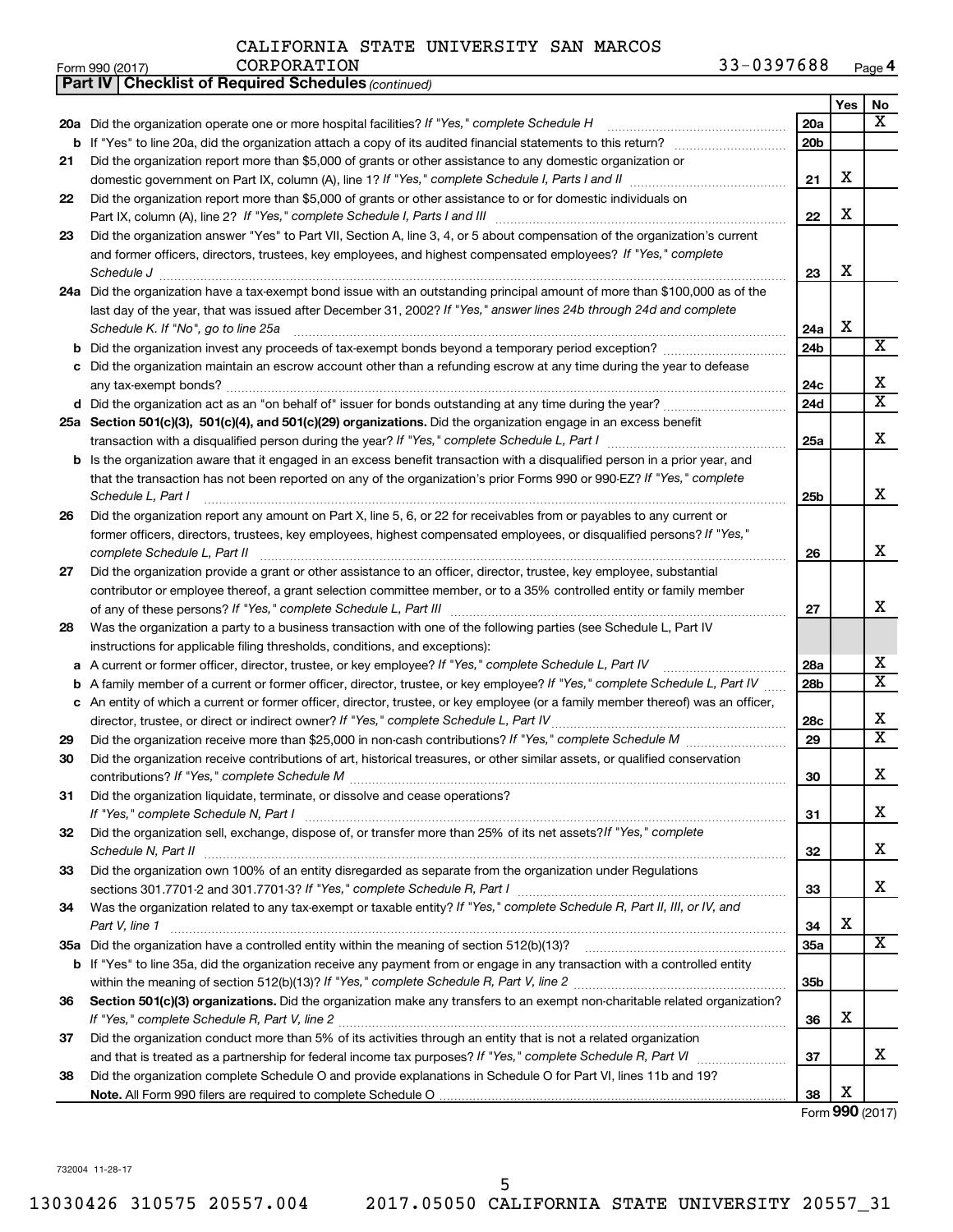CALIFORNIA STATE UNIVERSITY SAN MARCOS CORPORATION 33-0397688

Form 990 (2017) Page **4**

**Part IV | Checklist of Required Schedules** *(continued)*

| | | | Yes | No |
|---|---|---|---|---|
| 20a | Did the organization operate one or more hospital facilities? *If "Yes," complete Schedule H* | 20a | | X |
| b | If "Yes" to line 20a, did the organization attach a copy of its audited financial statements to this return? | 20b | | |
| 21 | Did the organization report more than $5,000 of grants or other assistance to any domestic organization or domestic government on Part IX, column (A), line 1? *If "Yes," complete Schedule I, Parts I and II* | 21 | X | |
| 22 | Did the organization report more than $5,000 of grants or other assistance to or for domestic individuals on Part IX, column (A), line 2? *If "Yes," complete Schedule I, Parts I and III* | 22 | X | |
| 23 | Did the organization answer "Yes" to Part VII, Section A, line 3, 4, or 5 about compensation of the organization's current and former officers, directors, trustees, key employees, and highest compensated employees? *If "Yes," complete Schedule J* | 23 | X | |
| 24a | Did the organization have a tax-exempt bond issue with an outstanding principal amount of more than $100,000 as of the last day of the year, that was issued after December 31, 2002? *If "Yes," answer lines 24b through 24d and complete Schedule K. If "No", go to line 25a* | 24a | X | |
| b | Did the organization invest any proceeds of tax-exempt bonds beyond a temporary period exception? | 24b | | X |
| c | Did the organization maintain an escrow account other than a refunding escrow at any time during the year to defease any tax-exempt bonds? | 24c | | X |
| d | Did the organization act as an "on behalf of" issuer for bonds outstanding at any time during the year? | 24d | | X |
| 25a | **Section 501(c)(3), 501(c)(4), and 501(c)(29) organizations.** Did the organization engage in an excess benefit transaction with a disqualified person during the year? *If "Yes," complete Schedule L, Part I* | 25a | | X |
| b | Is the organization aware that it engaged in an excess benefit transaction with a disqualified person in a prior year, and that the transaction has not been reported on any of the organization's prior Forms 990 or 990-EZ? *If "Yes," complete Schedule L, Part I* | 25b | | X |
| 26 | Did the organization report any amount on Part X, line 5, 6, or 22 for receivables from or payables to any current or former officers, directors, trustees, key employees, highest compensated employees, or disqualified persons? *If "Yes," complete Schedule L, Part II* | 26 | | X |
| 27 | Did the organization provide a grant or other assistance to an officer, director, trustee, key employee, substantial contributor or employee thereof, a grant selection committee member, or to a 35% controlled entity or family member of any of these persons? *If "Yes," complete Schedule L, Part III* | 27 | | X |
| 28 | Was the organization a party to a business transaction with one of the following parties (see Schedule L, Part IV instructions for applicable filing thresholds, conditions, and exceptions): | | | |
| a | A current or former officer, director, trustee, or key employee? *If "Yes," complete Schedule L, Part IV* | 28a | | X |
| b | A family member of a current or former officer, director, trustee, or key employee? *If "Yes," complete Schedule L, Part IV* | 28b | | X |
| c | An entity of which a current or former officer, director, trustee, or key employee (or a family member thereof) was an officer, director, trustee, or direct or indirect owner? *If "Yes," complete Schedule L, Part IV* | 28c | | X |
| 29 | Did the organization receive more than $25,000 in non-cash contributions? *If "Yes," complete Schedule M* | 29 | | X |
| 30 | Did the organization receive contributions of art, historical treasures, or other similar assets, or qualified conservation contributions? *If "Yes," complete Schedule M* | 30 | | X |
| 31 | Did the organization liquidate, terminate, or dissolve and cease operations? *If "Yes," complete Schedule N, Part I* | 31 | | X |
| 32 | Did the organization sell, exchange, dispose of, or transfer more than 25% of its net assets? *If "Yes," complete Schedule N, Part II* | 32 | | X |
| 33 | Did the organization own 100% of an entity disregarded as separate from the organization under Regulations sections 301.7701-2 and 301.7701-3? *If "Yes," complete Schedule R, Part I* | 33 | | X |
| 34 | Was the organization related to any tax-exempt or taxable entity? *If "Yes," complete Schedule R, Part II, III, or IV, and Part V, line 1* | 34 | X | |
| 35a | Did the organization have a controlled entity within the meaning of section 512(b)(13)? | 35a | | X |
| b | If "Yes" to line 35a, did the organization receive any payment from or engage in any transaction with a controlled entity within the meaning of section 512(b)(13)? *If "Yes," complete Schedule R, Part V, line 2* | 35b | | |
| 36 | **Section 501(c)(3) organizations.** Did the organization make any transfers to an exempt non-charitable related organization? *If "Yes," complete Schedule R, Part V, line 2* | 36 | X | |
| 37 | Did the organization conduct more than 5% of its activities through an entity that is not a related organization and that is treated as a partnership for federal income tax purposes? *If "Yes," complete Schedule R, Part VI* | 37 | | X |
| 38 | Did the organization complete Schedule O and provide explanations in Schedule O for Part VI, lines 11b and 19? **Note.** All Form 990 filers are required to complete Schedule O | 38 | X | |

Form **990** (2017)

732004 11-28-17

13030426 310575 20557.004 2017.05050 CALIFORNIA STATE UNIVERSITY 20557_31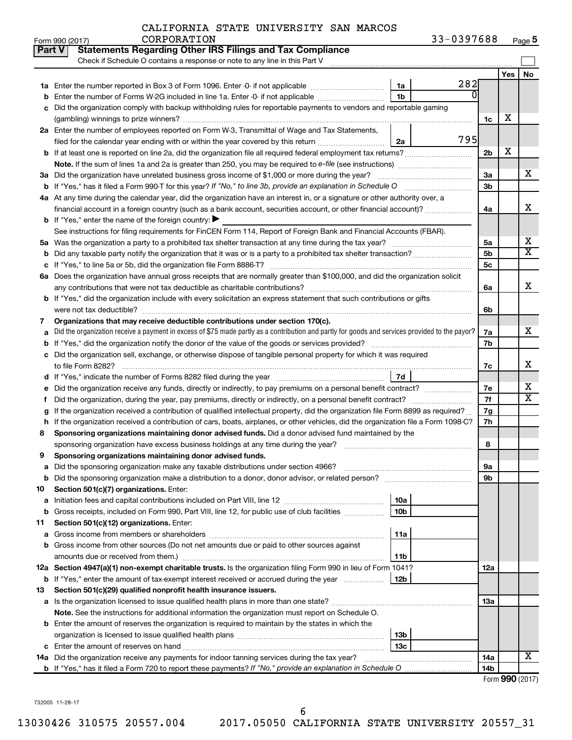CALIFORNIA STATE UNIVERSITY SAN MARCOS CORPORATION 33-0397688

Form 990 (2017) Page 5

**Part V Statements Regarding Other IRS Filings and Tax Compliance**

Check if Schedule O contains a response or note to any line in this Part V

| | | | | | Yes | No |
|---|---|---|---|---|---|---|
| 1a | Enter the number reported in Box 3 of Form 1096. Enter -0- if not applicable | 1a | 282 | | | |
| b | Enter the number of Forms W-2G included in line 1a. Enter -0- if not applicable | 1b | 0 | | | |
| c | Did the organization comply with backup withholding rules for reportable payments to vendors and reportable gaming (gambling) winnings to prize winners? | | | 1c | X | |
| 2a | Enter the number of employees reported on Form W-3, Transmittal of Wage and Tax Statements, filed for the calendar year ending with or within the year covered by this return | 2a | 795 | | | |
| b | If at least one is reported on line 2a, did the organization file all required federal employment tax returns? | | | 2b | X | |
| | **Note.** If the sum of lines 1a and 2a is greater than 250, you may be required to *e-file* (see instructions) | | | | | |
| 3a | Did the organization have unrelated business gross income of $1,000 or more during the year? | | | 3a | | X |
| b | If "Yes," has it filed a Form 990-T for this year? *If "No," to line 3b, provide an explanation in Schedule O* | | | 3b | | |
| 4a | At any time during the calendar year, did the organization have an interest in, or a signature or other authority over, a financial account in a foreign country (such as a bank account, securities account, or other financial account)? | | | 4a | | X |
| b | If "Yes," enter the name of the foreign country: ▶ | | | | | |
| | See instructions for filing requirements for FinCEN Form 114, Report of Foreign Bank and Financial Accounts (FBAR). | | | | | |
| 5a | Was the organization a party to a prohibited tax shelter transaction at any time during the tax year? | | | 5a | | X |
| b | Did any taxable party notify the organization that it was or is a party to a prohibited tax shelter transaction? | | | 5b | | X |
| c | If "Yes," to line 5a or 5b, did the organization file Form 8886-T? | | | 5c | | |
| 6a | Does the organization have annual gross receipts that are normally greater than $100,000, and did the organization solicit any contributions that were not tax deductible as charitable contributions? | | | 6a | | X |
| b | If "Yes," did the organization include with every solicitation an express statement that such contributions or gifts were not tax deductible? | | | 6b | | |
| 7 | **Organizations that may receive deductible contributions under section 170(c).** | | | | | |
| a | Did the organization receive a payment in excess of $75 made partly as a contribution and partly for goods and services provided to the payor? | | | 7a | | X |
| b | If "Yes," did the organization notify the donor of the value of the goods or services provided? | | | 7b | | |
| c | Did the organization sell, exchange, or otherwise dispose of tangible personal property for which it was required to file Form 8282? | | | 7c | | X |
| d | If "Yes," indicate the number of Forms 8282 filed during the year | 7d | | | | |
| e | Did the organization receive any funds, directly or indirectly, to pay premiums on a personal benefit contract? | | | 7e | | X |
| f | Did the organization, during the year, pay premiums, directly or indirectly, on a personal benefit contract? | | | 7f | | X |
| g | If the organization received a contribution of qualified intellectual property, did the organization file Form 8899 as required? | | | 7g | | |
| h | If the organization received a contribution of cars, boats, airplanes, or other vehicles, did the organization file a Form 1098-C? | | | 7h | | |
| 8 | **Sponsoring organizations maintaining donor advised funds.** Did a donor advised fund maintained by the sponsoring organization have excess business holdings at any time during the year? | | | 8 | | |
| 9 | **Sponsoring organizations maintaining donor advised funds.** | | | | | |
| a | Did the sponsoring organization make any taxable distributions under section 4966? | | | 9a | | |
| b | Did the sponsoring organization make a distribution to a donor, donor advisor, or related person? | | | 9b | | |
| 10 | **Section 501(c)(7) organizations.** Enter: | | | | | |
| a | Initiation fees and capital contributions included on Part VIII, line 12 | 10a | | | | |
| b | Gross receipts, included on Form 990, Part VIII, line 12, for public use of club facilities | 10b | | | | |
| 11 | **Section 501(c)(12) organizations.** Enter: | | | | | |
| a | Gross income from members or shareholders | 11a | | | | |
| b | Gross income from other sources (Do not net amounts due or paid to other sources against amounts due or received from them.) | 11b | | | | |
| 12a | **Section 4947(a)(1) non-exempt charitable trusts.** Is the organization filing Form 990 in lieu of Form 1041? | | | 12a | | |
| b | If "Yes," enter the amount of tax-exempt interest received or accrued during the year | 12b | | | | |
| 13 | **Section 501(c)(29) qualified nonprofit health insurance issuers.** | | | | | |
| a | Is the organization licensed to issue qualified health plans in more than one state? | | | 13a | | |
| | **Note.** See the instructions for additional information the organization must report on Schedule O. | | | | | |
| b | Enter the amount of reserves the organization is required to maintain by the states in which the organization is licensed to issue qualified health plans | 13b | | | | |
| c | Enter the amount of reserves on hand | 13c | | | | |
| 14a | Did the organization receive any payments for indoor tanning services during the tax year? | | | 14a | | X |
| b | If "Yes," has it filed a Form 720 to report these payments? *If "No," provide an explanation in Schedule O* | | | 14b | | |

Form **990** (2017)

732005 11-28-17

13030426 310575 20557.004 2017.05050 CALIFORNIA STATE UNIVERSITY 20557_31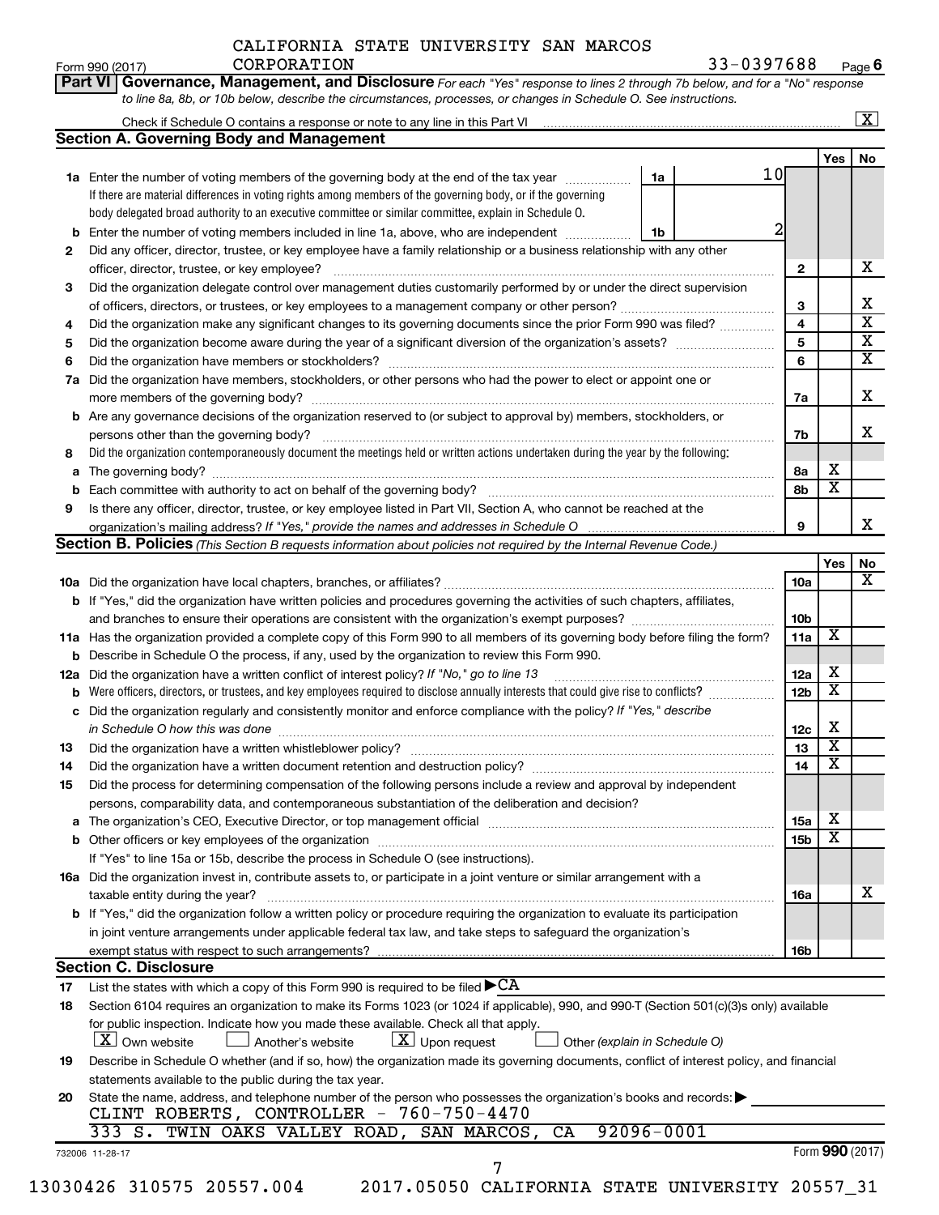CALIFORNIA STATE UNIVERSITY SAN MARCOS CORPORATION 33-0397688

Form 990 (2017) Page **6**

**Part VI Governance, Management, and Disclosure** *For each "Yes" response to lines 2 through 7b below, and for a "No" response to line 8a, 8b, or 10b below, describe the circumstances, processes, or changes in Schedule O. See instructions.*

Check if Schedule O contains a response or note to any line in this Part VI [X]

## Section A. Governing Body and Management

| | | | | Yes | No |
|---|---|---|---|---|---|
| **1a** | Enter the number of voting members of the governing body at the end of the tax year **1a** 10<br>If there are material differences in voting rights among members of the governing body, or if the governing body delegated broad authority to an executive committee or similar committee, explain in Schedule O. | | | | |
| **b** | Enter the number of voting members included in line 1a, above, who are independent **1b** 2 | | | | |
| **2** | Did any officer, director, trustee, or key employee have a family relationship or a business relationship with any other officer, director, trustee, or key employee? | **2** | | | X |
| **3** | Did the organization delegate control over management duties customarily performed by or under the direct supervision of officers, directors, or trustees, or key employees to a management company or other person? | **3** | | | X |
| **4** | Did the organization make any significant changes to its governing documents since the prior Form 990 was filed? | **4** | | | X |
| **5** | Did the organization become aware during the year of a significant diversion of the organization's assets? | **5** | | | X |
| **6** | Did the organization have members or stockholders? | **6** | | | X |
| **7a** | Did the organization have members, stockholders, or other persons who had the power to elect or appoint one or more members of the governing body? | **7a** | | | X |
| **b** | Are any governance decisions of the organization reserved to (or subject to approval by) members, stockholders, or persons other than the governing body? | **7b** | | | X |
| **8** | Did the organization contemporaneously document the meetings held or written actions undertaken during the year by the following: | | | | |
| **a** | The governing body? | **8a** | | X | |
| **b** | Each committee with authority to act on behalf of the governing body? | **8b** | | X | |
| **9** | Is there any officer, director, trustee, or key employee listed in Part VII, Section A, who cannot be reached at the organization's mailing address? *If "Yes," provide the names and addresses in Schedule O* | **9** | | | X |

## Section B. Policies *(This Section B requests information about policies not required by the Internal Revenue Code.)*

| | | | Yes | No |
|---|---|---|---|---|
| **10a** | Did the organization have local chapters, branches, or affiliates? | **10a** | | X |
| **b** | If "Yes," did the organization have written policies and procedures governing the activities of such chapters, affiliates, and branches to ensure their operations are consistent with the organization's exempt purposes? | **10b** | | |
| **11a** | Has the organization provided a complete copy of this Form 990 to all members of its governing body before filing the form? | **11a** | X | |
| **b** | Describe in Schedule O the process, if any, used by the organization to review this Form 990. | | | |
| **12a** | Did the organization have a written conflict of interest policy? *If "No," go to line 13* | **12a** | X | |
| **b** | Were officers, directors, or trustees, and key employees required to disclose annually interests that could give rise to conflicts? | **12b** | X | |
| **c** | Did the organization regularly and consistently monitor and enforce compliance with the policy? *If "Yes," describe in Schedule O how this was done* | **12c** | X | |
| **13** | Did the organization have a written whistleblower policy? | **13** | X | |
| **14** | Did the organization have a written document retention and destruction policy? | **14** | X | |
| **15** | Did the process for determining compensation of the following persons include a review and approval by independent persons, comparability data, and contemporaneous substantiation of the deliberation and decision? | | | |
| **a** | The organization's CEO, Executive Director, or top management official | **15a** | X | |
| **b** | Other officers or key employees of the organization | **15b** | X | |
| | If "Yes" to line 15a or 15b, describe the process in Schedule O (see instructions). | | | |
| **16a** | Did the organization invest in, contribute assets to, or participate in a joint venture or similar arrangement with a taxable entity during the year? | **16a** | | X |
| **b** | If "Yes," did the organization follow a written policy or procedure requiring the organization to evaluate its participation in joint venture arrangements under applicable federal tax law, and take steps to safeguard the organization's exempt status with respect to such arrangements? | **16b** | | |

## Section C. Disclosure

**17** List the states with which a copy of this Form 990 is required to be filed ▶CA

**18** Section 6104 requires an organization to make its Forms 1023 (or 1024 if applicable), 990, and 990-T (Section 501(c)(3)s only) available for public inspection. Indicate how you made these available. Check all that apply.

[X] Own website [ ] Another's website [X] Upon request [ ] Other *(explain in Schedule O)*

**19** Describe in Schedule O whether (and if so, how) the organization made its governing documents, conflict of interest policy, and financial statements available to the public during the tax year.

**20** State the name, address, and telephone number of the person who possesses the organization's books and records: ▶

CLINT ROBERTS, CONTROLLER - 760-750-4470

333 S. TWIN OAKS VALLEY ROAD, SAN MARCOS, CA 92096-0001

732006 11-28-17 Form **990** (2017)

13030426 310575 20557.004 2017.05050 CALIFORNIA STATE UNIVERSITY 20557_31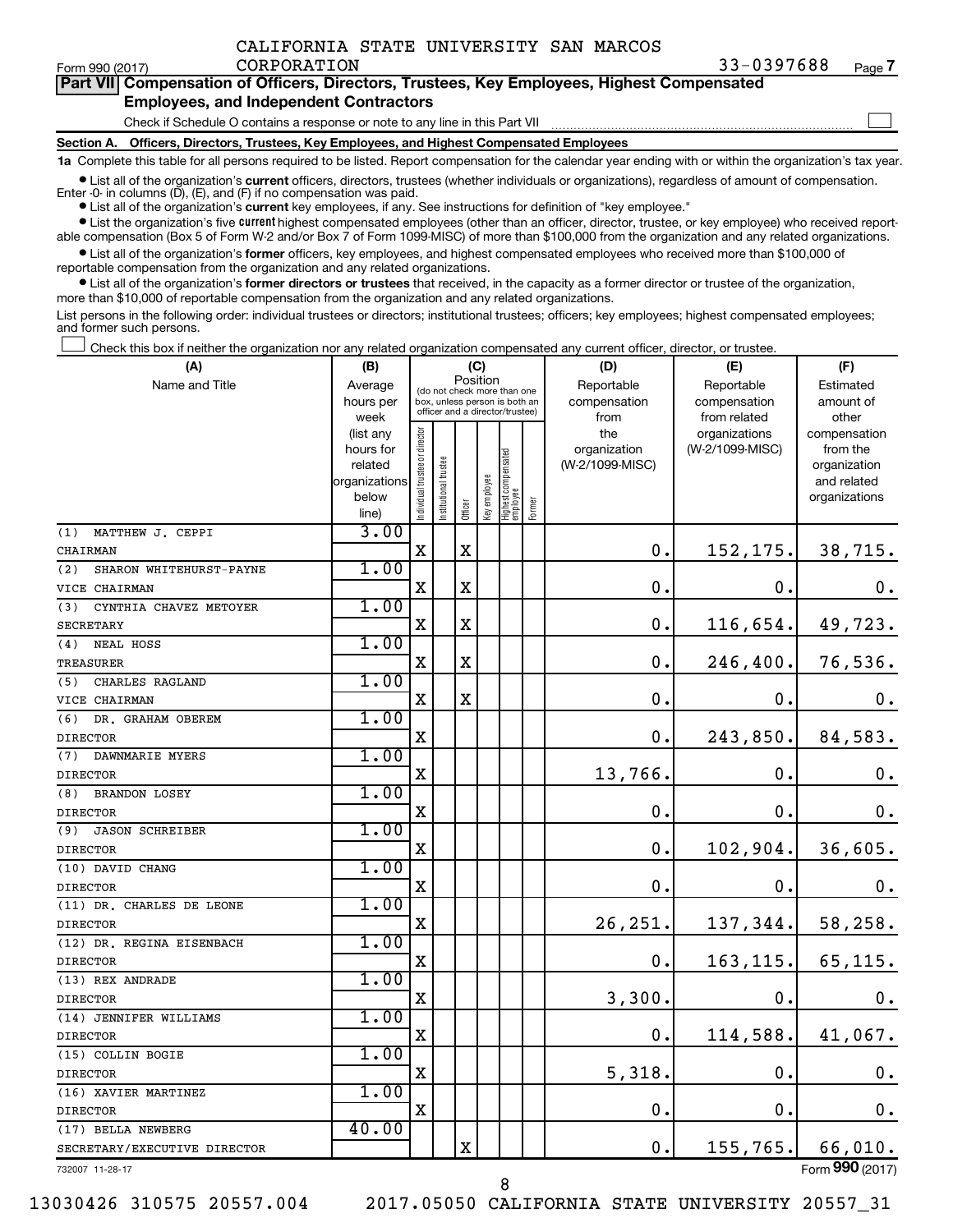CALIFORNIA STATE UNIVERSITY SAN MARCOS CORPORATION 33-0397688

Form 990 (2017) Page 7

**Part VII Compensation of Officers, Directors, Trustees, Key Employees, Highest Compensated Employees, and Independent Contractors**

Check if Schedule O contains a response or note to any line in this Part VII

**Section A. Officers, Directors, Trustees, Key Employees, and Highest Compensated Employees**

**1a** Complete this table for all persons required to be listed. Report compensation for the calendar year ending with or within the organization's tax year.

- List all of the organization's **current** officers, directors, trustees (whether individuals or organizations), regardless of amount of compensation. Enter -0- in columns (D), (E), and (F) if no compensation was paid.
- List all of the organization's **current** key employees, if any. See instructions for definition of "key employee."
- List the organization's five **current** highest compensated employees (other than an officer, director, trustee, or key employee) who received reportable compensation (Box 5 of Form W-2 and/or Box 7 of Form 1099-MISC) of more than $100,000 from the organization and any related organizations.
- List all of the organization's **former** officers, key employees, and highest compensated employees who received more than $100,000 of reportable compensation from the organization and any related organizations.
- List all of the organization's **former directors or trustees** that received, in the capacity as a former director or trustee of the organization, more than $10,000 of reportable compensation from the organization and any related organizations.

List persons in the following order: individual trustees or directors; institutional trustees; officers; key employees; highest compensated employees; and former such persons.

Check this box if neither the organization nor any related organization compensated any current officer, director, or trustee.

| (A) Name and Title | (B) Average hours per week (list any hours for related organizations below line) | (C) Position: Individual trustee or director | Institutional trustee | Officer | Key employee | Highest compensated employee | Former | (D) Reportable compensation from the organization (W-2/1099-MISC) | (E) Reportable compensation from related organizations (W-2/1099-MISC) | (F) Estimated amount of other compensation from the organization and related organizations |
|---|---|---|---|---|---|---|---|---|---|---|
| (1) MATTHEW J. CEPPI<br>CHAIRMAN | 3.00 | X | | X | | | | 0. | 152,175. | 38,715. |
| (2) SHARON WHITEHURST-PAYNE<br>VICE CHAIRMAN | 1.00 | X | | X | | | | 0. | 0. | 0. |
| (3) CYNTHIA CHAVEZ METOYER<br>SECRETARY | 1.00 | X | | X | | | | 0. | 116,654. | 49,723. |
| (4) NEAL HOSS<br>TREASURER | 1.00 | X | | X | | | | 0. | 246,400. | 76,536. |
| (5) CHARLES RAGLAND<br>VICE CHAIRMAN | 1.00 | X | | X | | | | 0. | 0. | 0. |
| (6) DR. GRAHAM OBEREM<br>DIRECTOR | 1.00 | X | | | | | | 0. | 243,850. | 84,583. |
| (7) DAWNMARIE MYERS<br>DIRECTOR | 1.00 | X | | | | | | 13,766. | 0. | 0. |
| (8) BRANDON LOSEY<br>DIRECTOR | 1.00 | X | | | | | | 0. | 0. | 0. |
| (9) JASON SCHREIBER<br>DIRECTOR | 1.00 | X | | | | | | 0. | 102,904. | 36,605. |
| (10) DAVID CHANG<br>DIRECTOR | 1.00 | X | | | | | | 0. | 0. | 0. |
| (11) DR. CHARLES DE LEONE<br>DIRECTOR | 1.00 | X | | | | | | 26,251. | 137,344. | 58,258. |
| (12) DR. REGINA EISENBACH<br>DIRECTOR | 1.00 | X | | | | | | 0. | 163,115. | 65,115. |
| (13) REX ANDRADE<br>DIRECTOR | 1.00 | X | | | | | | 3,300. | 0. | 0. |
| (14) JENNIFER WILLIAMS<br>DIRECTOR | 1.00 | X | | | | | | 0. | 114,588. | 41,067. |
| (15) COLLIN BOGIE<br>DIRECTOR | 1.00 | X | | | | | | 5,318. | 0. | 0. |
| (16) XAVIER MARTINEZ<br>DIRECTOR | 1.00 | X | | | | | | 0. | 0. | 0. |
| (17) BELLA NEWBERG<br>SECRETARY/EXECUTIVE DIRECTOR | 40.00 | | | X | | | | 0. | 155,765. | 66,010. |

732007 11-28-17 Form **990** (2017)

13030426 310575 20557.004 2017.05050 CALIFORNIA STATE UNIVERSITY 20557_31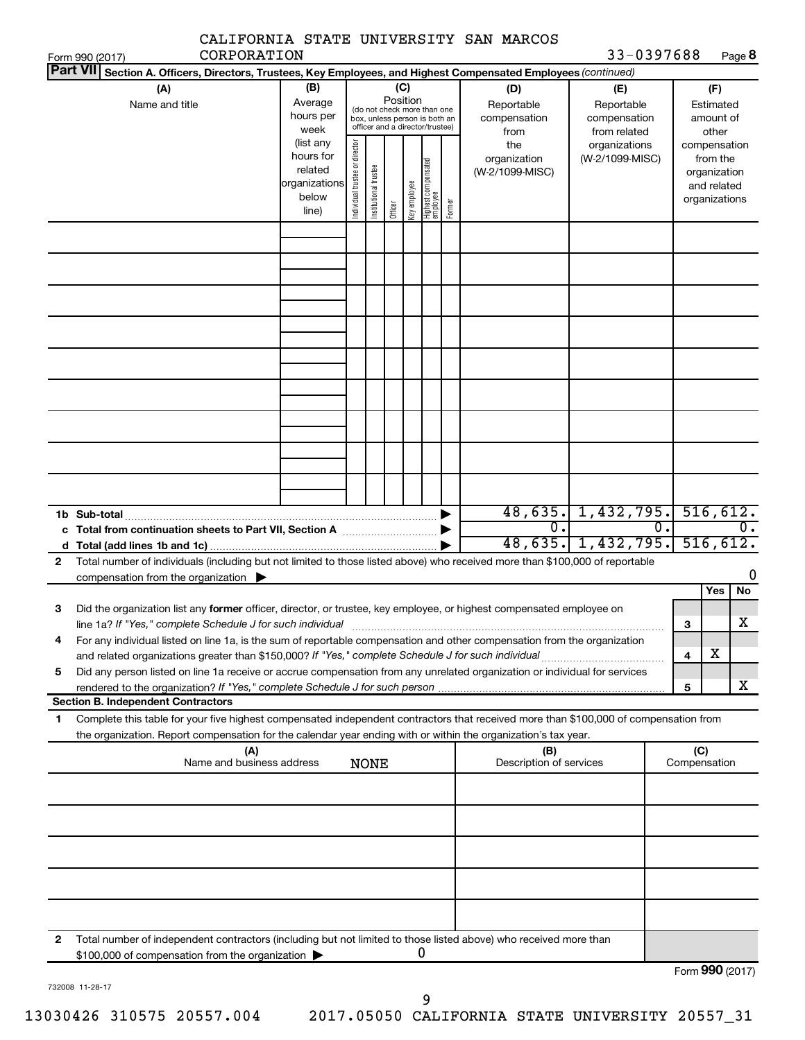CALIFORNIA STATE UNIVERSITY SAN MARCOS CORPORATION

Form 990 (2017) 33-0397688 Page **8**

**Part VII** Section A. Officers, Directors, Trustees, Key Employees, and Highest Compensated Employees *(continued)*

| (A) Name and title | (B) Average hours per week (list any hours for related organizations below line) | (C) Position (do not check more than one box, unless person is both an officer and a director/trustee): Individual trustee or director | Institutional trustee | Officer | Key employee | Highest compensated employee | Former | (D) Reportable compensation from the organization (W-2/1099-MISC) | (E) Reportable compensation from related organizations (W-2/1099-MISC) | (F) Estimated amount of other compensation from the organization and related organizations |
|---|---|---|---|---|---|---|---|---|---|---|
| | | | | | | | | | | |
| | | | | | | | | | | |
| | | | | | | | | | | |
| | | | | | | | | | | |
| | | | | | | | | | | |
| | | | | | | | | | | |
| | | | | | | | | | | |
| | | | | | | | | | | |
| | | | | | | | | | | |
| **1b Sub-total** | | | | | | | | 48,635. | 1,432,795. | 516,612. |
| **c Total from continuation sheets to Part VII, Section A** | | | | | | | | 0. | 0. | 0. |
| **d Total (add lines 1b and 1c)** | | | | | | | | 48,635. | 1,432,795. | 516,612. |

**2** Total number of individuals (including but not limited to those listed above) who received more than $100,000 of reportable compensation from the organization ▶ 0

| | | | Yes | No |
|---|---|---|---|---|
| **3** | Did the organization list any **former** officer, director, or trustee, key employee, or highest compensated employee on line 1a? *If "Yes," complete Schedule J for such individual* | 3 | | X |
| **4** | For any individual listed on line 1a, is the sum of reportable compensation and other compensation from the organization and related organizations greater than $150,000? *If "Yes," complete Schedule J for such individual* | 4 | X | |
| **5** | Did any person listed on line 1a receive or accrue compensation from any unrelated organization or individual for services rendered to the organization? *If "Yes," complete Schedule J for such person* | 5 | | X |

**Section B. Independent Contractors**

**1** Complete this table for your five highest compensated independent contractors that received more than $100,000 of compensation from the organization. Report compensation for the calendar year ending with or within the organization's tax year.

| (A) Name and business address NONE | (B) Description of services | (C) Compensation |
|---|---|---|
| | | |
| | | |
| | | |
| | | |
| | | |

**2** Total number of independent contractors (including but not limited to those listed above) who received more than $100,000 of compensation from the organization ▶ 0

Form **990** (2017)

732008 11-28-17

13030426 310575 20557.004 2017.05050 CALIFORNIA STATE UNIVERSITY 20557_31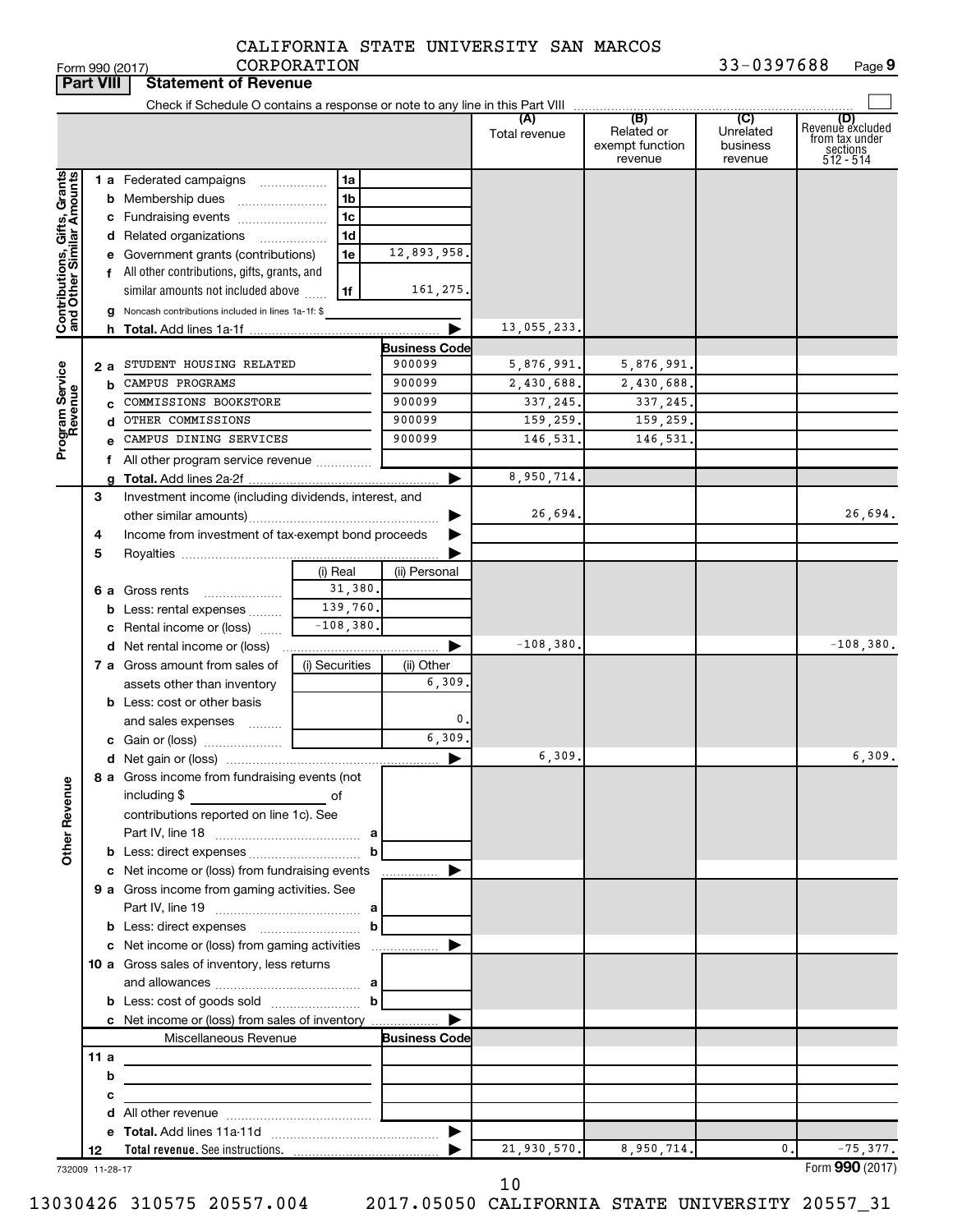CALIFORNIA STATE UNIVERSITY SAN MARCOS CORPORATION

Form 990 (2017) 33-0397688 Page 9

## Part VIII Statement of Revenue

Check if Schedule O contains a response or note to any line in this Part VIII

| | | | | (A) Total revenue | (B) Related or exempt function revenue | (C) Unrelated business revenue | (D) Revenue excluded from tax under sections 512 - 514 |
|---|---|---|---|---|---|---|---|
| **Contributions, Gifts, Grants and Other Similar Amounts** | 1 a Federated campaigns | 1a | | | | | |
| | b Membership dues | 1b | | | | | |
| | c Fundraising events | 1c | | | | | |
| | d Related organizations | 1d | | | | | |
| | e Government grants (contributions) | 1e | 12,893,958. | | | | |
| | f All other contributions, gifts, grants, and similar amounts not included above | 1f | 161,275. | | | | |
| | g Noncash contributions included in lines 1a-1f: $ | | | | | | |
| | h **Total.** Add lines 1a-1f | | | 13,055,233. | | | |
| **Program Service Revenue** | | | **Business Code** | | | | |
| | 2 a STUDENT HOUSING RELATED | | 900099 | 5,876,991. | 5,876,991. | | |
| | b CAMPUS PROGRAMS | | 900099 | 2,430,688. | 2,430,688. | | |
| | c COMMISSIONS BOOKSTORE | | 900099 | 337,245. | 337,245. | | |
| | d OTHER COMMISSIONS | | 900099 | 159,259. | 159,259. | | |
| | e CAMPUS DINING SERVICES | | 900099 | 146,531. | 146,531. | | |
| | f All other program service revenue | | | | | | |
| | g **Total.** Add lines 2a-2f | | | 8,950,714. | | | |
| | 3 Investment income (including dividends, interest, and other similar amounts) | | | 26,694. | | | 26,694. |
| | 4 Income from investment of tax-exempt bond proceeds | | | | | | |
| | 5 Royalties | | | | | | |
| | | (i) Real | (ii) Personal | | | | |
| | 6 a Gross rents | 31,380. | | | | | |
| | b Less: rental expenses | 139,760. | | | | | |
| | c Rental income or (loss) | -108,380. | | | | | |
| | d Net rental income or (loss) | | | -108,380. | | | -108,380. |
| | 7 a Gross amount from sales of assets other than inventory | (i) Securities | (ii) Other 6,309. | | | | |
| | b Less: cost or other basis and sales expenses | | 0. | | | | |
| | c Gain or (loss) | | 6,309. | | | | |
| | d Net gain or (loss) | | | 6,309. | | | 6,309. |
| **Other Revenue** | 8 a Gross income from fundraising events (not including $ of contributions reported on line 1c). See Part IV, line 18 | a | | | | | |
| | b Less: direct expenses | b | | | | | |
| | c Net income or (loss) from fundraising events | | | | | | |
| | 9 a Gross income from gaming activities. See Part IV, line 19 | a | | | | | |
| | b Less: direct expenses | b | | | | | |
| | c Net income or (loss) from gaming activities | | | | | | |
| | 10 a Gross sales of inventory, less returns and allowances | a | | | | | |
| | b Less: cost of goods sold | b | | | | | |
| | c Net income or (loss) from sales of inventory | | | | | | |
| | Miscellaneous Revenue | | **Business Code** | | | | |
| | 11 a | | | | | | |
| | b | | | | | | |
| | c | | | | | | |
| | d All other revenue | | | | | | |
| | e **Total.** Add lines 11a-11d | | | | | | |
| | 12 **Total revenue.** See instructions. | | | 21,930,570. | 8,950,714. | 0. | -75,377. |

732009 11-28-17 Form **990** (2017)

13030426 310575 20557.004 2017.05050 CALIFORNIA STATE UNIVERSITY 20557_31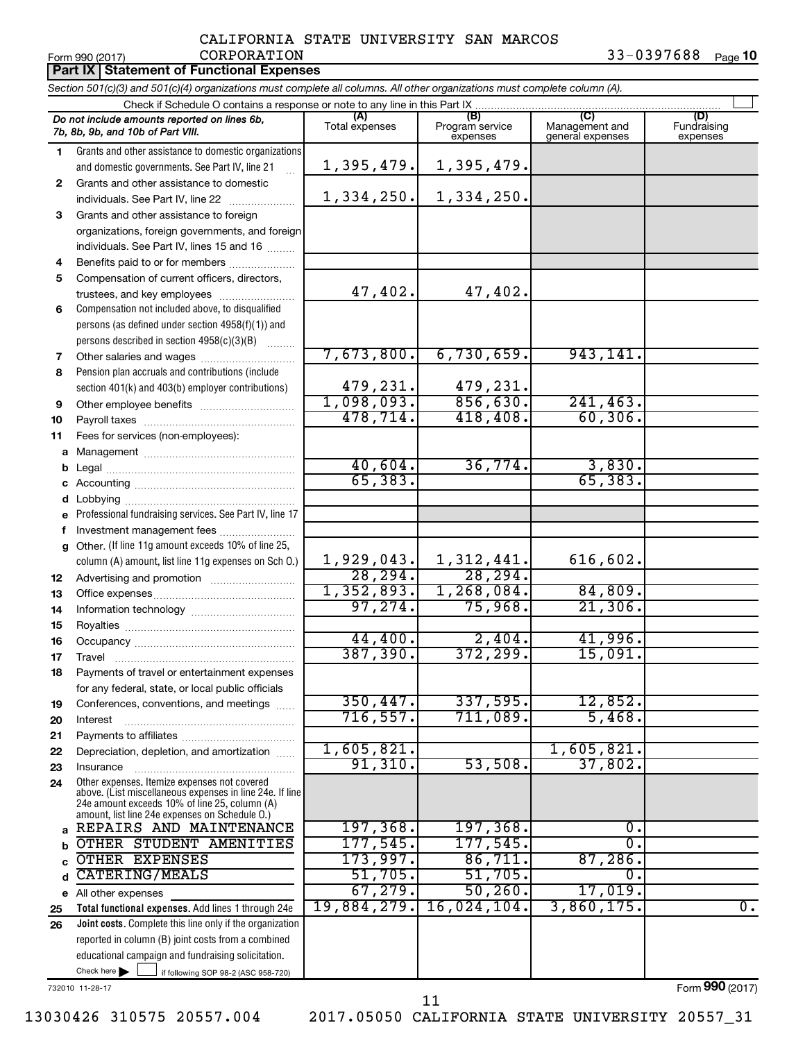CALIFORNIA STATE UNIVERSITY SAN MARCOS CORPORATION 33-0397688

Form 990 (2017)

**Part IX Statement of Functional Expenses**

*Section 501(c)(3) and 501(c)(4) organizations must complete all columns. All other organizations must complete column (A).*

Check if Schedule O contains a response or note to any line in this Part IX

| | *Do not include amounts reported on lines 6b, 7b, 8b, 9b, and 10b of Part VIII.* | (A) Total expenses | (B) Program service expenses | (C) Management and general expenses | (D) Fundraising expenses |
|---|---|---|---|---|---|
| 1 | Grants and other assistance to domestic organizations and domestic governments. See Part IV, line 21 | 1,395,479. | 1,395,479. | | |
| 2 | Grants and other assistance to domestic individuals. See Part IV, line 22 | 1,334,250. | 1,334,250. | | |
| 3 | Grants and other assistance to foreign organizations, foreign governments, and foreign individuals. See Part IV, lines 15 and 16 | | | | |
| 4 | Benefits paid to or for members | | | | |
| 5 | Compensation of current officers, directors, trustees, and key employees | 47,402. | 47,402. | | |
| 6 | Compensation not included above, to disqualified persons (as defined under section 4958(f)(1)) and persons described in section 4958(c)(3)(B) | | | | |
| 7 | Other salaries and wages | 7,673,800. | 6,730,659. | 943,141. | |
| 8 | Pension plan accruals and contributions (include section 401(k) and 403(b) employer contributions) | 479,231. | 479,231. | | |
| 9 | Other employee benefits | 1,098,093. | 856,630. | 241,463. | |
| 10 | Payroll taxes | 478,714. | 418,408. | 60,306. | |
| 11 | Fees for services (non-employees): | | | | |
| a | Management | | | | |
| b | Legal | 40,604. | 36,774. | 3,830. | |
| c | Accounting | 65,383. | | 65,383. | |
| d | Lobbying | | | | |
| e | Professional fundraising services. See Part IV, line 17 | | | | |
| f | Investment management fees | | | | |
| g | Other. (If line 11g amount exceeds 10% of line 25, column (A) amount, list line 11g expenses on Sch O.) | 1,929,043. | 1,312,441. | 616,602. | |
| 12 | Advertising and promotion | 28,294. | 28,294. | | |
| 13 | Office expenses | 1,352,893. | 1,268,084. | 84,809. | |
| 14 | Information technology | 97,274. | 75,968. | 21,306. | |
| 15 | Royalties | | | | |
| 16 | Occupancy | 44,400. | 2,404. | 41,996. | |
| 17 | Travel | 387,390. | 372,299. | 15,091. | |
| 18 | Payments of travel or entertainment expenses for any federal, state, or local public officials | | | | |
| 19 | Conferences, conventions, and meetings | 350,447. | 337,595. | 12,852. | |
| 20 | Interest | 716,557. | 711,089. | 5,468. | |
| 21 | Payments to affiliates | | | | |
| 22 | Depreciation, depletion, and amortization | 1,605,821. | | 1,605,821. | |
| 23 | Insurance | 91,310. | 53,508. | 37,802. | |
| 24 | Other expenses. Itemize expenses not covered above. (List miscellaneous expenses in line 24e. If line 24e amount exceeds 10% of line 25, column (A) amount, list line 24e expenses on Schedule O.) | | | | |
| a | REPAIRS AND MAINTENANCE | 197,368. | 197,368. | 0. | |
| b | OTHER STUDENT AMENITIES | 177,545. | 177,545. | 0. | |
| c | OTHER EXPENSES | 173,997. | 86,711. | 87,286. | |
| d | CATERING/MEALS | 51,705. | 51,705. | 0. | |
| e | All other expenses | 67,279. | 50,260. | 17,019. | |
| 25 | **Total functional expenses.** Add lines 1 through 24e | 19,884,279. | 16,024,104. | 3,860,175. | 0. |
| 26 | **Joint costs.** Complete this line only if the organization reported in column (B) joint costs from a combined educational campaign and fundraising solicitation. Check here ☐ if following SOP 98-2 (ASC 958-720) | | | | |

732010 11-28-17

Form **990** (2017)

13030426 310575 20557.004 2017.05050 CALIFORNIA STATE UNIVERSITY 20557_31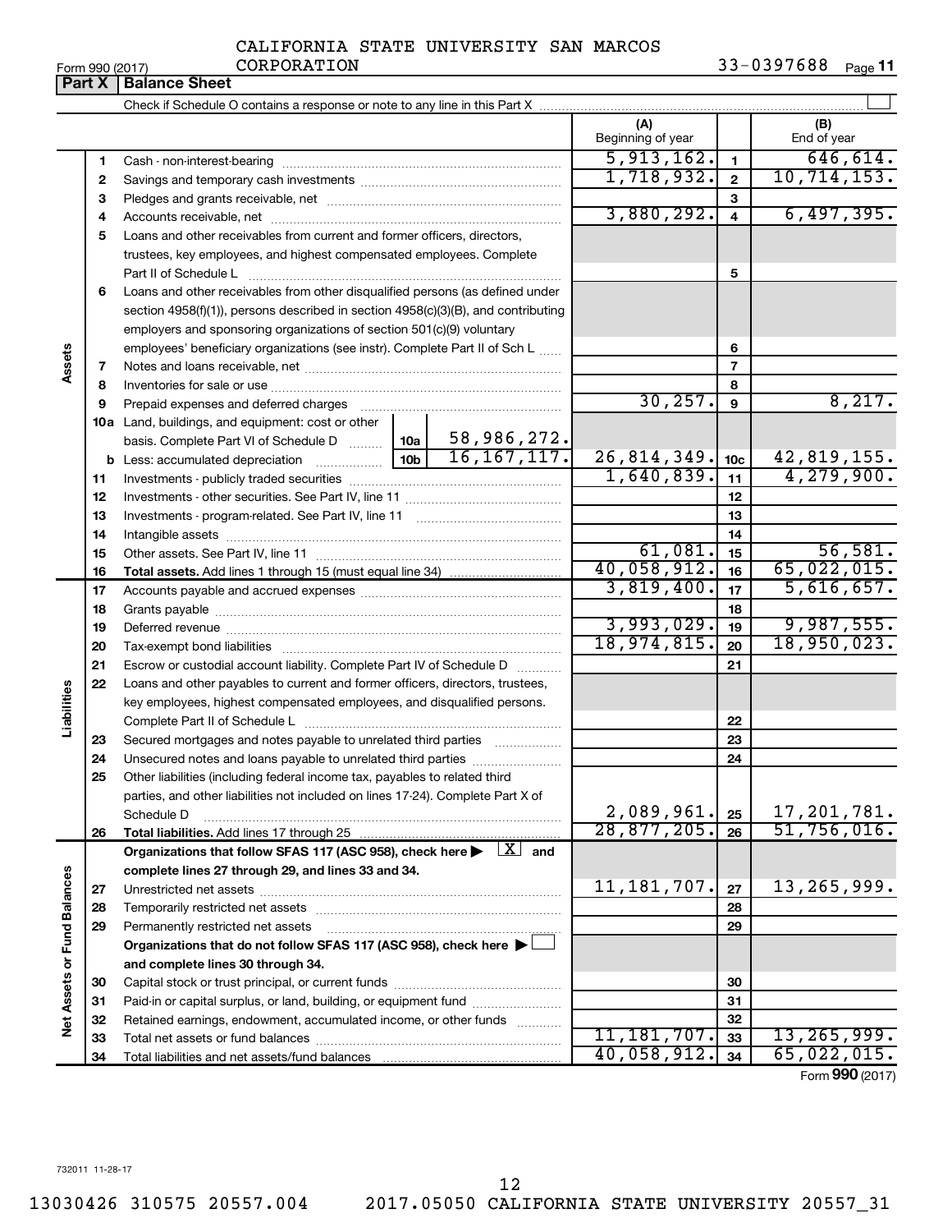CALIFORNIA STATE UNIVERSITY SAN MARCOS CORPORATION 33-0397688

Form 990 (2017)

## Part X | Balance Sheet

Check if Schedule O contains a response or note to any line in this Part X

| | | | | (A) Beginning of year | | (B) End of year |
|---|---|---|---|---|---|---|
| **Assets** | 1 | Cash - non-interest-bearing | | 5,913,162. | 1 | 646,614. |
| | 2 | Savings and temporary cash investments | | 1,718,932. | 2 | 10,714,153. |
| | 3 | Pledges and grants receivable, net | | | 3 | |
| | 4 | Accounts receivable, net | | 3,880,292. | 4 | 6,497,395. |
| | 5 | Loans and other receivables from current and former officers, directors, trustees, key employees, and highest compensated employees. Complete Part II of Schedule L | | | 5 | |
| | 6 | Loans and other receivables from other disqualified persons (as defined under section 4958(f)(1)), persons described in section 4958(c)(3)(B), and contributing employers and sponsoring organizations of section 501(c)(9) voluntary employees' beneficiary organizations (see instr). Complete Part II of Sch L | | | 6 | |
| | 7 | Notes and loans receivable, net | | | 7 | |
| | 8 | Inventories for sale or use | | | 8 | |
| | 9 | Prepaid expenses and deferred charges | | 30,257. | 9 | 8,217. |
| | 10a | Land, buildings, and equipment: cost or other basis. Complete Part VI of Schedule D | 10a 58,986,272. | | | |
| | b | Less: accumulated depreciation | 10b 16,167,117. | 26,814,349. | 10c | 42,819,155. |
| | 11 | Investments - publicly traded securities | | 1,640,839. | 11 | 4,279,900. |
| | 12 | Investments - other securities. See Part IV, line 11 | | | 12 | |
| | 13 | Investments - program-related. See Part IV, line 11 | | | 13 | |
| | 14 | Intangible assets | | | 14 | |
| | 15 | Other assets. See Part IV, line 11 | | 61,081. | 15 | 56,581. |
| | 16 | **Total assets.** Add lines 1 through 15 (must equal line 34) | | 40,058,912. | 16 | 65,022,015. |
| **Liabilities** | 17 | Accounts payable and accrued expenses | | 3,819,400. | 17 | 5,616,657. |
| | 18 | Grants payable | | | 18 | |
| | 19 | Deferred revenue | | 3,993,029. | 19 | 9,987,555. |
| | 20 | Tax-exempt bond liabilities | | 18,974,815. | 20 | 18,950,023. |
| | 21 | Escrow or custodial account liability. Complete Part IV of Schedule D | | | 21 | |
| | 22 | Loans and other payables to current and former officers, directors, trustees, key employees, highest compensated employees, and disqualified persons. Complete Part II of Schedule L | | | 22 | |
| | 23 | Secured mortgages and notes payable to unrelated third parties | | | 23 | |
| | 24 | Unsecured notes and loans payable to unrelated third parties | | | 24 | |
| | 25 | Other liabilities (including federal income tax, payables to related third parties, and other liabilities not included on lines 17-24). Complete Part X of Schedule D | | 2,089,961. | 25 | 17,201,781. |
| | 26 | **Total liabilities.** Add lines 17 through 25 | | 28,877,205. | 26 | 51,756,016. |
| **Net Assets or Fund Balances** | | **Organizations that follow SFAS 117 (ASC 958), check here ▶ [X] and complete lines 27 through 29, and lines 33 and 34.** | | | | |
| | 27 | Unrestricted net assets | | 11,181,707. | 27 | 13,265,999. |
| | 28 | Temporarily restricted net assets | | | 28 | |
| | 29 | Permanently restricted net assets | | | 29 | |
| | | **Organizations that do not follow SFAS 117 (ASC 958), check here ▶ [ ] and complete lines 30 through 34.** | | | | |
| | 30 | Capital stock or trust principal, or current funds | | | 30 | |
| | 31 | Paid-in or capital surplus, or land, building, or equipment fund | | | 31 | |
| | 32 | Retained earnings, endowment, accumulated income, or other funds | | | 32 | |
| | 33 | Total net assets or fund balances | | 11,181,707. | 33 | 13,265,999. |
| | 34 | Total liabilities and net assets/fund balances | | 40,058,912. | 34 | 65,022,015. |

Form **990** (2017)

732011 11-28-17

13030426 310575 20557.004 2017.05050 CALIFORNIA STATE UNIVERSITY 20557_31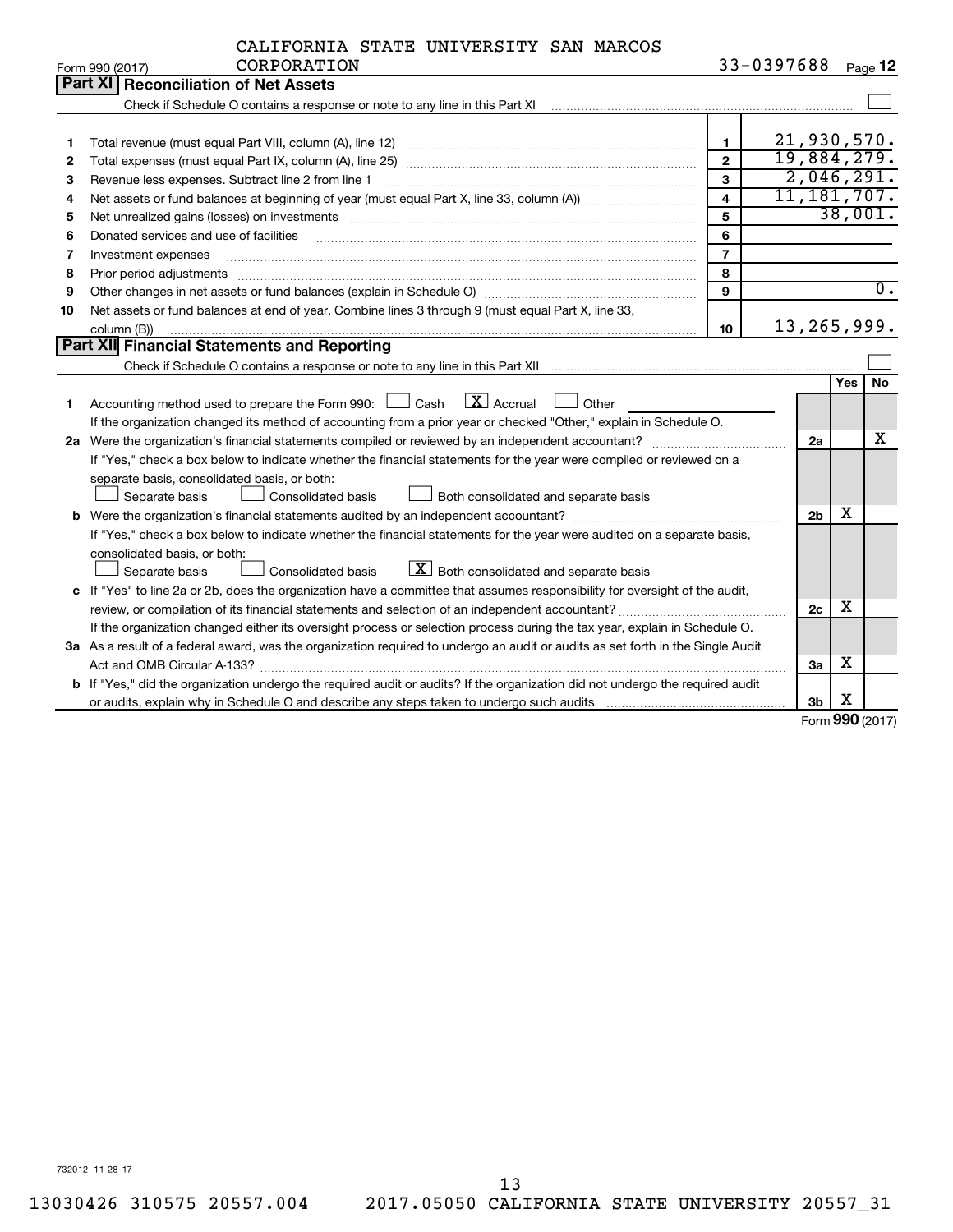CALIFORNIA STATE UNIVERSITY SAN MARCOS CORPORATION 33-0397688

Form 990 (2017) Page **12**

## Part XI Reconciliation of Net Assets

Check if Schedule O contains a response or note to any line in this Part XI ☐

| | | | |
|---|---|---|---|
| 1 | Total revenue (must equal Part VIII, column (A), line 12) | 1 | 21,930,570. |
| 2 | Total expenses (must equal Part IX, column (A), line 25) | 2 | 19,884,279. |
| 3 | Revenue less expenses. Subtract line 2 from line 1 | 3 | 2,046,291. |
| 4 | Net assets or fund balances at beginning of year (must equal Part X, line 33, column (A)) | 4 | 11,181,707. |
| 5 | Net unrealized gains (losses) on investments | 5 | 38,001. |
| 6 | Donated services and use of facilities | 6 | |
| 7 | Investment expenses | 7 | |
| 8 | Prior period adjustments | 8 | |
| 9 | Other changes in net assets or fund balances (explain in Schedule O) | 9 | 0. |
| 10 | Net assets or fund balances at end of year. Combine lines 3 through 9 (must equal Part X, line 33, column (B)) | 10 | 13,265,999. |

## Part XII Financial Statements and Reporting

Check if Schedule O contains a response or note to any line in this Part XII ☐

| | | | Yes | No |
|---|---|---|---|---|
| 1 | Accounting method used to prepare the Form 990: ☐ Cash ☒ Accrual ☐ Other<br>If the organization changed its method of accounting from a prior year or checked "Other," explain in Schedule O. | | | |
| 2a | Were the organization's financial statements compiled or reviewed by an independent accountant?<br>If "Yes," check a box below to indicate whether the financial statements for the year were compiled or reviewed on a separate basis, consolidated basis, or both:<br>☐ Separate basis ☐ Consolidated basis ☐ Both consolidated and separate basis | 2a | | X |
| b | Were the organization's financial statements audited by an independent accountant?<br>If "Yes," check a box below to indicate whether the financial statements for the year were audited on a separate basis, consolidated basis, or both:<br>☐ Separate basis ☐ Consolidated basis ☒ Both consolidated and separate basis | 2b | X | |
| c | If "Yes" to line 2a or 2b, does the organization have a committee that assumes responsibility for oversight of the audit, review, or compilation of its financial statements and selection of an independent accountant?<br>If the organization changed either its oversight process or selection process during the tax year, explain in Schedule O. | 2c | X | |
| 3a | As a result of a federal award, was the organization required to undergo an audit or audits as set forth in the Single Audit Act and OMB Circular A-133? | 3a | X | |
| b | If "Yes," did the organization undergo the required audit or audits? If the organization did not undergo the required audit or audits, explain why in Schedule O and describe any steps taken to undergo such audits | 3b | X | |

Form **990** (2017)

732012 11-28-17

13030426 310575 20557.004 2017.05050 CALIFORNIA STATE UNIVERSITY 20557_31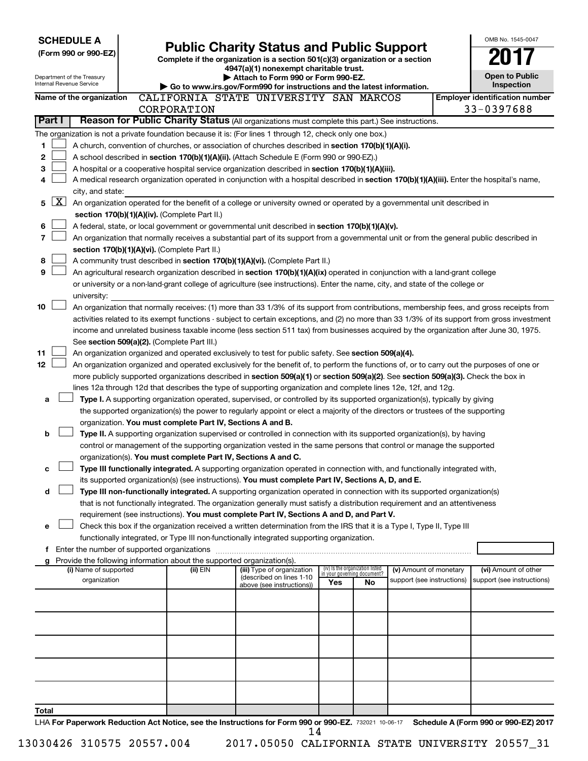**SCHEDULE A**
**(Form 990 or 990-EZ)**

Department of the Treasury
Internal Revenue Service

# Public Charity Status and Public Support

**Complete if the organization is a section 501(c)(3) organization or a section 4947(a)(1) nonexempt charitable trust.**
**▶ Attach to Form 990 or Form 990-EZ.**
**▶ Go to www.irs.gov/Form990 for instructions and the latest information.**

OMB No. 1545-0047
**2017**
**Open to Public Inspection**

**Name of the organization** CALIFORNIA STATE UNIVERSITY SAN MARCOS CORPORATION

**Employer identification number** 33-0397688

**Part I — Reason for Public Charity Status** (All organizations must complete this part.) See instructions.

The organization is not a private foundation because it is: (For lines 1 through 12, check only one box.)

1. [ ] A church, convention of churches, or association of churches described in **section 170(b)(1)(A)(i).**
2. [ ] A school described in **section 170(b)(1)(A)(ii).** (Attach Schedule E (Form 990 or 990-EZ).)
3. [ ] A hospital or a cooperative hospital service organization described in **section 170(b)(1)(A)(iii).**
4. [ ] A medical research organization operated in conjunction with a hospital described in **section 170(b)(1)(A)(iii).** Enter the hospital's name, city, and state:
5. [X] An organization operated for the benefit of a college or university owned or operated by a governmental unit described in **section 170(b)(1)(A)(iv).** (Complete Part II.)
6. [ ] A federal, state, or local government or governmental unit described in **section 170(b)(1)(A)(v).**
7. [ ] An organization that normally receives a substantial part of its support from a governmental unit or from the general public described in **section 170(b)(1)(A)(vi).** (Complete Part II.)
8. [ ] A community trust described in **section 170(b)(1)(A)(vi).** (Complete Part II.)
9. [ ] An agricultural research organization described in **section 170(b)(1)(A)(ix)** operated in conjunction with a land-grant college or university or a non-land-grant college of agriculture (see instructions). Enter the name, city, and state of the college or university:
10. [ ] An organization that normally receives: (1) more than 33 1/3% of its support from contributions, membership fees, and gross receipts from activities related to its exempt functions - subject to certain exceptions, and (2) no more than 33 1/3% of its support from gross investment income and unrelated business taxable income (less section 511 tax) from businesses acquired by the organization after June 30, 1975. See **section 509(a)(2).** (Complete Part III.)
11. [ ] An organization organized and operated exclusively to test for public safety. See **section 509(a)(4).**
12. [ ] An organization organized and operated exclusively for the benefit of, to perform the functions of, or to carry out the purposes of one or more publicly supported organizations described in **section 509(a)(1)** or **section 509(a)(2).** See **section 509(a)(3).** Check the box in lines 12a through 12d that describes the type of supporting organization and complete lines 12e, 12f, and 12g.
   - a [ ] **Type I.** A supporting organization operated, supervised, or controlled by its supported organization(s), typically by giving the supported organization(s) the power to regularly appoint or elect a majority of the directors or trustees of the supporting organization. **You must complete Part IV, Sections A and B.**
   - b [ ] **Type II.** A supporting organization supervised or controlled in connection with its supported organization(s), by having control or management of the supporting organization vested in the same persons that control or manage the supported organization(s). **You must complete Part IV, Sections A and C.**
   - c [ ] **Type III functionally integrated.** A supporting organization operated in connection with, and functionally integrated with, its supported organization(s) (see instructions). **You must complete Part IV, Sections A, D, and E.**
   - d [ ] **Type III non-functionally integrated.** A supporting organization operated in connection with its supported organization(s) that is not functionally integrated. The organization generally must satisfy a distribution requirement and an attentiveness requirement (see instructions). **You must complete Part IV, Sections A and D, and Part V.**
   - e [ ] Check this box if the organization received a written determination from the IRS that it is a Type I, Type II, Type III functionally integrated, or Type III non-functionally integrated supporting organization.
   - f Enter the number of supported organizations
   - g Provide the following information about the supported organization(s).

| (i) Name of supported organization | (ii) EIN | (iii) Type of organization (described on lines 1-10 above (see instructions)) | (iv) Is the organization listed in your governing document? Yes | No | (v) Amount of monetary support (see instructions) | (vi) Amount of other support (see instructions) |
|---|---|---|---|---|---|---|
| | | | | | | |
| | | | | | | |
| | | | | | | |
| | | | | | | |
| | | | | | | |
| **Total** | | | | | | |

LHA **For Paperwork Reduction Act Notice, see the Instructions for Form 990 or 990-EZ.** 732021 10-06-17 **Schedule A (Form 990 or 990-EZ) 2017**

13030426 310575 20557.004 2017.05050 CALIFORNIA STATE UNIVERSITY 20557_31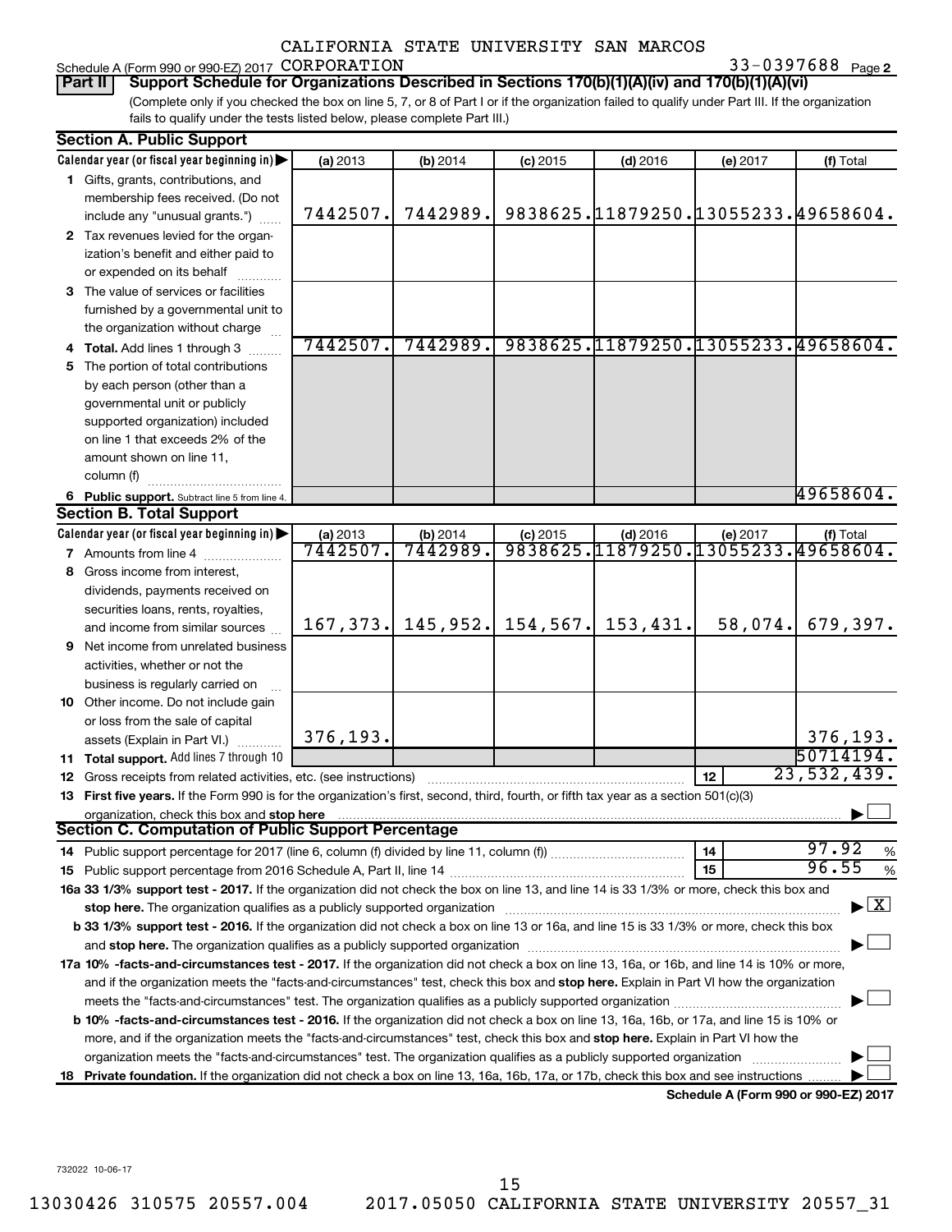CALIFORNIA STATE UNIVERSITY SAN MARCOS

Schedule A (Form 990 or 990-EZ) 2017 CORPORATION 33-0397688 Page 2

**Part II** **Support Schedule for Organizations Described in Sections 170(b)(1)(A)(iv) and 170(b)(1)(A)(vi)**

(Complete only if you checked the box on line 5, 7, or 8 of Part I or if the organization failed to qualify under Part III. If the organization fails to qualify under the tests listed below, please complete Part III.)

**Section A. Public Support**

| Calendar year (or fiscal year beginning in) | (a) 2013 | (b) 2014 | (c) 2015 | (d) 2016 | (e) 2017 | (f) Total |
|---|---|---|---|---|---|---|
| 1 Gifts, grants, contributions, and membership fees received. (Do not include any "unusual grants.") | 7442507. | 7442989. | 9838625. | 11879250. | 13055233. | 49658604. |
| 2 Tax revenues levied for the organization's benefit and either paid to or expended on its behalf | | | | | | |
| 3 The value of services or facilities furnished by a governmental unit to the organization without charge | | | | | | |
| 4 Total. Add lines 1 through 3 | 7442507. | 7442989. | 9838625. | 11879250. | 13055233. | 49658604. |
| 5 The portion of total contributions by each person (other than a governmental unit or publicly supported organization) included on line 1 that exceeds 2% of the amount shown on line 11, column (f) | | | | | | |
| 6 Public support. Subtract line 5 from line 4. | | | | | | 49658604. |

**Section B. Total Support**

| Calendar year (or fiscal year beginning in) | (a) 2013 | (b) 2014 | (c) 2015 | (d) 2016 | (e) 2017 | (f) Total |
|---|---|---|---|---|---|---|
| 7 Amounts from line 4 | 7442507. | 7442989. | 9838625. | 11879250. | 13055233. | 49658604. |
| 8 Gross income from interest, dividends, payments received on securities loans, rents, royalties, and income from similar sources | 167,373. | 145,952. | 154,567. | 153,431. | 58,074. | 679,397. |
| 9 Net income from unrelated business activities, whether or not the business is regularly carried on | | | | | | |
| 10 Other income. Do not include gain or loss from the sale of capital assets (Explain in Part VI.) | 376,193. | | | | | 376,193. |
| 11 Total support. Add lines 7 through 10 | | | | | | 50714194. |
| 12 Gross receipts from related activities, etc. (see instructions) | | | | | 12 | 23,532,439. |

**13 First five years.** If the Form 990 is for the organization's first, second, third, fourth, or fifth tax year as a section 501(c)(3) organization, check this box and **stop here** ☐

**Section C. Computation of Public Support Percentage**

14 Public support percentage for 2017 (line 6, column (f) divided by line 11, column (f)) — 14 — 97.92 %

15 Public support percentage from 2016 Schedule A, Part II, line 14 — 15 — 96.55 %

**16a 33 1/3% support test - 2017.** If the organization did not check the box on line 13, and line 14 is 33 1/3% or more, check this box and **stop here.** The organization qualifies as a publicly supported organization ☒

**b 33 1/3% support test - 2016.** If the organization did not check the box on line 13 or 16a, and line 15 is 33 1/3% or more, check this box and **stop here.** The organization qualifies as a publicly supported organization ☐

**17a 10% -facts-and-circumstances test - 2017.** If the organization did not check a box on line 13, 16a, or 16b, and line 14 is 10% or more, and if the organization meets the "facts-and-circumstances" test, check this box and **stop here.** Explain in Part VI how the organization meets the "facts-and-circumstances" test. The organization qualifies as a publicly supported organization ☐

**b 10% -facts-and-circumstances test - 2016.** If the organization did not check a box on line 13, 16a, 16b, or 17a, and line 15 is 10% or more, and if the organization meets the "facts-and-circumstances" test, check this box and **stop here.** Explain in Part VI how the organization meets the "facts-and-circumstances" test. The organization qualifies as a publicly supported organization ☐

**18 Private foundation.** If the organization did not check a box on line 13, 16a, 16b, 17a, or 17b, check this box and see instructions ☐

**Schedule A (Form 990 or 990-EZ) 2017**

732022 10-06-17

13030426 310575 20557.004 2017.05050 CALIFORNIA STATE UNIVERSITY 20557_31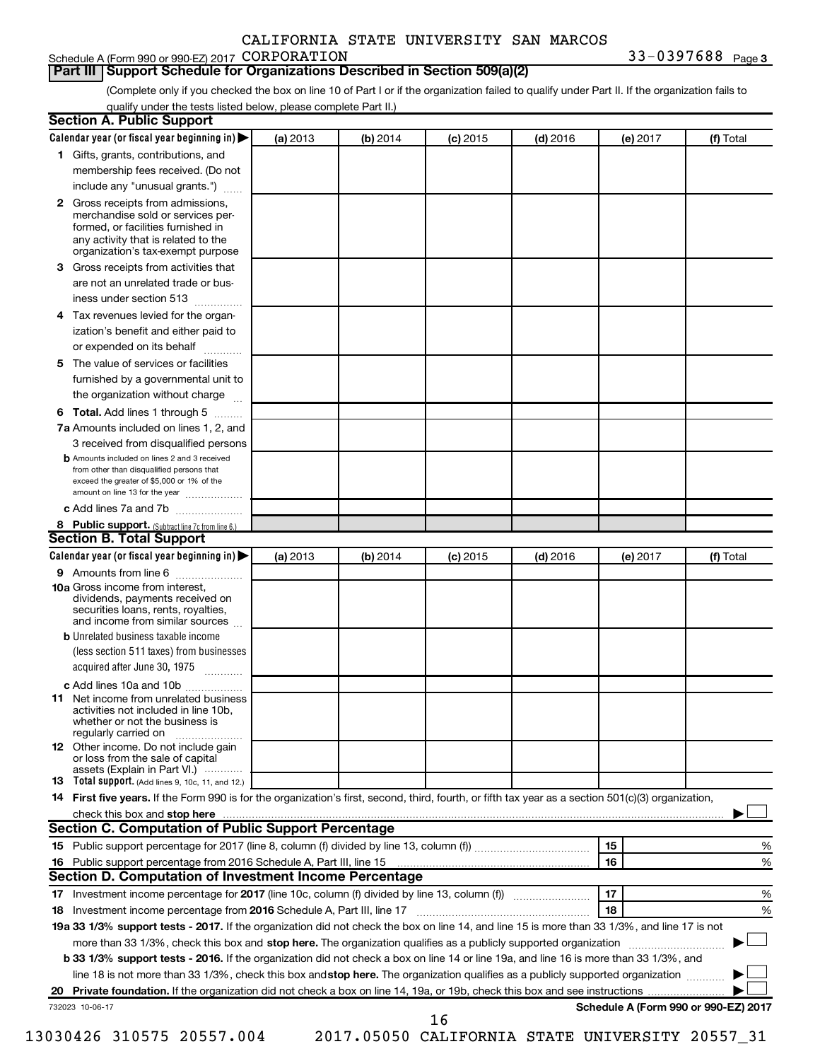CALIFORNIA STATE UNIVERSITY SAN MARCOS

Schedule A (Form 990 or 990-EZ) 2017 CORPORATION 33-0397688 Page 3

**Part III Support Schedule for Organizations Described in Section 509(a)(2)**

(Complete only if you checked the box on line 10 of Part I or if the organization failed to qualify under Part II. If the organization fails to qualify under the tests listed below, please complete Part II.)

**Section A. Public Support**

| Calendar year (or fiscal year beginning in) ▶ | (a) 2013 | (b) 2014 | (c) 2015 | (d) 2016 | (e) 2017 | (f) Total |
|---|---|---|---|---|---|---|
| **1** Gifts, grants, contributions, and membership fees received. (Do not include any "unusual grants.") | | | | | | |
| **2** Gross receipts from admissions, merchandise sold or services performed, or facilities furnished in any activity that is related to the organization's tax-exempt purpose | | | | | | |
| **3** Gross receipts from activities that are not an unrelated trade or business under section 513 | | | | | | |
| **4** Tax revenues levied for the organization's benefit and either paid to or expended on its behalf | | | | | | |
| **5** The value of services or facilities furnished by a governmental unit to the organization without charge | | | | | | |
| **6 Total.** Add lines 1 through 5 | | | | | | |
| **7a** Amounts included on lines 1, 2, and 3 received from disqualified persons | | | | | | |
| **b** Amounts included on lines 2 and 3 received from other than disqualified persons that exceed the greater of $5,000 or 1% of the amount on line 13 for the year | | | | | | |
| **c** Add lines 7a and 7b | | | | | | |
| **8 Public support.** (Subtract line 7c from line 6.) | | | | | | |

**Section B. Total Support**

| Calendar year (or fiscal year beginning in) ▶ | (a) 2013 | (b) 2014 | (c) 2015 | (d) 2016 | (e) 2017 | (f) Total |
|---|---|---|---|---|---|---|
| **9** Amounts from line 6 | | | | | | |
| **10a** Gross income from interest, dividends, payments received on securities loans, rents, royalties, and income from similar sources | | | | | | |
| **b** Unrelated business taxable income (less section 511 taxes) from businesses acquired after June 30, 1975 | | | | | | |
| **c** Add lines 10a and 10b | | | | | | |
| **11** Net income from unrelated business activities not included in line 10b, whether or not the business is regularly carried on | | | | | | |
| **12** Other income. Do not include gain or loss from the sale of capital assets (Explain in Part VI.) | | | | | | |
| **13 Total support.** (Add lines 9, 10c, 11, and 12.) | | | | | | |

**14 First five years.** If the Form 990 is for the organization's first, second, third, fourth, or fifth tax year as a section 501(c)(3) organization, check this box and **stop here** ▶ ☐

**Section C. Computation of Public Support Percentage**

| | | |
|---|---|---|
| **15** Public support percentage for 2017 (line 8, column (f) divided by line 13, column (f)) | 15 | % |
| **16** Public support percentage from 2016 Schedule A, Part III, line 15 | 16 | % |

**Section D. Computation of Investment Income Percentage**

| | | |
|---|---|---|
| **17** Investment income percentage for **2017** (line 10c, column (f) divided by line 13, column (f)) | 17 | % |
| **18** Investment income percentage from **2016** Schedule A, Part III, line 17 | 18 | % |

**19a 33 1/3% support tests - 2017.** If the organization did not check the box on line 14, and line 15 is more than 33 1/3%, and line 17 is not more than 33 1/3%, check this box and **stop here.** The organization qualifies as a publicly supported organization ▶ ☐

**b 33 1/3% support tests - 2016.** If the organization did not check a box on line 14 or line 19a, and line 16 is more than 33 1/3%, and line 18 is not more than 33 1/3%, check this box and **stop here.** The organization qualifies as a publicly supported organization ▶ ☐

**20 Private foundation.** If the organization did not check a box on line 14, 19a, or 19b, check this box and see instructions ▶ ☐

732023 10-06-17 **Schedule A (Form 990 or 990-EZ) 2017**

13030426 310575 20557.004 2017.05050 CALIFORNIA STATE UNIVERSITY 20557_31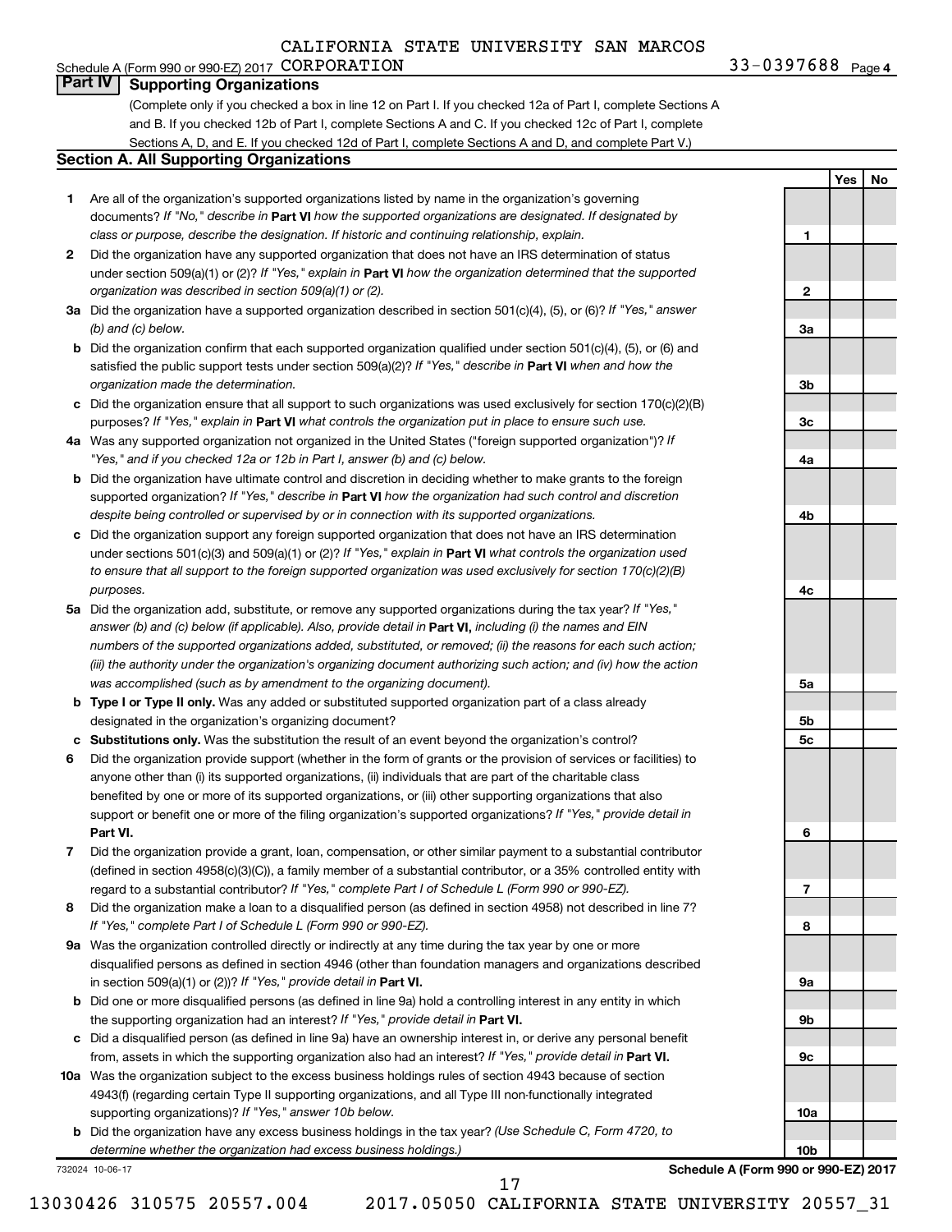CALIFORNIA STATE UNIVERSITY SAN MARCOS

Schedule A (Form 990 or 990-EZ) 2017 CORPORATION 33-0397688 Page 4

## Part IV Supporting Organizations

(Complete only if you checked a box in line 12 on Part I. If you checked 12a of Part I, complete Sections A and B. If you checked 12b of Part I, complete Sections A and C. If you checked 12c of Part I, complete Sections A, D, and E. If you checked 12d of Part I, complete Sections A and D, and complete Part V.)

### Section A. All Supporting Organizations

| | | | Yes | No |
|---|---|---|---|---|
| **1** | Are all of the organization's supported organizations listed by name in the organization's governing documents? *If "No," describe in* **Part VI** *how the supported organizations are designated. If designated by class or purpose, describe the designation. If historic and continuing relationship, explain.* | 1 | | |
| **2** | Did the organization have any supported organization that does not have an IRS determination of status under section 509(a)(1) or (2)? *If "Yes," explain in* **Part VI** *how the organization determined that the supported organization was described in section 509(a)(1) or (2).* | 2 | | |
| **3a** | Did the organization have a supported organization described in section 501(c)(4), (5), or (6)? *If "Yes," answer (b) and (c) below.* | 3a | | |
| **b** | Did the organization confirm that each supported organization qualified under section 501(c)(4), (5), or (6) and satisfied the public support tests under section 509(a)(2)? *If "Yes," describe in* **Part VI** *when and how the organization made the determination.* | 3b | | |
| **c** | Did the organization ensure that all support to such organizations was used exclusively for section 170(c)(2)(B) purposes? *If "Yes," explain in* **Part VI** *what controls the organization put in place to ensure such use.* | 3c | | |
| **4a** | Was any supported organization not organized in the United States ("foreign supported organization")? *If "Yes," and if you checked 12a or 12b in Part I, answer (b) and (c) below.* | 4a | | |
| **b** | Did the organization have ultimate control and discretion in deciding whether to make grants to the foreign supported organization? *If "Yes," describe in* **Part VI** *how the organization had such control and discretion despite being controlled or supervised by or in connection with its supported organizations.* | 4b | | |
| **c** | Did the organization support any foreign supported organization that does not have an IRS determination under sections 501(c)(3) and 509(a)(1) or (2)? *If "Yes," explain in* **Part VI** *what controls the organization used to ensure that all support to the foreign supported organization was used exclusively for section 170(c)(2)(B) purposes.* | 4c | | |
| **5a** | Did the organization add, substitute, or remove any supported organizations during the tax year? *If "Yes," answer (b) and (c) below (if applicable). Also, provide detail in* **Part VI,** *including (i) the names and EIN numbers of the supported organizations added, substituted, or removed; (ii) the reasons for each such action; (iii) the authority under the organization's organizing document authorizing such action; and (iv) how the action was accomplished (such as by amendment to the organizing document).* | 5a | | |
| **b** | **Type I or Type II only.** Was any added or substituted supported organization part of a class already designated in the organization's organizing document? | 5b | | |
| **c** | **Substitutions only.** Was the substitution the result of an event beyond the organization's control? | 5c | | |
| **6** | Did the organization provide support (whether in the form of grants or the provision of services or facilities) to anyone other than (i) its supported organizations, (ii) individuals that are part of the charitable class benefited by one or more of its supported organizations, or (iii) other supporting organizations that also support or benefit one or more of the filing organization's supported organizations? *If "Yes," provide detail in* **Part VI.** | 6 | | |
| **7** | Did the organization provide a grant, loan, compensation, or other similar payment to a substantial contributor (defined in section 4958(c)(3)(C)), a family member of a substantial contributor, or a 35% controlled entity with regard to a substantial contributor? *If "Yes," complete Part I of Schedule L (Form 990 or 990-EZ).* | 7 | | |
| **8** | Did the organization make a loan to a disqualified person (as defined in section 4958) not described in line 7? *If "Yes," complete Part I of Schedule L (Form 990 or 990-EZ).* | 8 | | |
| **9a** | Was the organization controlled directly or indirectly at any time during the tax year by one or more disqualified persons as defined in section 4946 (other than foundation managers and organizations described in section 509(a)(1) or (2))? *If "Yes," provide detail in* **Part VI.** | 9a | | |
| **b** | Did one or more disqualified persons (as defined in line 9a) hold a controlling interest in any entity in which the supporting organization had an interest? *If "Yes," provide detail in* **Part VI.** | 9b | | |
| **c** | Did a disqualified person (as defined in line 9a) have an ownership interest in, or derive any personal benefit from, assets in which the supporting organization also had an interest? *If "Yes," provide detail in* **Part VI.** | 9c | | |
| **10a** | Was the organization subject to the excess business holdings rules of section 4943 because of section 4943(f) (regarding certain Type II supporting organizations, and all Type III non-functionally integrated supporting organizations)? *If "Yes," answer 10b below.* | 10a | | |
| **b** | Did the organization have any excess business holdings in the tax year? *(Use Schedule C, Form 4720, to determine whether the organization had excess business holdings.)* | 10b | | |

732024 10-06-17 **Schedule A (Form 990 or 990-EZ) 2017**

13030426 310575 20557.004 2017.05050 CALIFORNIA STATE UNIVERSITY 20557_31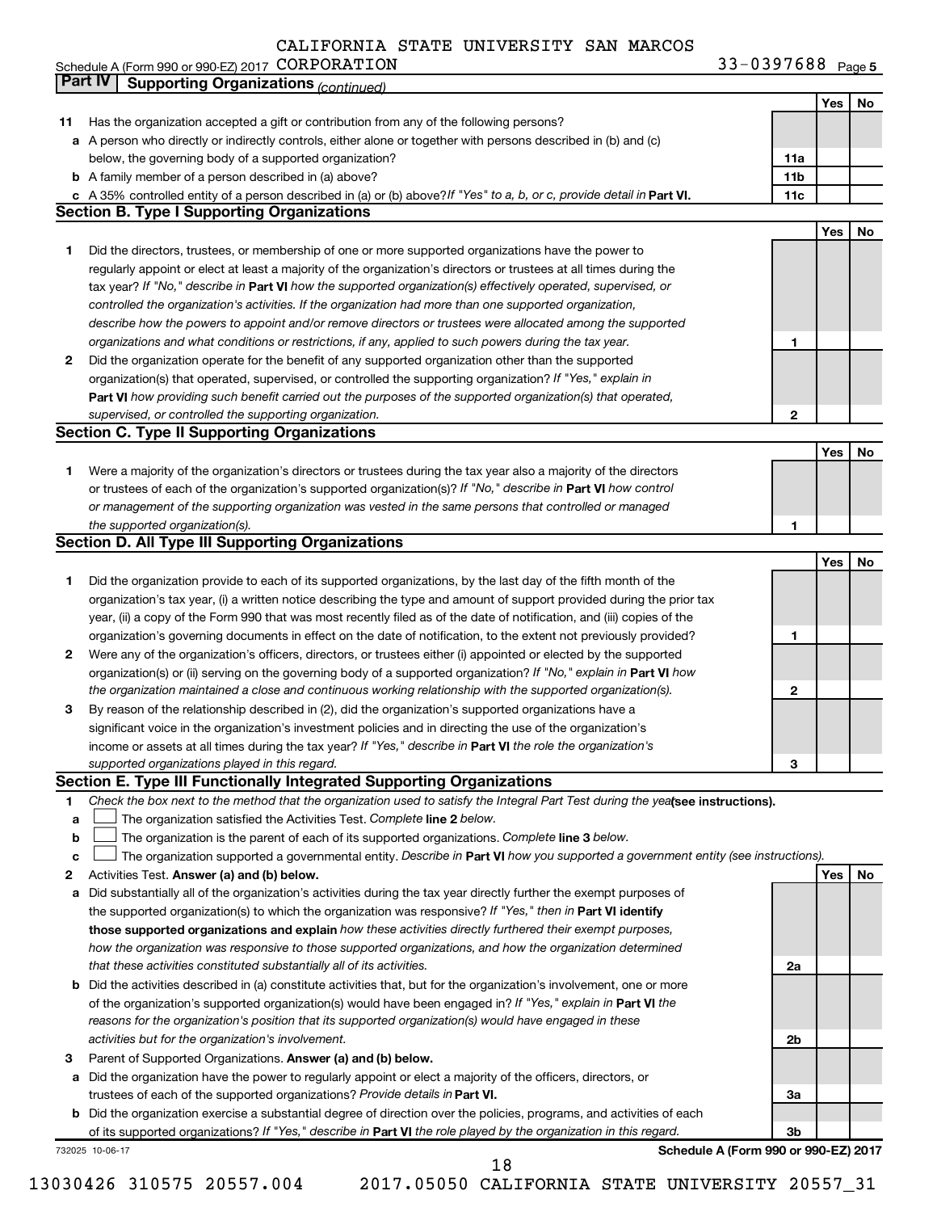CALIFORNIA STATE UNIVERSITY SAN MARCOS

Schedule A (Form 990 or 990-EZ) 2017 CORPORATION 33-0397688 Page 5

## Part IV Supporting Organizations *(continued)*

| | | | Yes | No |
|---|---|---|---|---|
| **11** | Has the organization accepted a gift or contribution from any of the following persons? | | | |
| **a** | A person who directly or indirectly controls, either alone or together with persons described in (b) and (c) below, the governing body of a supported organization? | 11a | | |
| **b** | A family member of a person described in (a) above? | 11b | | |
| **c** | A 35% controlled entity of a person described in (a) or (b) above? *If "Yes" to a, b, or c, provide detail in* **Part VI.** | 11c | | |

### Section B. Type I Supporting Organizations

| | | | Yes | No |
|---|---|---|---|---|
| **1** | Did the directors, trustees, or membership of one or more supported organizations have the power to regularly appoint or elect at least a majority of the organization's directors or trustees at all times during the tax year? *If "No," describe in* **Part VI** *how the supported organization(s) effectively operated, supervised, or controlled the organization's activities. If the organization had more than one supported organization, describe how the powers to appoint and/or remove directors or trustees were allocated among the supported organizations and what conditions or restrictions, if any, applied to such powers during the tax year.* | 1 | | |
| **2** | Did the organization operate for the benefit of any supported organization other than the supported organization(s) that operated, supervised, or controlled the supporting organization? *If "Yes," explain in* **Part VI** *how providing such benefit carried out the purposes of the supported organization(s) that operated, supervised, or controlled the supporting organization.* | 2 | | |

### Section C. Type II Supporting Organizations

| | | | Yes | No |
|---|---|---|---|---|
| **1** | Were a majority of the organization's directors or trustees during the tax year also a majority of the directors or trustees of each of the organization's supported organization(s)? *If "No," describe in* **Part VI** *how control or management of the supporting organization was vested in the same persons that controlled or managed the supported organization(s).* | 1 | | |

### Section D. All Type III Supporting Organizations

| | | | Yes | No |
|---|---|---|---|---|
| **1** | Did the organization provide to each of its supported organizations, by the last day of the fifth month of the organization's tax year, (i) a written notice describing the type and amount of support provided during the prior tax year, (ii) a copy of the Form 990 that was most recently filed as of the date of notification, and (iii) copies of the organization's governing documents in effect on the date of notification, to the extent not previously provided? | 1 | | |
| **2** | Were any of the organization's officers, directors, or trustees either (i) appointed or elected by the supported organization(s) or (ii) serving on the governing body of a supported organization? *If "No," explain in* **Part VI** *how the organization maintained a close and continuous working relationship with the supported organization(s).* | 2 | | |
| **3** | By reason of the relationship described in (2), did the organization's supported organizations have a significant voice in the organization's investment policies and in directing the use of the organization's income or assets at all times during the tax year? *If "Yes," describe in* **Part VI** *the role the organization's supported organizations played in this regard.* | 3 | | |

### Section E. Type III Functionally Integrated Supporting Organizations

**1** *Check the box next to the method that the organization used to satisfy the Integral Part Test during the year* **(see instructions).**

- **a** ☐ The organization satisfied the Activities Test. *Complete* **line 2** *below.*
- **b** ☐ The organization is the parent of each of its supported organizations. *Complete* **line 3** *below.*
- **c** ☐ The organization supported a governmental entity. *Describe in* **Part VI** *how you supported a government entity (see instructions).*

| | | | Yes | No |
|---|---|---|---|---|
| **2** | Activities Test. **Answer (a) and (b) below.** | | | |
| **a** | Did substantially all of the organization's activities during the tax year directly further the exempt purposes of the supported organization(s) to which the organization was responsive? *If "Yes," then in* **Part VI identify those supported organizations and explain** *how these activities directly furthered their exempt purposes, how the organization was responsive to those supported organizations, and how the organization determined that these activities constituted substantially all of its activities.* | 2a | | |
| **b** | Did the activities described in (a) constitute activities that, but for the organization's involvement, one or more of the organization's supported organization(s) would have been engaged in? *If "Yes," explain in* **Part VI** *the reasons for the organization's position that its supported organization(s) would have engaged in these activities but for the organization's involvement.* | 2b | | |
| **3** | Parent of Supported Organizations. **Answer (a) and (b) below.** | | | |
| **a** | Did the organization have the power to regularly appoint or elect a majority of the officers, directors, or trustees of each of the supported organizations? *Provide details in* **Part VI.** | 3a | | |
| **b** | Did the organization exercise a substantial degree of direction over the policies, programs, and activities of each of its supported organizations? *If "Yes," describe in* **Part VI** *the role played by the organization in this regard.* | 3b | | |

732025 10-06-17 **Schedule A (Form 990 or 990-EZ) 2017**

13030426 310575 20557.004 2017.05050 CALIFORNIA STATE UNIVERSITY 20557_31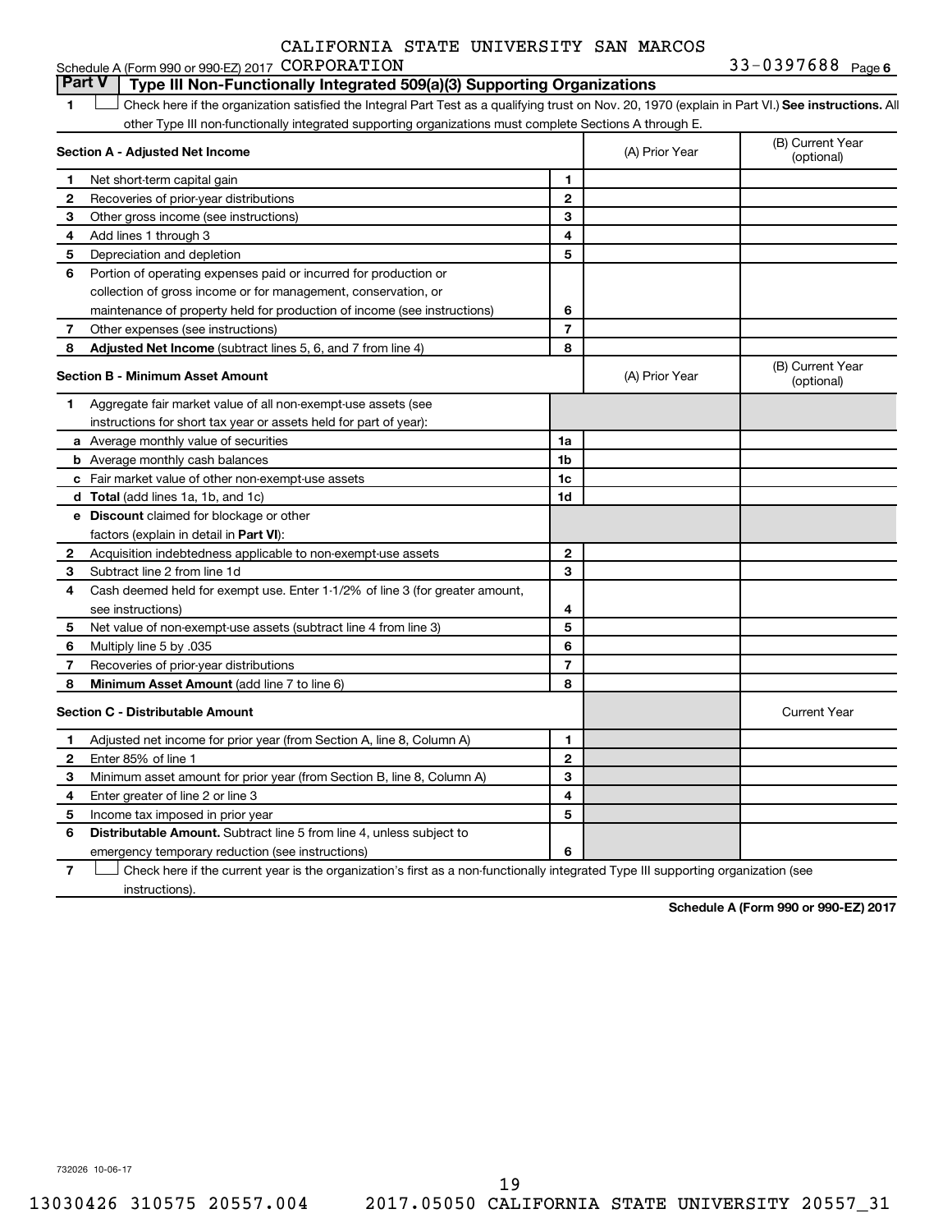CALIFORNIA STATE UNIVERSITY SAN MARCOS

Schedule A (Form 990 or 990-EZ) 2017 CORPORATION 33-0397688 Page 6

## Part V Type III Non-Functionally Integrated 509(a)(3) Supporting Organizations

1 ☐ Check here if the organization satisfied the Integral Part Test as a qualifying trust on Nov. 20, 1970 (explain in Part VI.) **See instructions.** All other Type III non-functionally integrated supporting organizations must complete Sections A through E.

| **Section A - Adjusted Net Income** | | | (A) Prior Year | (B) Current Year (optional) |
|---|---|---|---|---|
| 1 | Net short-term capital gain | 1 | | |
| 2 | Recoveries of prior-year distributions | 2 | | |
| 3 | Other gross income (see instructions) | 3 | | |
| 4 | Add lines 1 through 3 | 4 | | |
| 5 | Depreciation and depletion | 5 | | |
| 6 | Portion of operating expenses paid or incurred for production or collection of gross income or for management, conservation, or maintenance of property held for production of income (see instructions) | 6 | | |
| 7 | Other expenses (see instructions) | 7 | | |
| 8 | **Adjusted Net Income** (subtract lines 5, 6, and 7 from line 4) | 8 | | |

| **Section B - Minimum Asset Amount** | | | (A) Prior Year | (B) Current Year (optional) |
|---|---|---|---|---|
| 1 | Aggregate fair market value of all non-exempt-use assets (see instructions for short tax year or assets held for part of year): | | | |
| a | Average monthly value of securities | 1a | | |
| b | Average monthly cash balances | 1b | | |
| c | Fair market value of other non-exempt-use assets | 1c | | |
| d | **Total** (add lines 1a, 1b, and 1c) | 1d | | |
| e | **Discount** claimed for blockage or other factors (explain in detail in **Part VI**): | | | |
| 2 | Acquisition indebtedness applicable to non-exempt-use assets | 2 | | |
| 3 | Subtract line 2 from line 1d | 3 | | |
| 4 | Cash deemed held for exempt use. Enter 1-1/2% of line 3 (for greater amount, see instructions) | 4 | | |
| 5 | Net value of non-exempt-use assets (subtract line 4 from line 3) | 5 | | |
| 6 | Multiply line 5 by .035 | 6 | | |
| 7 | Recoveries of prior-year distributions | 7 | | |
| 8 | **Minimum Asset Amount** (add line 7 to line 6) | 8 | | |

| **Section C - Distributable Amount** | | | | Current Year |
|---|---|---|---|---|
| 1 | Adjusted net income for prior year (from Section A, line 8, Column A) | 1 | | |
| 2 | Enter 85% of line 1 | 2 | | |
| 3 | Minimum asset amount for prior year (from Section B, line 8, Column A) | 3 | | |
| 4 | Enter greater of line 2 or line 3 | 4 | | |
| 5 | Income tax imposed in prior year | 5 | | |
| 6 | **Distributable Amount.** Subtract line 5 from line 4, unless subject to emergency temporary reduction (see instructions) | 6 | | |

7 ☐ Check here if the current year is the organization's first as a non-functionally integrated Type III supporting organization (see instructions).

**Schedule A (Form 990 or 990-EZ) 2017**

732026 10-06-17

13030426 310575 20557.004 2017.05050 CALIFORNIA STATE UNIVERSITY 20557_31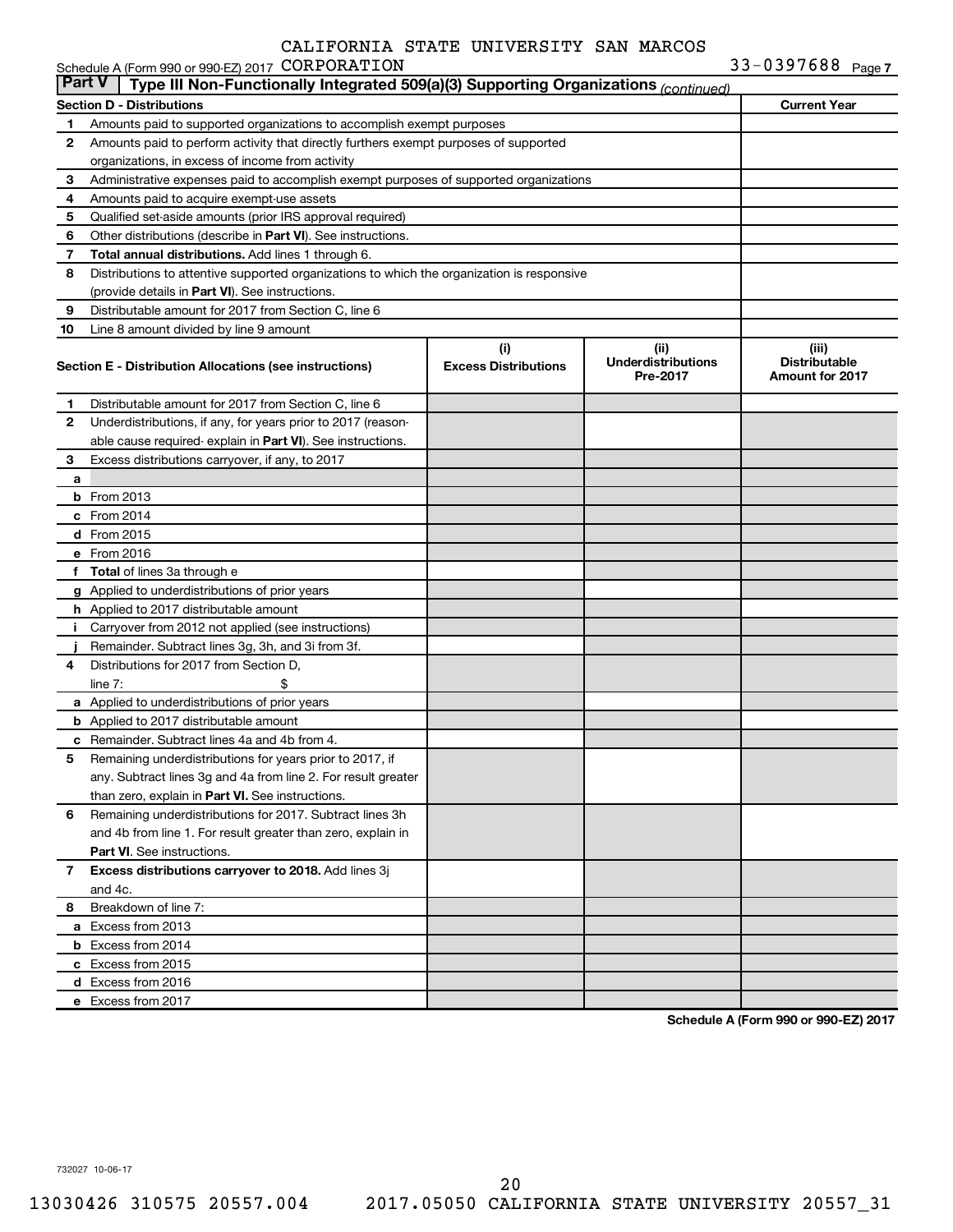CALIFORNIA STATE UNIVERSITY SAN MARCOS
Schedule A (Form 990 or 990-EZ) 2017 CORPORATION 33-0397688 Page 7

**Part V** | **Type III Non-Functionally Integrated 509(a)(3) Supporting Organizations** *(continued)*

| **Section D - Distributions** | | **Current Year** |
|---|---|---|
| 1 | Amounts paid to supported organizations to accomplish exempt purposes | |
| 2 | Amounts paid to perform activity that directly furthers exempt purposes of supported organizations, in excess of income from activity | |
| 3 | Administrative expenses paid to accomplish exempt purposes of supported organizations | |
| 4 | Amounts paid to acquire exempt-use assets | |
| 5 | Qualified set-aside amounts (prior IRS approval required) | |
| 6 | Other distributions (describe in **Part VI**). See instructions. | |
| 7 | **Total annual distributions.** Add lines 1 through 6. | |
| 8 | Distributions to attentive supported organizations to which the organization is responsive (provide details in **Part VI**). See instructions. | |
| 9 | Distributable amount for 2017 from Section C, line 6 | |
| 10 | Line 8 amount divided by line 9 amount | |

| **Section E - Distribution Allocations (see instructions)** | **(i) Excess Distributions** | **(ii) Underdistributions Pre-2017** | **(iii) Distributable Amount for 2017** |
|---|---|---|---|
| **1** Distributable amount for 2017 from Section C, line 6 | | | |
| **2** Underdistributions, if any, for years prior to 2017 (reasonable cause required- explain in **Part VI**). See instructions. | | | |
| **3** Excess distributions carryover, if any, to 2017 | | | |
| **a** | | | |
| **b** From 2013 | | | |
| **c** From 2014 | | | |
| **d** From 2015 | | | |
| **e** From 2016 | | | |
| **f** **Total** of lines 3a through e | | | |
| **g** Applied to underdistributions of prior years | | | |
| **h** Applied to 2017 distributable amount | | | |
| **i** Carryover from 2012 not applied (see instructions) | | | |
| **j** Remainder. Subtract lines 3g, 3h, and 3i from 3f. | | | |
| **4** Distributions for 2017 from Section D, line 7: $ | | | |
| **a** Applied to underdistributions of prior years | | | |
| **b** Applied to 2017 distributable amount | | | |
| **c** Remainder. Subtract lines 4a and 4b from 4. | | | |
| **5** Remaining underdistributions for years prior to 2017, if any. Subtract lines 3g and 4a from line 2. For result greater than zero, explain in **Part VI.** See instructions. | | | |
| **6** Remaining underdistributions for 2017. Subtract lines 3h and 4b from line 1. For result greater than zero, explain in **Part VI**. See instructions. | | | |
| **7** **Excess distributions carryover to 2018.** Add lines 3j and 4c. | | | |
| **8** Breakdown of line 7: | | | |
| **a** Excess from 2013 | | | |
| **b** Excess from 2014 | | | |
| **c** Excess from 2015 | | | |
| **d** Excess from 2016 | | | |
| **e** Excess from 2017 | | | |

**Schedule A (Form 990 or 990-EZ) 2017**

732027 10-06-17

13030426 310575 20557.004 2017.05050 CALIFORNIA STATE UNIVERSITY 20557_31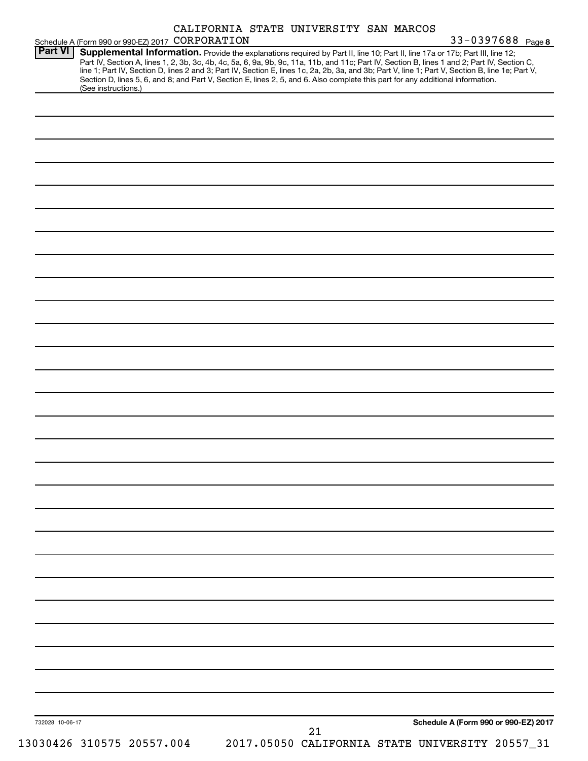CALIFORNIA STATE UNIVERSITY SAN MARCOS

Schedule A (Form 990 or 990-EZ) 2017 CORPORATION 33-0397688 Page 8

**Part VI** **Supplemental Information.** Provide the explanations required by Part II, line 10; Part II, line 17a or 17b; Part III, line 12; Part IV, Section A, lines 1, 2, 3b, 3c, 4b, 4c, 5a, 6, 9a, 9b, 9c, 11a, 11b, and 11c; Part IV, Section B, lines 1 and 2; Part IV, Section C, line 1; Part IV, Section D, lines 2 and 3; Part IV, Section E, lines 1c, 2a, 2b, 3a, and 3b; Part V, line 1; Part V, Section B, line 1e; Part V, Section D, lines 5, 6, and 8; and Part V, Section E, lines 2, 5, and 6. Also complete this part for any additional information. (See instructions.)

732028 10-06-17

**Schedule A (Form 990 or 990-EZ) 2017**

13030426 310575 20557.004 2017.05050 CALIFORNIA STATE UNIVERSITY 20557_31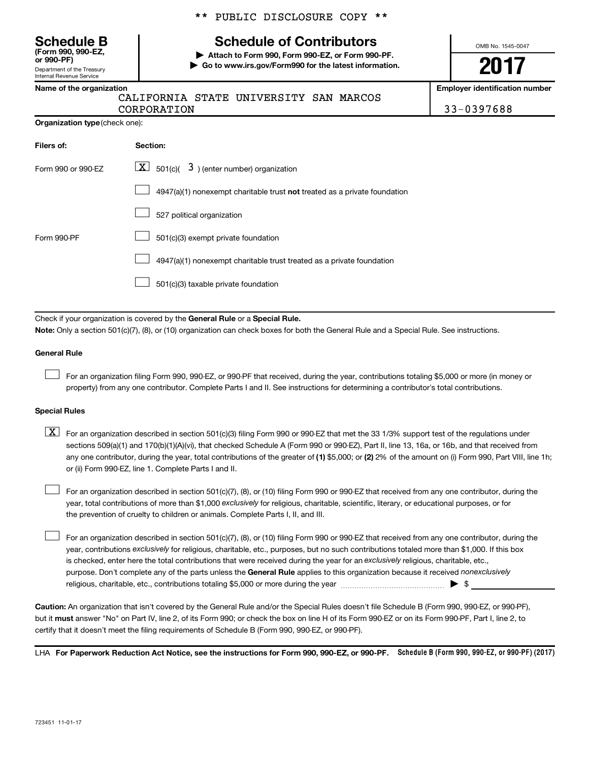\*\* PUBLIC DISCLOSURE COPY \*\*

**Schedule B**
**(Form 990, 990-EZ, or 990-PF)**
Department of the Treasury
Internal Revenue Service

# Schedule of Contributors

▶ **Attach to Form 990, Form 990-EZ, or Form 990-PF.**
▶ **Go to www.irs.gov/Form990 for the latest information.**

OMB No. 1545-0047

**2017**

**Name of the organization**
CALIFORNIA STATE UNIVERSITY SAN MARCOS CORPORATION

**Employer identification number**
33-0397688

**Organization type** (check one):

| Filers of: | Section: |
|---|---|
| Form 990 or 990-EZ | [X] 501(c)( 3 ) (enter number) organization |
| | [ ] 4947(a)(1) nonexempt charitable trust **not** treated as a private foundation |
| | [ ] 527 political organization |
| Form 990-PF | [ ] 501(c)(3) exempt private foundation |
| | [ ] 4947(a)(1) nonexempt charitable trust treated as a private foundation |
| | [ ] 501(c)(3) taxable private foundation |

Check if your organization is covered by the **General Rule** or a **Special Rule.**

**Note:** Only a section 501(c)(7), (8), or (10) organization can check boxes for both the General Rule and a Special Rule. See instructions.

**General Rule**

[ ] For an organization filing Form 990, 990-EZ, or 990-PF that received, during the year, contributions totaling $5,000 or more (in money or property) from any one contributor. Complete Parts I and II. See instructions for determining a contributor's total contributions.

**Special Rules**

[X] For an organization described in section 501(c)(3) filing Form 990 or 990-EZ that met the 33 1/3% support test of the regulations under sections 509(a)(1) and 170(b)(1)(A)(vi), that checked Schedule A (Form 990 or 990-EZ), Part II, line 13, 16a, or 16b, and that received from any one contributor, during the year, total contributions of the greater of **(1)** $5,000; or **(2)** 2% of the amount on (i) Form 990, Part VIII, line 1h; or (ii) Form 990-EZ, line 1. Complete Parts I and II.

[ ] For an organization described in section 501(c)(7), (8), or (10) filing Form 990 or 990-EZ that received from any one contributor, during the year, total contributions of more than $1,000 *exclusively* for religious, charitable, scientific, literary, or educational purposes, or for the prevention of cruelty to children or animals. Complete Parts I, II, and III.

[ ] For an organization described in section 501(c)(7), (8), or (10) filing Form 990 or 990-EZ that received from any one contributor, during the year, contributions *exclusively* for religious, charitable, etc., purposes, but no such contributions totaled more than $1,000. If this box is checked, enter here the total contributions that were received during the year for an *exclusively* religious, charitable, etc., purpose. Don't complete any of the parts unless the **General Rule** applies to this organization because it received *nonexclusively* religious, charitable, etc., contributions totaling $5,000 or more during the year ▶ $ ____________

**Caution:** An organization that isn't covered by the General Rule and/or the Special Rules doesn't file Schedule B (Form 990, 990-EZ, or 990-PF), but it **must** answer "No" on Part IV, line 2, of its Form 990; or check the box on line H of its Form 990-EZ or on its Form 990-PF, Part I, line 2, to certify that it doesn't meet the filing requirements of Schedule B (Form 990, 990-EZ, or 990-PF).

LHA **For Paperwork Reduction Act Notice, see the instructions for Form 990, 990-EZ, or 990-PF.** **Schedule B (Form 990, 990-EZ, or 990-PF) (2017)**

723451 11-01-17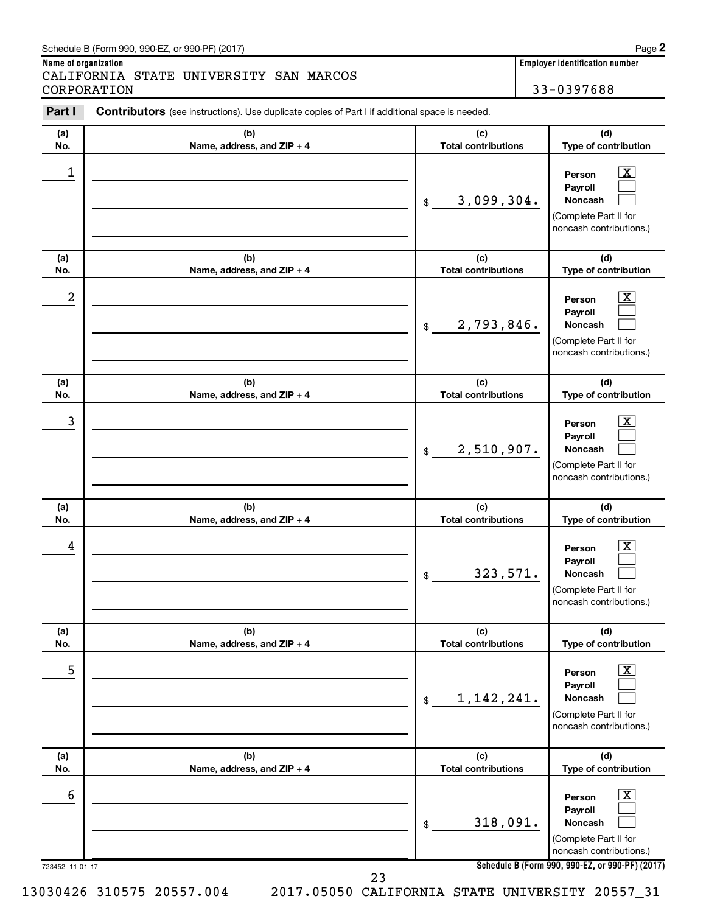Schedule B (Form 990, 990-EZ, or 990-PF) (2017)

**Name of organization**
CALIFORNIA STATE UNIVERSITY SAN MARCOS CORPORATION

**Employer identification number**
33-0397688

**Part I** **Contributors** (see instructions). Use duplicate copies of Part I if additional space is needed.

| (a) No. | (b) Name, address, and ZIP + 4 | (c) Total contributions | (d) Type of contribution |
|---|---|---|---|
| 1 | | $ 3,099,304. | Person [X] Payroll [ ] Noncash [ ] (Complete Part II for noncash contributions.) |
| 2 | | $ 2,793,846. | Person [X] Payroll [ ] Noncash [ ] (Complete Part II for noncash contributions.) |
| 3 | | $ 2,510,907. | Person [X] Payroll [ ] Noncash [ ] (Complete Part II for noncash contributions.) |
| 4 | | $ 323,571. | Person [X] Payroll [ ] Noncash [ ] (Complete Part II for noncash contributions.) |
| 5 | | $ 1,142,241. | Person [X] Payroll [ ] Noncash [ ] (Complete Part II for noncash contributions.) |
| 6 | | $ 318,091. | Person [X] Payroll [ ] Noncash [ ] (Complete Part II for noncash contributions.) |

723452 11-01-17

**Schedule B (Form 990, 990-EZ, or 990-PF) (2017)**

13030426 310575 20557.004 2017.05050 CALIFORNIA STATE UNIVERSITY 20557_31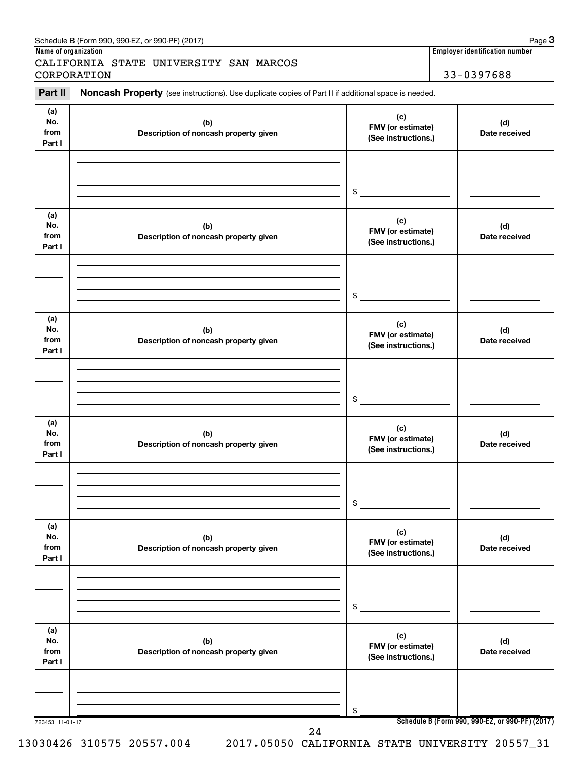Schedule B (Form 990, 990-EZ, or 990-PF) (2017) Page **3**

**Name of organization**

CALIFORNIA STATE UNIVERSITY SAN MARCOS CORPORATION

**Employer identification number**

33-0397688

**Part II** **Noncash Property** (see instructions). Use duplicate copies of Part II if additional space is needed.

| (a) No. from Part I | (b) Description of noncash property given | (c) FMV (or estimate) (See instructions.) | (d) Date received |
|---|---|---|---|
| | | $ | |

| (a) No. from Part I | (b) Description of noncash property given | (c) FMV (or estimate) (See instructions.) | (d) Date received |
|---|---|---|---|
| | | $ | |

| (a) No. from Part I | (b) Description of noncash property given | (c) FMV (or estimate) (See instructions.) | (d) Date received |
|---|---|---|---|
| | | $ | |

| (a) No. from Part I | (b) Description of noncash property given | (c) FMV (or estimate) (See instructions.) | (d) Date received |
|---|---|---|---|
| | | $ | |

| (a) No. from Part I | (b) Description of noncash property given | (c) FMV (or estimate) (See instructions.) | (d) Date received |
|---|---|---|---|
| | | $ | |

| (a) No. from Part I | (b) Description of noncash property given | (c) FMV (or estimate) (See instructions.) | (d) Date received |
|---|---|---|---|
| | | $ | |

723453 11-01-17

**Schedule B (Form 990, 990-EZ, or 990-PF) (2017)**

13030426 310575 20557.004 2017.05050 CALIFORNIA STATE UNIVERSITY 20557_31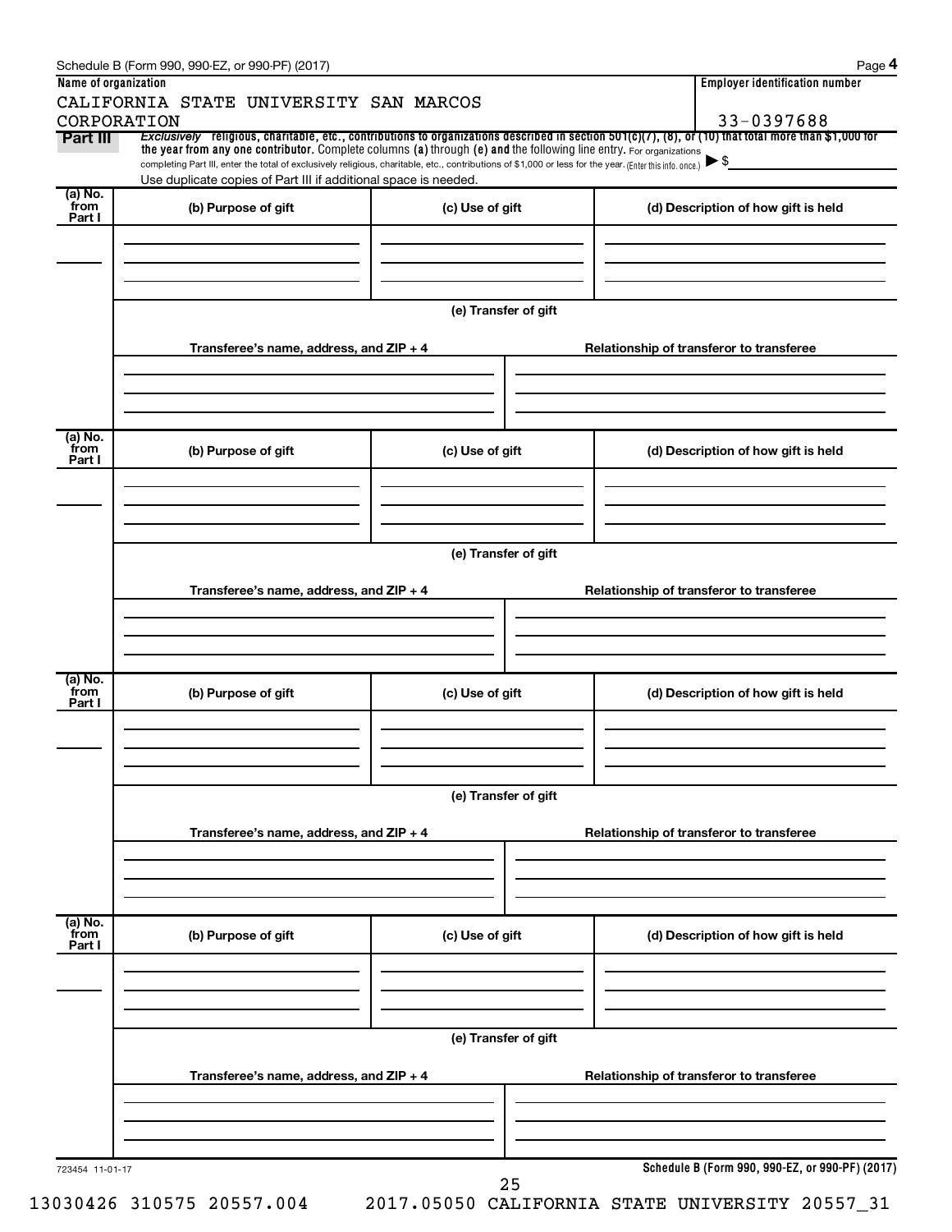Schedule B (Form 990, 990-EZ, or 990-PF) (2017) Page **4**

**Name of organization**

CALIFORNIA STATE UNIVERSITY SAN MARCOS CORPORATION

**Employer identification number**

33-0397688

**Part III** *Exclusively* religious, charitable, etc., contributions to organizations described in section 501(c)(7), (8), or (10) that total more than $1,000 for the year from any one contributor. Complete columns **(a)** through **(e)** and the following line entry. For organizations completing Part III, enter the total of exclusively religious, charitable, etc., contributions of $1,000 or less for the year. (Enter this info. once.) ▶ $

Use duplicate copies of Part III if additional space is needed.

| (a) No. from Part I | (b) Purpose of gift | (c) Use of gift | (d) Description of how gift is held |
|---|---|---|---|
| | | | |

(e) Transfer of gift

| Transferee's name, address, and ZIP + 4 | Relationship of transferor to transferee |
|---|---|
| | |

| (a) No. from Part I | (b) Purpose of gift | (c) Use of gift | (d) Description of how gift is held |
|---|---|---|---|
| | | | |

(e) Transfer of gift

| Transferee's name, address, and ZIP + 4 | Relationship of transferor to transferee |
|---|---|
| | |

| (a) No. from Part I | (b) Purpose of gift | (c) Use of gift | (d) Description of how gift is held |
|---|---|---|---|
| | | | |

(e) Transfer of gift

| Transferee's name, address, and ZIP + 4 | Relationship of transferor to transferee |
|---|---|
| | |

| (a) No. from Part I | (b) Purpose of gift | (c) Use of gift | (d) Description of how gift is held |
|---|---|---|---|
| | | | |

(e) Transfer of gift

| Transferee's name, address, and ZIP + 4 | Relationship of transferor to transferee |
|---|---|
| | |

723454 11-01-17

**Schedule B (Form 990, 990-EZ, or 990-PF) (2017)**

13030426 310575 20557.004 2017.05050 CALIFORNIA STATE UNIVERSITY 20557_31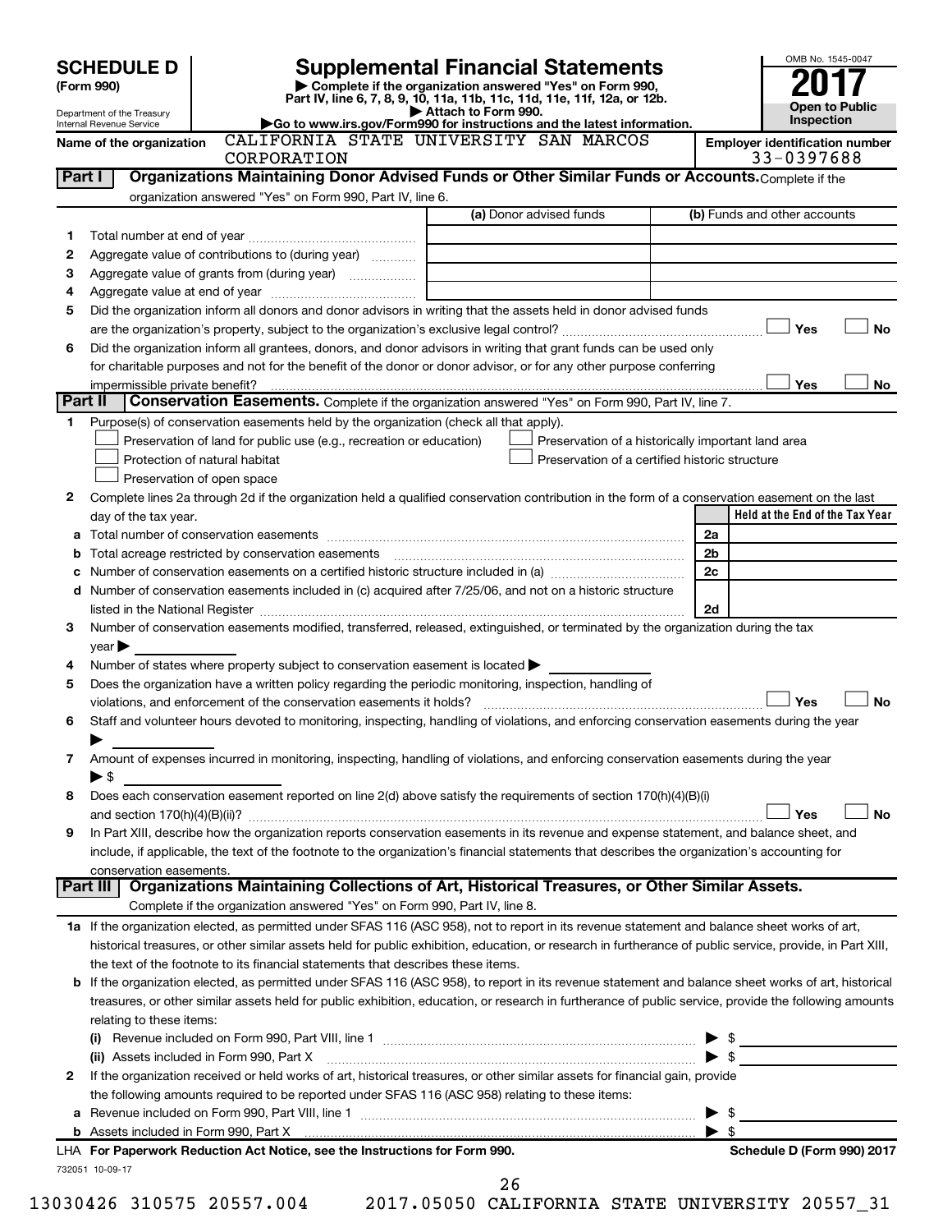**SCHEDULE D**
**(Form 990)**

Department of the Treasury
Internal Revenue Service

# Supplemental Financial Statements

▶ Complete if the organization answered "Yes" on Form 990, Part IV, line 6, 7, 8, 9, 10, 11a, 11b, 11c, 11d, 11e, 11f, 12a, or 12b.
▶ Attach to Form 990.
▶Go to www.irs.gov/Form990 for instructions and the latest information.

OMB No. 1545-0047
**2017**
**Open to Public Inspection**

Name of the organization: CALIFORNIA STATE UNIVERSITY SAN MARCOS CORPORATION

Employer identification number: 33-0397688

**Part I — Organizations Maintaining Donor Advised Funds or Other Similar Funds or Accounts.** Complete if the organization answered "Yes" on Form 990, Part IV, line 6.

| | | (a) Donor advised funds | (b) Funds and other accounts |
|---|---|---|---|
| 1 | Total number at end of year | | |
| 2 | Aggregate value of contributions to (during year) | | |
| 3 | Aggregate value of grants from (during year) | | |
| 4 | Aggregate value at end of year | | |

5 Did the organization inform all donors and donor advisors in writing that the assets held in donor advised funds are the organization's property, subject to the organization's exclusive legal control? ☐ Yes ☐ No

6 Did the organization inform all grantees, donors, and donor advisors in writing that grant funds can be used only for charitable purposes and not for the benefit of the donor or donor advisor, or for any other purpose conferring impermissible private benefit? ☐ Yes ☐ No

**Part II — Conservation Easements.** Complete if the organization answered "Yes" on Form 990, Part IV, line 7.

1 Purpose(s) of conservation easements held by the organization (check all that apply).
- ☐ Preservation of land for public use (e.g., recreation or education)
- ☐ Protection of natural habitat
- ☐ Preservation of open space
- ☐ Preservation of a historically important land area
- ☐ Preservation of a certified historic structure

2 Complete lines 2a through 2d if the organization held a qualified conservation contribution in the form of a conservation easement on the last day of the tax year.

| | | | Held at the End of the Tax Year |
|---|---|---|---|
| a | Total number of conservation easements | 2a | |
| b | Total acreage restricted by conservation easements | 2b | |
| c | Number of conservation easements on a certified historic structure included in (a) | 2c | |
| d | Number of conservation easements included in (c) acquired after 7/25/06, and not on a historic structure listed in the National Register | 2d | |

3 Number of conservation easements modified, transferred, released, extinguished, or terminated by the organization during the tax year ▶

4 Number of states where property subject to conservation easement is located ▶

5 Does the organization have a written policy regarding the periodic monitoring, inspection, handling of violations, and enforcement of the conservation easements it holds? ☐ Yes ☐ No

6 Staff and volunteer hours devoted to monitoring, inspecting, handling of violations, and enforcing conservation easements during the year ▶

7 Amount of expenses incurred in monitoring, inspecting, handling of violations, and enforcing conservation easements during the year ▶ $

8 Does each conservation easement reported on line 2(d) above satisfy the requirements of section 170(h)(4)(B)(i) and section 170(h)(4)(B)(ii)? ☐ Yes ☐ No

9 In Part XIII, describe how the organization reports conservation easements in its revenue and expense statement, and balance sheet, and include, if applicable, the text of the footnote to the organization's financial statements that describes the organization's accounting for conservation easements.

**Part III — Organizations Maintaining Collections of Art, Historical Treasures, or Other Similar Assets.** Complete if the organization answered "Yes" on Form 990, Part IV, line 8.

1a If the organization elected, as permitted under SFAS 116 (ASC 958), not to report in its revenue statement and balance sheet works of art, historical treasures, or other similar assets held for public exhibition, education, or research in furtherance of public service, provide, in Part XIII, the text of the footnote to its financial statements that describes these items.

b If the organization elected, as permitted under SFAS 116 (ASC 958), to report in its revenue statement and balance sheet works of art, historical treasures, or other similar assets held for public exhibition, education, or research in furtherance of public service, provide the following amounts relating to these items:

(i) Revenue included on Form 990, Part VIII, line 1 ▶ $

(ii) Assets included in Form 990, Part X ▶ $

2 If the organization received or held works of art, historical treasures, or other similar assets for financial gain, provide the following amounts required to be reported under SFAS 116 (ASC 958) relating to these items:

a Revenue included on Form 990, Part VIII, line 1 ▶ $

b Assets included in Form 990, Part X ▶ $

LHA **For Paperwork Reduction Act Notice, see the Instructions for Form 990.** **Schedule D (Form 990) 2017**

732051 10-09-17

13030426 310575 20557.004 2017.05050 CALIFORNIA STATE UNIVERSITY 20557_31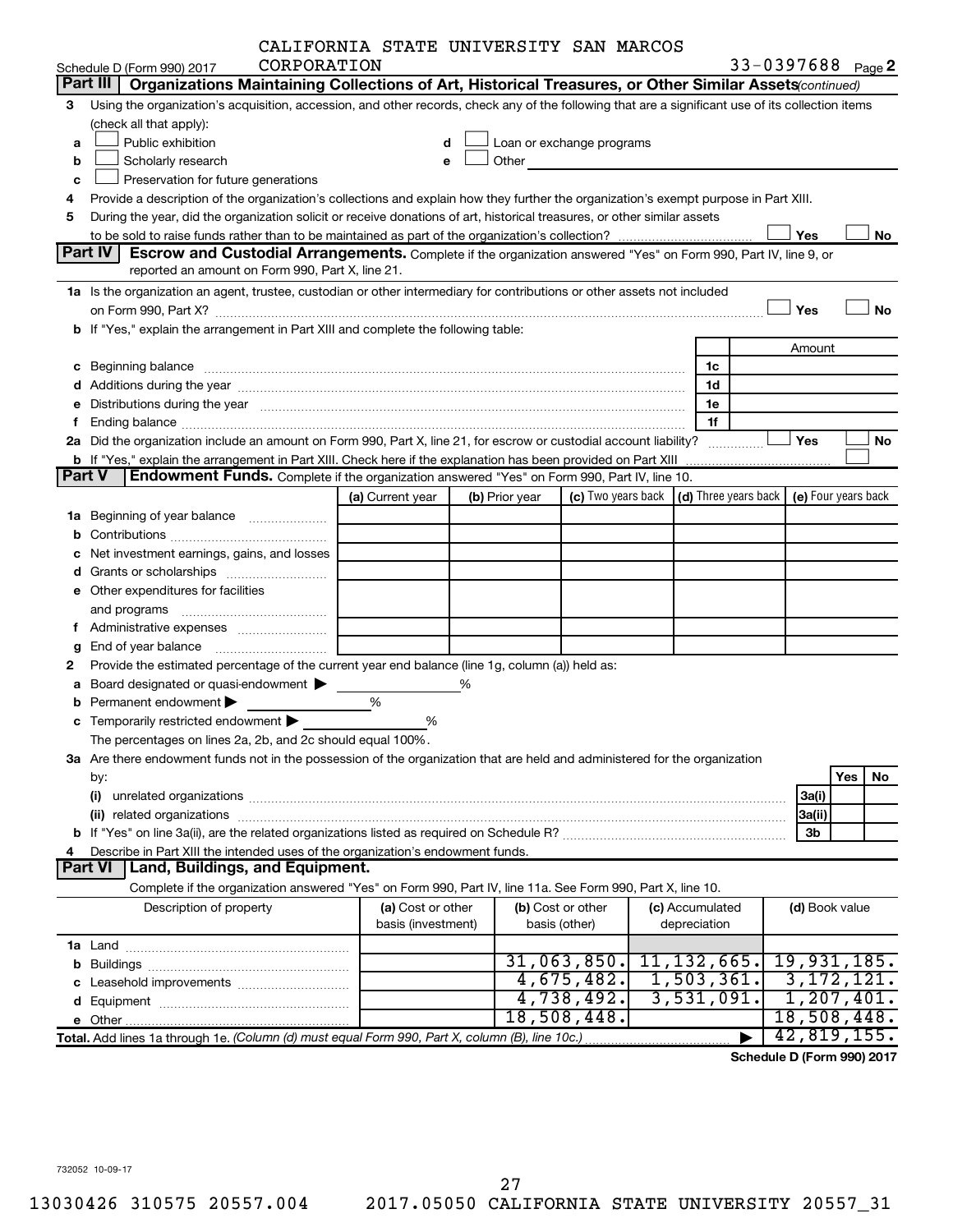CALIFORNIA STATE UNIVERSITY SAN MARCOS CORPORATION

Schedule D (Form 990) 2017 — 33-0397688 Page 2

## Part III Organizations Maintaining Collections of Art, Historical Treasures, or Other Similar Assets *(continued)*

3 Using the organization's acquisition, accession, and other records, check any of the following that are a significant use of its collection items (check all that apply):

- a ☐ Public exhibition
- b ☐ Scholarly research
- c ☐ Preservation for future generations
- d ☐ Loan or exchange programs
- e ☐ Other

4 Provide a description of the organization's collections and explain how they further the organization's exempt purpose in Part XIII.

5 During the year, did the organization solicit or receive donations of art, historical treasures, or other similar assets to be sold to raise funds rather than to be maintained as part of the organization's collection? ☐ Yes ☐ No

## Part IV Escrow and Custodial Arrangements.

Complete if the organization answered "Yes" on Form 990, Part IV, line 9, or reported an amount on Form 990, Part X, line 21.

1a Is the organization an agent, trustee, custodian or other intermediary for contributions or other assets not included on Form 990, Part X? ☐ Yes ☐ No

b If "Yes," explain the arrangement in Part XIII and complete the following table:

| | | Amount |
|---|---|---|
| c Beginning balance | 1c | |
| d Additions during the year | 1d | |
| e Distributions during the year | 1e | |
| f Ending balance | 1f | |

2a Did the organization include an amount on Form 990, Part X, line 21, for escrow or custodial account liability? ☐ Yes ☐ No

b If "Yes," explain the arrangement in Part XIII. Check here if the explanation has been provided on Part XIII ☐

## Part V Endowment Funds.

Complete if the organization answered "Yes" on Form 990, Part IV, line 10.

| | (a) Current year | (b) Prior year | (c) Two years back | (d) Three years back | (e) Four years back |
|---|---|---|---|---|---|
| 1a Beginning of year balance | | | | | |
| b Contributions | | | | | |
| c Net investment earnings, gains, and losses | | | | | |
| d Grants or scholarships | | | | | |
| e Other expenditures for facilities and programs | | | | | |
| f Administrative expenses | | | | | |
| g End of year balance | | | | | |

2 Provide the estimated percentage of the current year end balance (line 1g, column (a)) held as:

- a Board designated or quasi-endowment ▶ ______ %
- b Permanent endowment ▶ ______ %
- c Temporarily restricted endowment ▶ ______ %

The percentages on lines 2a, 2b, and 2c should equal 100%.

3a Are there endowment funds not in the possession of the organization that are held and administered for the organization by:

| | | Yes | No |
|---|---|---|---|
| (i) unrelated organizations | 3a(i) | | |
| (ii) related organizations | 3a(ii) | | |
| b If "Yes" on line 3a(ii), are the related organizations listed as required on Schedule R? | 3b | | |

4 Describe in Part XIII the intended uses of the organization's endowment funds.

## Part VI Land, Buildings, and Equipment.

Complete if the organization answered "Yes" on Form 990, Part IV, line 11a. See Form 990, Part X, line 10.

| Description of property | (a) Cost or other basis (investment) | (b) Cost or other basis (other) | (c) Accumulated depreciation | (d) Book value |
|---|---|---|---|---|
| 1a Land | | | | |
| b Buildings | | 31,063,850. | 11,132,665. | 19,931,185. |
| c Leasehold improvements | | 4,675,482. | 1,503,361. | 3,172,121. |
| d Equipment | | 4,738,492. | 3,531,091. | 1,207,401. |
| e Other | | 18,508,448. | | 18,508,448. |
| Total. Add lines 1a through 1e. *(Column (d) must equal Form 990, Part X, column (B), line 10c.)* ▶ | | | | 42,819,155. |

Schedule D (Form 990) 2017

732052 10-09-17

13030426 310575 20557.004 2017.05050 CALIFORNIA STATE UNIVERSITY 20557_31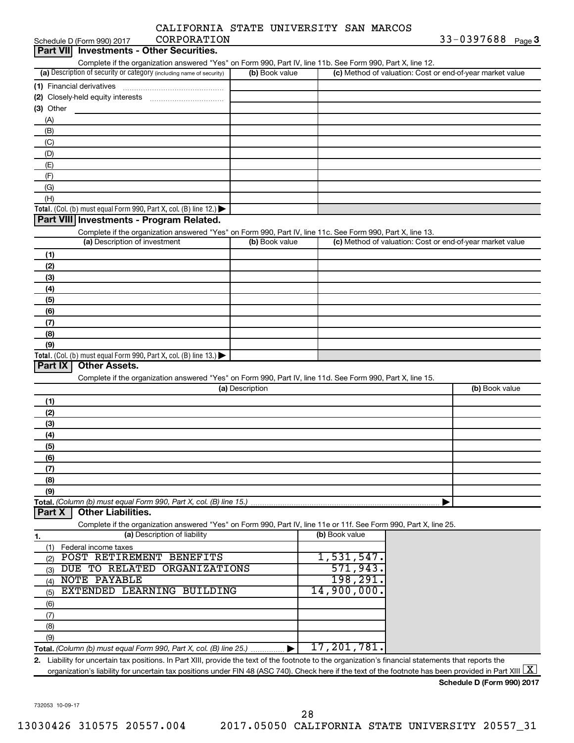Schedule D (Form 990) 2017 CALIFORNIA STATE UNIVERSITY SAN MARCOS CORPORATION 33-0397688 Page 3

## Part VII Investments - Other Securities.

Complete if the organization answered "Yes" on Form 990, Part IV, line 11b. See Form 990, Part X, line 12.

| (a) Description of security or category (including name of security) | (b) Book value | (c) Method of valuation: Cost or end-of-year market value |
|---|---|---|
| (1) Financial derivatives | | |
| (2) Closely-held equity interests | | |
| (3) Other | | |
| (A) | | |
| (B) | | |
| (C) | | |
| (D) | | |
| (E) | | |
| (F) | | |
| (G) | | |
| (H) | | |
| **Total.** (Col. (b) must equal Form 990, Part X, col. (B) line 12.) | | |

## Part VIII Investments - Program Related.

Complete if the organization answered "Yes" on Form 990, Part IV, line 11c. See Form 990, Part X, line 13.

| (a) Description of investment | (b) Book value | (c) Method of valuation: Cost or end-of-year market value |
|---|---|---|
| (1) | | |
| (2) | | |
| (3) | | |
| (4) | | |
| (5) | | |
| (6) | | |
| (7) | | |
| (8) | | |
| (9) | | |
| **Total.** (Col. (b) must equal Form 990, Part X, col. (B) line 13.) | | |

## Part IX Other Assets.

Complete if the organization answered "Yes" on Form 990, Part IV, line 11d. See Form 990, Part X, line 15.

| (a) Description | (b) Book value |
|---|---|
| (1) | |
| (2) | |
| (3) | |
| (4) | |
| (5) | |
| (6) | |
| (7) | |
| (8) | |
| (9) | |
| **Total.** *(Column (b) must equal Form 990, Part X, col. (B) line 15.)* | |

## Part X Other Liabilities.

Complete if the organization answered "Yes" on Form 990, Part IV, line 11e or 11f. See Form 990, Part X, line 25.

| 1. (a) Description of liability | (b) Book value |
|---|---|
| (1) Federal income taxes | |
| (2) POST RETIREMENT BENEFITS | 1,531,547. |
| (3) DUE TO RELATED ORGANIZATIONS | 571,943. |
| (4) NOTE PAYABLE | 198,291. |
| (5) EXTENDED LEARNING BUILDING | 14,900,000. |
| (6) | |
| (7) | |
| (8) | |
| (9) | |
| **Total.** *(Column (b) must equal Form 990, Part X, col. (B) line 25.)* | 17,201,781. |

2. Liability for uncertain tax positions. In Part XIII, provide the text of the footnote to the organization's financial statements that reports the organization's liability for uncertain tax positions under FIN 48 (ASC 740). Check here if the text of the footnote has been provided in Part XIII [X]

**Schedule D (Form 990) 2017**

732053 10-09-17

13030426 310575 20557.004 2017.05050 CALIFORNIA STATE UNIVERSITY 20557_31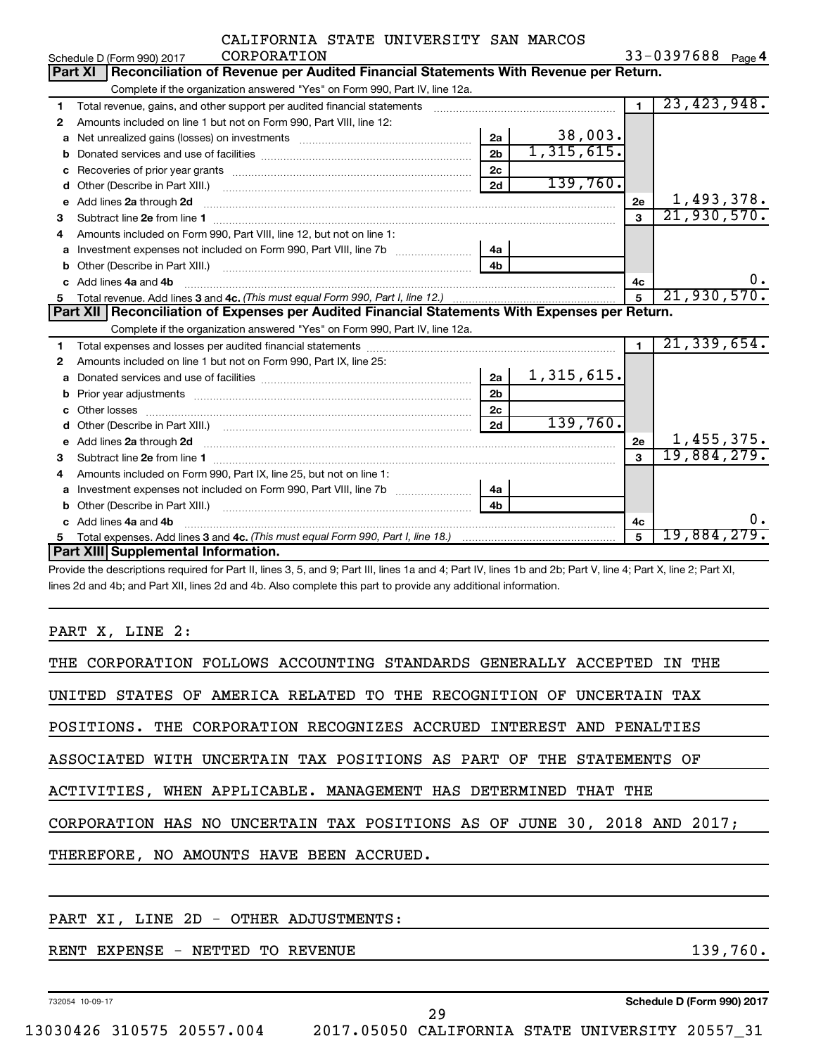CALIFORNIA STATE UNIVERSITY SAN MARCOS CORPORATION

Schedule D (Form 990) 2017 — 33-0397688 — Page 4

## Part XI Reconciliation of Revenue per Audited Financial Statements With Revenue per Return.

Complete if the organization answered "Yes" on Form 990, Part IV, line 12a.

| | | | | | |
|---|---|---|---|---|---|
| 1 | Total revenue, gains, and other support per audited financial statements | | | 1 | 23,423,948. |
| 2 | Amounts included on line 1 but not on Form 990, Part VIII, line 12: | | | | |
| a | Net unrealized gains (losses) on investments | 2a | 38,003. | | |
| b | Donated services and use of facilities | 2b | 1,315,615. | | |
| c | Recoveries of prior year grants | 2c | | | |
| d | Other (Describe in Part XIII.) | 2d | 139,760. | | |
| e | Add lines 2a through 2d | | | 2e | 1,493,378. |
| 3 | Subtract line 2e from line 1 | | | 3 | 21,930,570. |
| 4 | Amounts included on Form 990, Part VIII, line 12, but not on line 1: | | | | |
| a | Investment expenses not included on Form 990, Part VIII, line 7b | 4a | | | |
| b | Other (Describe in Part XIII.) | 4b | | | |
| c | Add lines 4a and 4b | | | 4c | 0. |
| 5 | Total revenue. Add lines 3 and 4c. *(This must equal Form 990, Part I, line 12.)* | | | 5 | 21,930,570. |

## Part XII Reconciliation of Expenses per Audited Financial Statements With Expenses per Return.

Complete if the organization answered "Yes" on Form 990, Part IV, line 12a.

| | | | | | |
|---|---|---|---|---|---|
| 1 | Total expenses and losses per audited financial statements | | | 1 | 21,339,654. |
| 2 | Amounts included on line 1 but not on Form 990, Part IX, line 25: | | | | |
| a | Donated services and use of facilities | 2a | 1,315,615. | | |
| b | Prior year adjustments | 2b | | | |
| c | Other losses | 2c | | | |
| d | Other (Describe in Part XIII.) | 2d | 139,760. | | |
| e | Add lines 2a through 2d | | | 2e | 1,455,375. |
| 3 | Subtract line 2e from line 1 | | | 3 | 19,884,279. |
| 4 | Amounts included on Form 990, Part IX, line 25, but not on line 1: | | | | |
| a | Investment expenses not included on Form 990, Part VIII, line 7b | 4a | | | |
| b | Other (Describe in Part XIII.) | 4b | | | |
| c | Add lines 4a and 4b | | | 4c | 0. |
| 5 | Total expenses. Add lines 3 and 4c. *(This must equal Form 990, Part I, line 18.)* | | | 5 | 19,884,279. |

## Part XIII Supplemental Information.

Provide the descriptions required for Part II, lines 3, 5, and 9; Part III, lines 1a and 4; Part IV, lines 1b and 2b; Part V, line 4; Part X, line 2; Part XI, lines 2d and 4b; and Part XII, lines 2d and 4b. Also complete this part to provide any additional information.

PART X, LINE 2:

THE CORPORATION FOLLOWS ACCOUNTING STANDARDS GENERALLY ACCEPTED IN THE UNITED STATES OF AMERICA RELATED TO THE RECOGNITION OF UNCERTAIN TAX POSITIONS. THE CORPORATION RECOGNIZES ACCRUED INTEREST AND PENALTIES ASSOCIATED WITH UNCERTAIN TAX POSITIONS AS PART OF THE STATEMENTS OF ACTIVITIES, WHEN APPLICABLE. MANAGEMENT HAS DETERMINED THAT THE CORPORATION HAS NO UNCERTAIN TAX POSITIONS AS OF JUNE 30, 2018 AND 2017; THEREFORE, NO AMOUNTS HAVE BEEN ACCRUED.

PART XI, LINE 2D - OTHER ADJUSTMENTS:

RENT EXPENSE - NETTED TO REVENUE 139,760.

732054 10-09-17 — Schedule D (Form 990) 2017

13030426 310575 20557.004 2017.05050 CALIFORNIA STATE UNIVERSITY 20557_31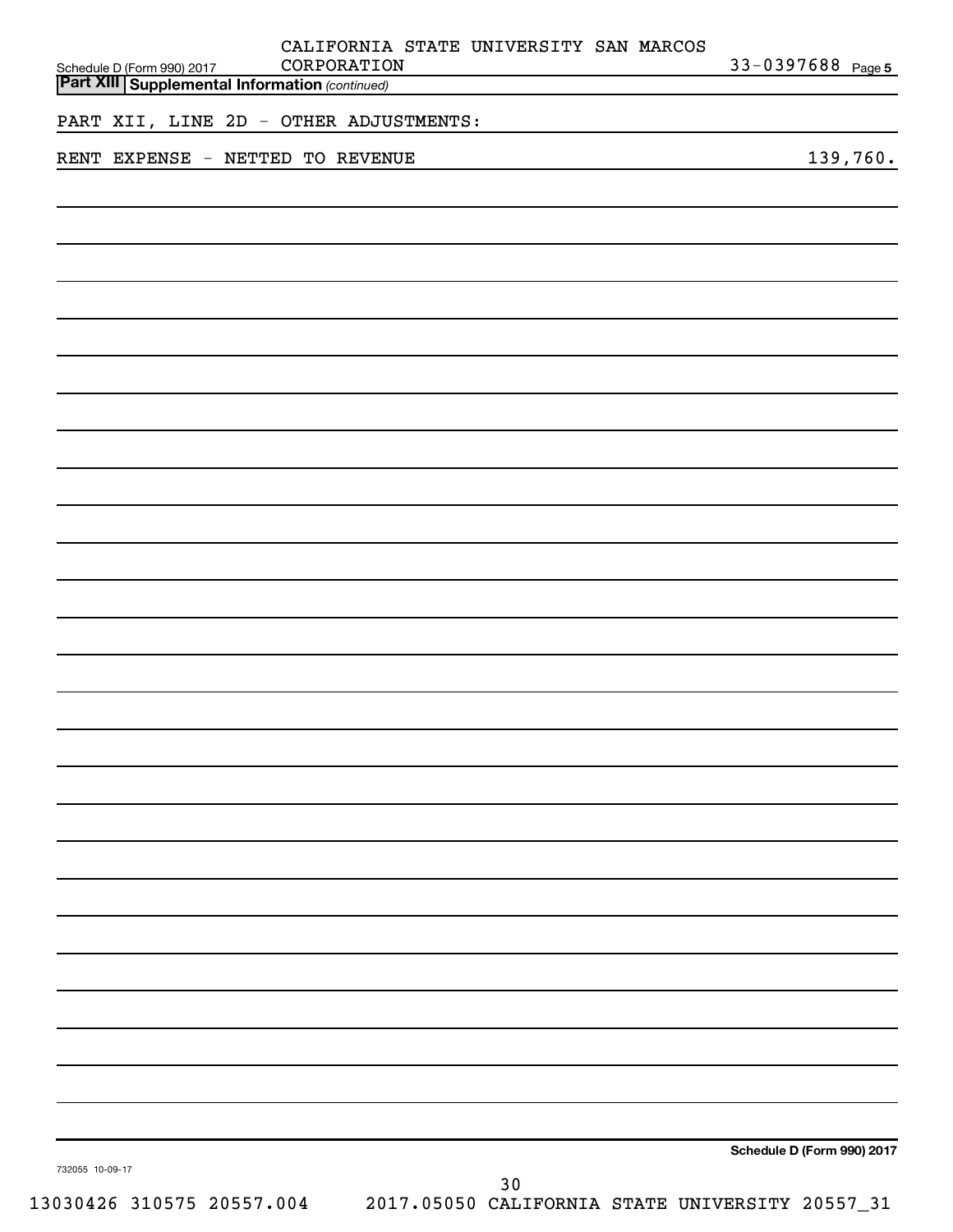CALIFORNIA STATE UNIVERSITY SAN MARCOS CORPORATION

Schedule D (Form 990) 2017 — 33-0397688 Page 5

**Part XIII | Supplemental Information** *(continued)*

PART XII, LINE 2D - OTHER ADJUSTMENTS:

| | |
|---|---|
| RENT EXPENSE - NETTED TO REVENUE | 139,760. |

**Schedule D (Form 990) 2017**

732055 10-09-17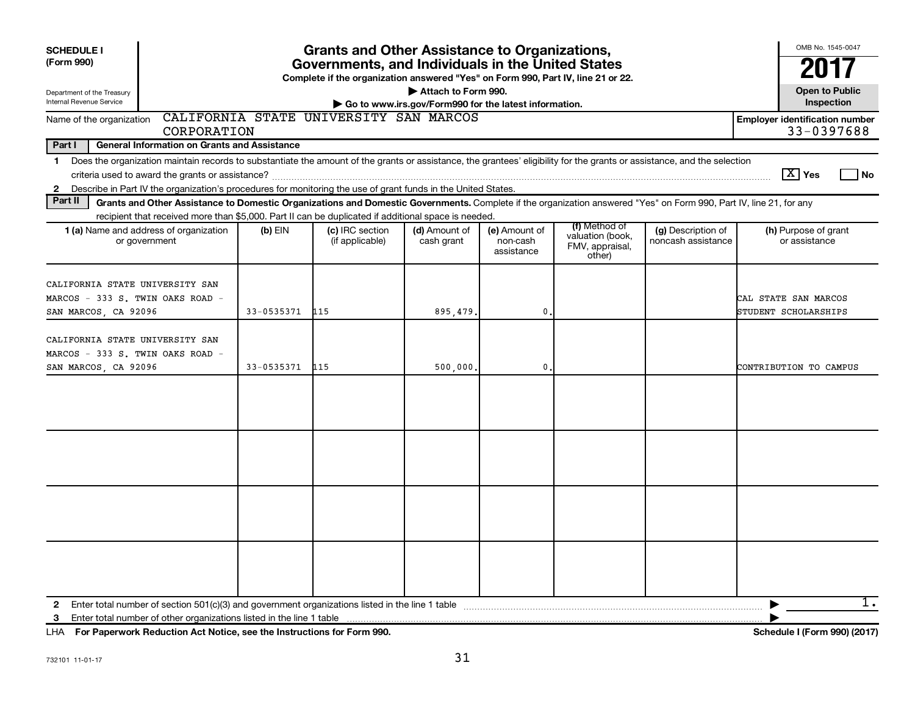**SCHEDULE I (Form 990)**

Department of the Treasury
Internal Revenue Service

# Grants and Other Assistance to Organizations, Governments, and Individuals in the United States

**Complete if the organization answered "Yes" on Form 990, Part IV, line 21 or 22.**

**▶ Attach to Form 990.**

**▶ Go to www.irs.gov/Form990 for the latest information.**

OMB No. 1545-0047

**2017**

**Open to Public Inspection**

Name of the organization: CALIFORNIA STATE UNIVERSITY SAN MARCOS CORPORATION

**Employer identification number** 33-0397688

**Part I — General Information on Grants and Assistance**

1 Does the organization maintain records to substantiate the amount of the grants or assistance, the grantees' eligibility for the grants or assistance, and the selection criteria used to award the grants or assistance? [X] Yes [ ] No

2 Describe in Part IV the organization's procedures for monitoring the use of grant funds in the United States.

**Part II — Grants and Other Assistance to Domestic Organizations and Domestic Governments.** Complete if the organization answered "Yes" on Form 990, Part IV, line 21, for any recipient that received more than $5,000. Part II can be duplicated if additional space is needed.

| 1 (a) Name and address of organization or government | (b) EIN | (c) IRC section (if applicable) | (d) Amount of cash grant | (e) Amount of non-cash assistance | (f) Method of valuation (book, FMV, appraisal, other) | (g) Description of noncash assistance | (h) Purpose of grant or assistance |
|---|---|---|---|---|---|---|---|
| CALIFORNIA STATE UNIVERSITY SAN MARCOS - 333 S. TWIN OAKS ROAD - SAN MARCOS, CA 92096 | 33-0535371 | 115 | 895,479. | 0. | | | CAL STATE SAN MARCOS STUDENT SCHOLARSHIPS |
| CALIFORNIA STATE UNIVERSITY SAN MARCOS - 333 S. TWIN OAKS ROAD - SAN MARCOS, CA 92096 | 33-0535371 | 115 | 500,000. | 0. | | | CONTRIBUTION TO CAMPUS |
| | | | | | | | |
| | | | | | | | |
| | | | | | | | |
| | | | | | | | |

2 Enter total number of section 501(c)(3) and government organizations listed in the line 1 table ▶ 1.

3 Enter total number of other organizations listed in the line 1 table ▶

LHA **For Paperwork Reduction Act Notice, see the Instructions for Form 990.** **Schedule I (Form 990) (2017)**

732101 11-01-17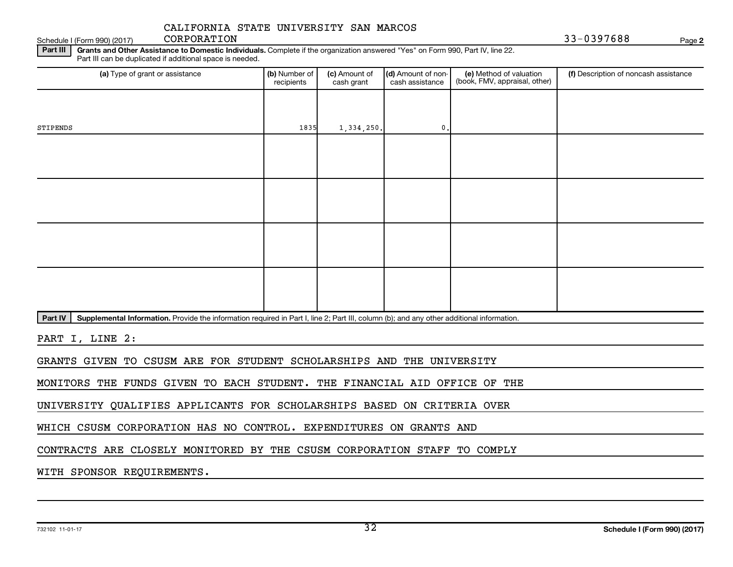CALIFORNIA STATE UNIVERSITY SAN MARCOS
Schedule I (Form 990) (2017) CORPORATION 33-0397688 Page **2**

**Part III** **Grants and Other Assistance to Domestic Individuals.** Complete if the organization answered "Yes" on Form 990, Part IV, line 22. Part III can be duplicated if additional space is needed.

| (a) Type of grant or assistance | (b) Number of recipients | (c) Amount of cash grant | (d) Amount of non-cash assistance | (e) Method of valuation (book, FMV, appraisal, other) | (f) Description of noncash assistance |
|---|---|---|---|---|---|
| STIPENDS | 1835 | 1,334,250. | 0. | | |
| | | | | | |
| | | | | | |
| | | | | | |
| | | | | | |

**Part IV** **Supplemental Information.** Provide the information required in Part I, line 2; Part III, column (b); and any other additional information.

PART I, LINE 2:

GRANTS GIVEN TO CSUSM ARE FOR STUDENT SCHOLARSHIPS AND THE UNIVERSITY MONITORS THE FUNDS GIVEN TO EACH STUDENT. THE FINANCIAL AID OFFICE OF THE UNIVERSITY QUALIFIES APPLICANTS FOR SCHOLARSHIPS BASED ON CRITERIA OVER WHICH CSUSM CORPORATION HAS NO CONTROL. EXPENDITURES ON GRANTS AND CONTRACTS ARE CLOSELY MONITORED BY THE CSUSM CORPORATION STAFF TO COMPLY WITH SPONSOR REQUIREMENTS.

732102 11-01-17 **Schedule I (Form 990) (2017)**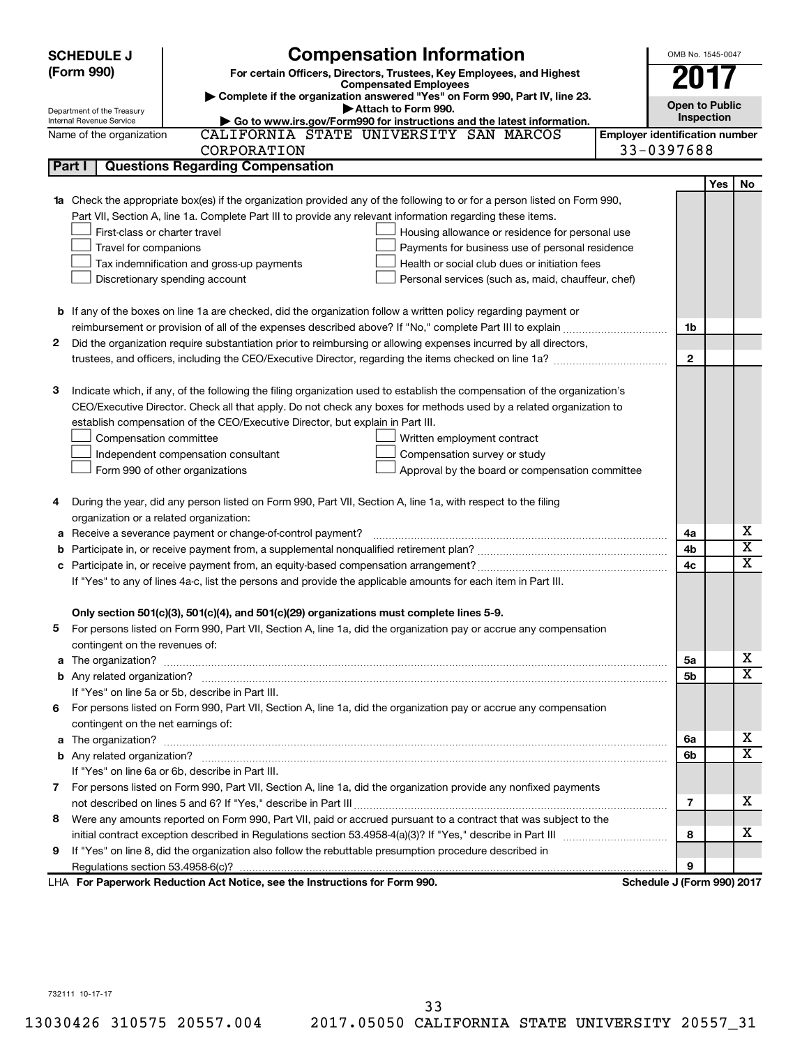**SCHEDULE J (Form 990)**

Department of the Treasury
Internal Revenue Service

# Compensation Information

**For certain Officers, Directors, Trustees, Key Employees, and Highest Compensated Employees**

▶ Complete if the organization answered "Yes" on Form 990, Part IV, line 23.
▶ Attach to Form 990.
▶ Go to www.irs.gov/Form990 for instructions and the latest information.

OMB No. 1545-0047

**2017**

**Open to Public Inspection**

Name of the organization: CALIFORNIA STATE UNIVERSITY SAN MARCOS CORPORATION

**Employer identification number**: 33-0397688

## Part I | Questions Regarding Compensation

| | | | Yes | No |
|---|---|---|---|---|
| **1a** | Check the appropriate box(es) if the organization provided any of the following to or for a person listed on Form 990, Part VII, Section A, line 1a. Complete Part III to provide any relevant information regarding these items.<br>☐ First-class or charter travel ☐ Housing allowance or residence for personal use<br>☐ Travel for companions ☐ Payments for business use of personal residence<br>☐ Tax indemnification and gross-up payments ☐ Health or social club dues or initiation fees<br>☐ Discretionary spending account ☐ Personal services (such as, maid, chauffeur, chef) | | | |
| **b** | If any of the boxes on line 1a are checked, did the organization follow a written policy regarding payment or reimbursement or provision of all of the expenses described above? If "No," complete Part III to explain | 1b | | |
| **2** | Did the organization require substantiation prior to reimbursing or allowing expenses incurred by all directors, trustees, and officers, including the CEO/Executive Director, regarding the items checked on line 1a? | 2 | | |
| **3** | Indicate which, if any, of the following the filing organization used to establish the compensation of the organization's CEO/Executive Director. Check all that apply. Do not check any boxes for methods used by a related organization to establish compensation of the CEO/Executive Director, but explain in Part III.<br>☐ Compensation committee ☐ Written employment contract<br>☐ Independent compensation consultant ☐ Compensation survey or study<br>☐ Form 990 of other organizations ☐ Approval by the board or compensation committee | | | |
| **4** | During the year, did any person listed on Form 990, Part VII, Section A, line 1a, with respect to the filing organization or a related organization: | | | |
| **a** | Receive a severance payment or change-of-control payment? | 4a | | X |
| **b** | Participate in, or receive payment from, a supplemental nonqualified retirement plan? | 4b | | X |
| **c** | Participate in, or receive payment from, an equity-based compensation arrangement? | 4c | | X |
| | If "Yes" to any of lines 4a-c, list the persons and provide the applicable amounts for each item in Part III. | | | |
| | **Only section 501(c)(3), 501(c)(4), and 501(c)(29) organizations must complete lines 5-9.** | | | |
| **5** | For persons listed on Form 990, Part VII, Section A, line 1a, did the organization pay or accrue any compensation contingent on the revenues of: | | | |
| **a** | The organization? | 5a | | X |
| **b** | Any related organization? | 5b | | X |
| | If "Yes" on line 5a or 5b, describe in Part III. | | | |
| **6** | For persons listed on Form 990, Part VII, Section A, line 1a, did the organization pay or accrue any compensation contingent on the net earnings of: | | | |
| **a** | The organization? | 6a | | X |
| **b** | Any related organization? | 6b | | X |
| | If "Yes" on line 6a or 6b, describe in Part III. | | | |
| **7** | For persons listed on Form 990, Part VII, Section A, line 1a, did the organization provide any nonfixed payments not described on lines 5 and 6? If "Yes," describe in Part III | 7 | | X |
| **8** | Were any amounts reported on Form 990, Part VII, paid or accrued pursuant to a contract that was subject to the initial contract exception described in Regulations section 53.4958-4(a)(3)? If "Yes," describe in Part III | 8 | | X |
| **9** | If "Yes" on line 8, did the organization also follow the rebuttable presumption procedure described in Regulations section 53.4958-6(c)? | 9 | | |

LHA **For Paperwork Reduction Act Notice, see the Instructions for Form 990.** **Schedule J (Form 990) 2017**

732111 10-17-17

13030426 310575 20557.004 2017.05050 CALIFORNIA STATE UNIVERSITY 20557_31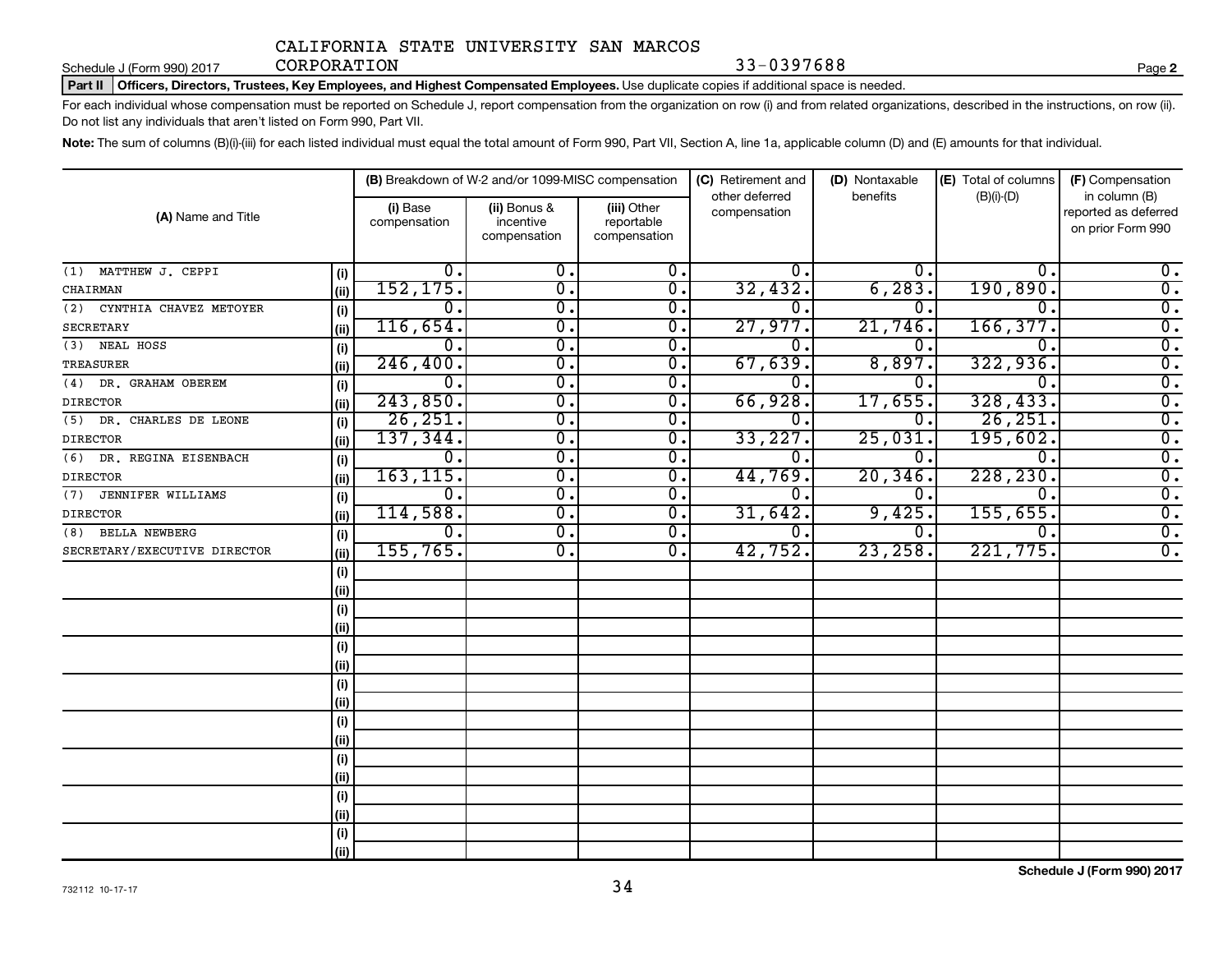CALIFORNIA STATE UNIVERSITY SAN MARCOS CORPORATION

Schedule J (Form 990) 2017 33-0397688 Page 2

**Part II Officers, Directors, Trustees, Key Employees, and Highest Compensated Employees.** Use duplicate copies if additional space is needed.

For each individual whose compensation must be reported on Schedule J, report compensation from the organization on row (i) and from related organizations, described in the instructions, on row (ii). Do not list any individuals that aren't listed on Form 990, Part VII.

**Note:** The sum of columns (B)(i)-(iii) for each listed individual must equal the total amount of Form 990, Part VII, Section A, line 1a, applicable column (D) and (E) amounts for that individual.

| (A) Name and Title | | (B) Breakdown of W-2 and/or 1099-MISC compensation | | | (C) Retirement and other deferred compensation | (D) Nontaxable benefits | (E) Total of columns (B)(i)-(D) | (F) Compensation in column (B) reported as deferred on prior Form 990 |
|---|---|---|---|---|---|---|---|---|
| | | (i) Base compensation | (ii) Bonus & incentive compensation | (iii) Other reportable compensation | | | | |
| (1) MATTHEW J. CEPPI | (i) | 0. | 0. | 0. | 0. | 0. | 0. | 0. |
| CHAIRMAN | (ii) | 152,175. | 0. | 0. | 32,432. | 6,283. | 190,890. | 0. |
| (2) CYNTHIA CHAVEZ METOYER | (i) | 0. | 0. | 0. | 0. | 0. | 0. | 0. |
| SECRETARY | (ii) | 116,654. | 0. | 0. | 27,977. | 21,746. | 166,377. | 0. |
| (3) NEAL HOSS | (i) | 0. | 0. | 0. | 0. | 0. | 0. | 0. |
| TREASURER | (ii) | 246,400. | 0. | 0. | 67,639. | 8,897. | 322,936. | 0. |
| (4) DR. GRAHAM OBEREM | (i) | 0. | 0. | 0. | 0. | 0. | 0. | 0. |
| DIRECTOR | (ii) | 243,850. | 0. | 0. | 66,928. | 17,655. | 328,433. | 0. |
| (5) DR. CHARLES DE LEONE | (i) | 26,251. | 0. | 0. | 0. | 0. | 26,251. | 0. |
| DIRECTOR | (ii) | 137,344. | 0. | 0. | 33,227. | 25,031. | 195,602. | 0. |
| (6) DR. REGINA EISENBACH | (i) | 0. | 0. | 0. | 0. | 0. | 0. | 0. |
| DIRECTOR | (ii) | 163,115. | 0. | 0. | 44,769. | 20,346. | 228,230. | 0. |
| (7) JENNIFER WILLIAMS | (i) | 0. | 0. | 0. | 0. | 0. | 0. | 0. |
| DIRECTOR | (ii) | 114,588. | 0. | 0. | 31,642. | 9,425. | 155,655. | 0. |
| (8) BELLA NEWBERG | (i) | 0. | 0. | 0. | 0. | 0. | 0. | 0. |
| SECRETARY/EXECUTIVE DIRECTOR | (ii) | 155,765. | 0. | 0. | 42,752. | 23,258. | 221,775. | 0. |
| | (i) | | | | | | | |
| | (ii) | | | | | | | |
| | (i) | | | | | | | |
| | (ii) | | | | | | | |
| | (i) | | | | | | | |
| | (ii) | | | | | | | |
| | (i) | | | | | | | |
| | (ii) | | | | | | | |
| | (i) | | | | | | | |
| | (ii) | | | | | | | |
| | (i) | | | | | | | |
| | (ii) | | | | | | | |
| | (i) | | | | | | | |
| | (ii) | | | | | | | |
| | (i) | | | | | | | |
| | (ii) | | | | | | | |

732112 10-17-17

**Schedule J (Form 990) 2017**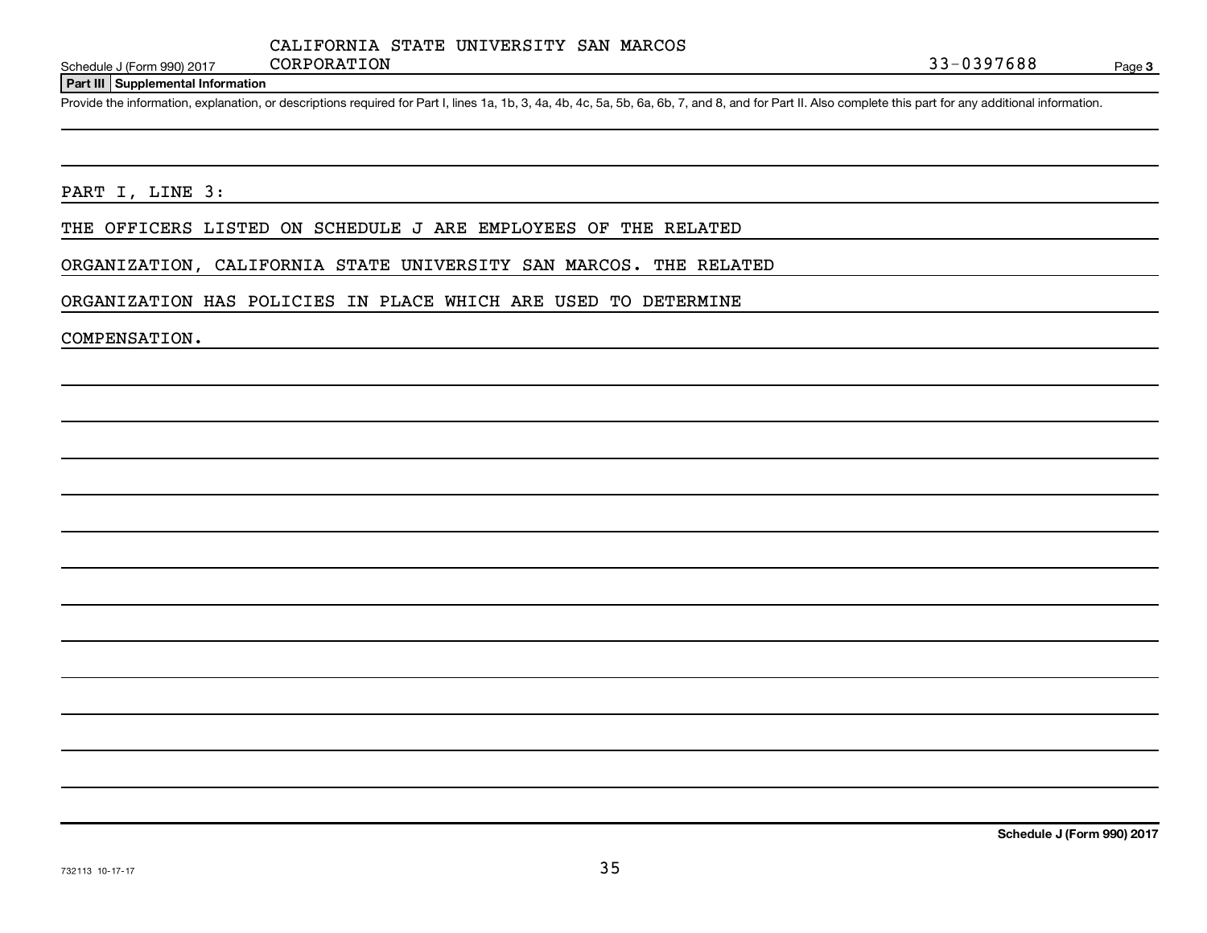CALIFORNIA STATE UNIVERSITY SAN MARCOS CORPORATION 33-0397688

Schedule J (Form 990) 2017 Page 3

**Part III Supplemental Information**

Provide the information, explanation, or descriptions required for Part I, lines 1a, 1b, 3, 4a, 4b, 4c, 5a, 5b, 6a, 6b, 7, and 8, and for Part II. Also complete this part for any additional information.

PART I, LINE 3:

THE OFFICERS LISTED ON SCHEDULE J ARE EMPLOYEES OF THE RELATED ORGANIZATION, CALIFORNIA STATE UNIVERSITY SAN MARCOS. THE RELATED ORGANIZATION HAS POLICIES IN PLACE WHICH ARE USED TO DETERMINE COMPENSATION.

Schedule J (Form 990) 2017

732113 10-17-17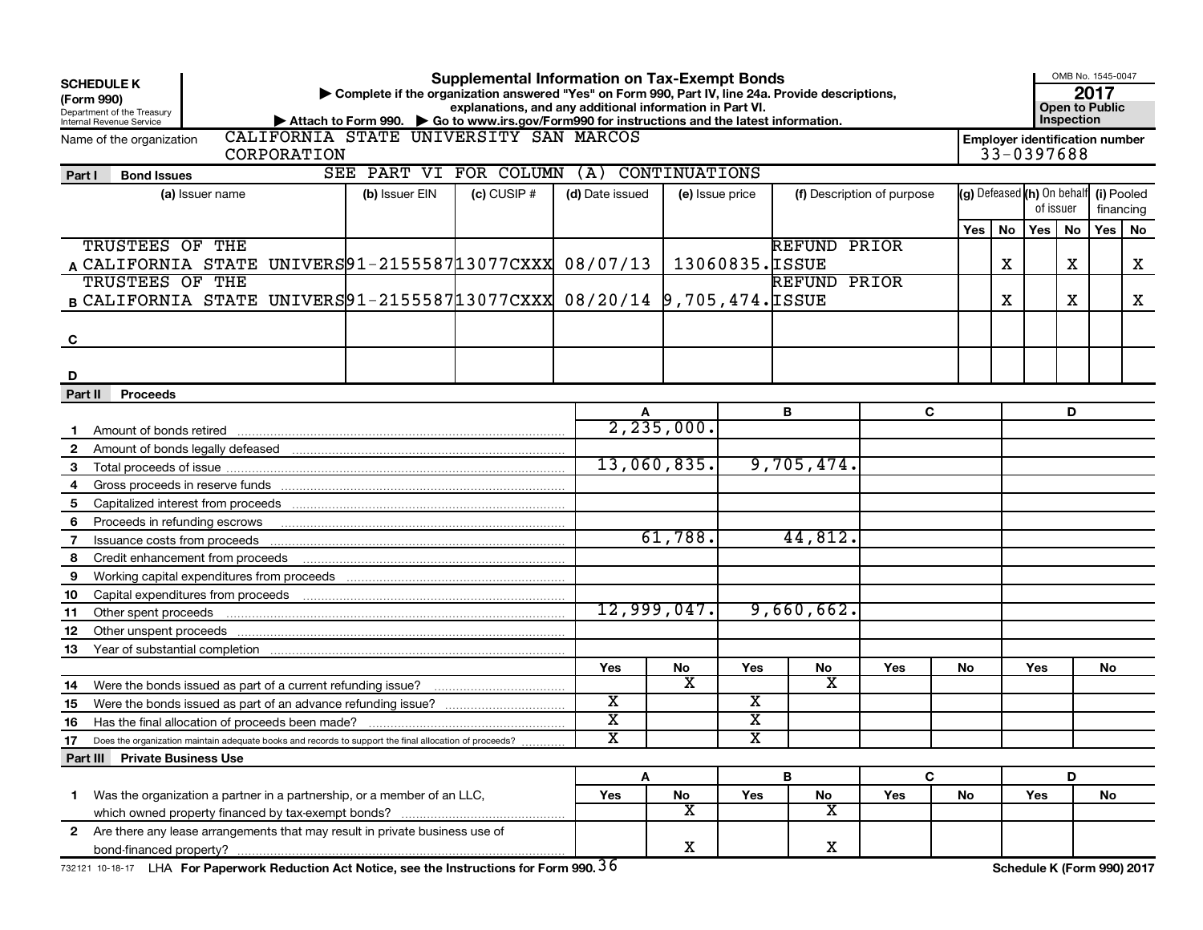**SCHEDULE K**
**(Form 990)**
Department of the Treasury
Internal Revenue Service

# Supplemental Information on Tax-Exempt Bonds

▶ Complete if the organization answered "Yes" on Form 990, Part IV, line 24a. Provide descriptions, explanations, and any additional information in Part VI.
▶ Attach to Form 990. ▶ Go to www.irs.gov/Form990 for instructions and the latest information.

OMB No. 1545-0047
**2017**
**Open to Public Inspection**

Name of the organization: CALIFORNIA STATE UNIVERSITY SAN MARCOS CORPORATION

**Employer identification number:** 33-0397688

## Part I Bond Issues

SEE PART VI FOR COLUMN (A) CONTINUATIONS

| | (a) Issuer name | (b) Issuer EIN | (c) CUSIP # | (d) Date issued | (e) Issue price | (f) Description of purpose | (g) Defeased Yes | (g) Defeased No | (h) On behalf of issuer Yes | (h) On behalf of issuer No | (i) Pooled financing Yes | (i) Pooled financing No |
|---|---|---|---|---|---|---|---|---|---|---|---|---|
| A | TRUSTEES OF THE CALIFORNIA STATE UNIVERS | 91-2155587 | 13077CXXX | 08/07/13 | 13060835. | REFUND PRIOR ISSUE | | X | | X | | X |
| B | TRUSTEES OF THE CALIFORNIA STATE UNIVERS | 91-2155587 | 13077CXXX | 08/20/14 | 9,705,474. | REFUND PRIOR ISSUE | | X | | X | | X |
| C | | | | | | | | | | | | |
| D | | | | | | | | | | | | |

## Part II Proceeds

| | | A | | B | | C | | D | |
|---|---|---|---|---|---|---|---|---|---|
| 1 | Amount of bonds retired | 2,235,000. | | | | | | | |
| 2 | Amount of bonds legally defeased | | | | | | | | |
| 3 | Total proceeds of issue | 13,060,835. | | 9,705,474. | | | | | |
| 4 | Gross proceeds in reserve funds | | | | | | | | |
| 5 | Capitalized interest from proceeds | | | | | | | | |
| 6 | Proceeds in refunding escrows | | | | | | | | |
| 7 | Issuance costs from proceeds | 61,788. | | 44,812. | | | | | |
| 8 | Credit enhancement from proceeds | | | | | | | | |
| 9 | Working capital expenditures from proceeds | | | | | | | | |
| 10 | Capital expenditures from proceeds | | | | | | | | |
| 11 | Other spent proceeds | 12,999,047. | | 9,660,662. | | | | | |
| 12 | Other unspent proceeds | | | | | | | | |
| 13 | Year of substantial completion | | | | | | | | |
| | | Yes | No | Yes | No | Yes | No | Yes | No |
| 14 | Were the bonds issued as part of a current refunding issue? | | X | | X | | | | |
| 15 | Were the bonds issued as part of an advance refunding issue? | X | | X | | | | | |
| 16 | Has the final allocation of proceeds been made? | X | | X | | | | | |
| 17 | Does the organization maintain adequate books and records to support the final allocation of proceeds? | X | | X | | | | | |

## Part III Private Business Use

| | | A | | B | | C | | D | |
|---|---|---|---|---|---|---|---|---|---|
| | | Yes | No | Yes | No | Yes | No | Yes | No |
| 1 | Was the organization a partner in a partnership, or a member of an LLC, which owned property financed by tax-exempt bonds? | | X | | X | | | | |
| 2 | Are there any lease arrangements that may result in private business use of bond-financed property? | | X | | X | | | | |

732121 10-18-17 LHA For Paperwork Reduction Act Notice, see the Instructions for Form 990.

Schedule K (Form 990) 2017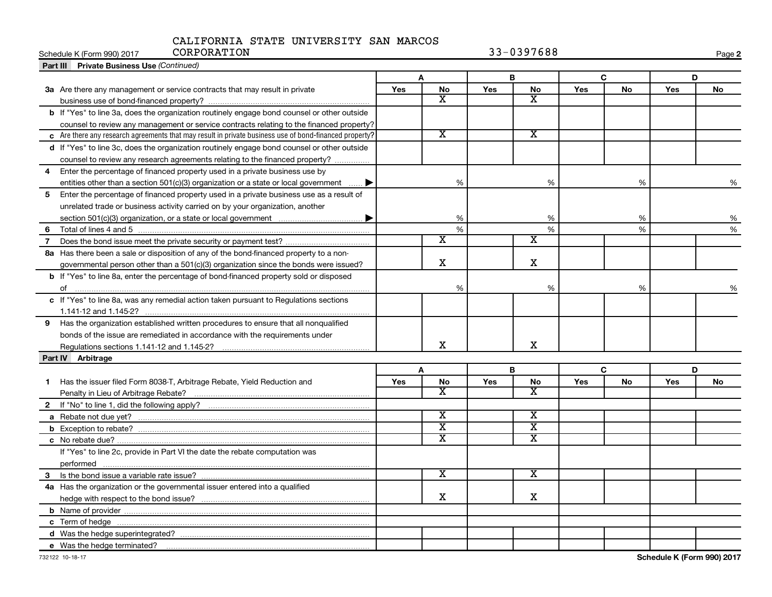CALIFORNIA STATE UNIVERSITY SAN MARCOS CORPORATION

33-0397688

Schedule K (Form 990) 2017

## Part III Private Business Use *(Continued)*

| | A | | B | | C | | D | |
|---|---|---|---|---|---|---|---|---|
| | Yes | No | Yes | No | Yes | No | Yes | No |
| **3a** Are there any management or service contracts that may result in private business use of bond-financed property? | | X | | X | | | | |
| **b** If "Yes" to line 3a, does the organization routinely engage bond counsel or other outside counsel to review any management or service contracts relating to the financed property? | | | | | | | | |
| **c** Are there any research agreements that may result in private business use of bond-financed property? | | X | | X | | | | |
| **d** If "Yes" to line 3c, does the organization routinely engage bond counsel or other outside counsel to review any research agreements relating to the financed property? | | | | | | | | |
| **4** Enter the percentage of financed property used in a private business use by entities other than a section 501(c)(3) organization or a state or local government ▶ | | % | | % | | % | | % |
| **5** Enter the percentage of financed property used in a private business use as a result of unrelated trade or business activity carried on by your organization, another section 501(c)(3) organization, or a state or local government ▶ | | % | | % | | % | | % |
| **6** Total of lines 4 and 5 | | % | | % | | % | | % |
| **7** Does the bond issue meet the private security or payment test? | | X | | X | | | | |
| **8a** Has there been a sale or disposition of any of the bond-financed property to a non-governmental person other than a 501(c)(3) organization since the bonds were issued? | | X | | X | | | | |
| **b** If "Yes" to line 8a, enter the percentage of bond-financed property sold or disposed of | | % | | % | | % | | % |
| **c** If "Yes" to line 8a, was any remedial action taken pursuant to Regulations sections 1.141-12 and 1.145-2? | | | | | | | | |
| **9** Has the organization established written procedures to ensure that all nonqualified bonds of the issue are remediated in accordance with the requirements under Regulations sections 1.141-12 and 1.145-2? | | X | | X | | | | |

## Part IV Arbitrage

| | A | | B | | C | | D | |
|---|---|---|---|---|---|---|---|---|
| | Yes | No | Yes | No | Yes | No | Yes | No |
| **1** Has the issuer filed Form 8038-T, Arbitrage Rebate, Yield Reduction and Penalty in Lieu of Arbitrage Rebate? | | X | | X | | | | |
| **2** If "No" to line 1, did the following apply? | | | | | | | | |
| **a** Rebate not due yet? | | X | | X | | | | |
| **b** Exception to rebate? | | X | | X | | | | |
| **c** No rebate due? | | X | | X | | | | |
| If "Yes" to line 2c, provide in Part VI the date the rebate computation was performed | | | | | | | | |
| **3** Is the bond issue a variable rate issue? | | X | | X | | | | |
| **4a** Has the organization or the governmental issuer entered into a qualified hedge with respect to the bond issue? | | X | | X | | | | |
| **b** Name of provider | | | | | | | | |
| **c** Term of hedge | | | | | | | | |
| **d** Was the hedge superintegrated? | | | | | | | | |
| **e** Was the hedge terminated? | | | | | | | | |

732122 10-18-17

Schedule K (Form 990) 2017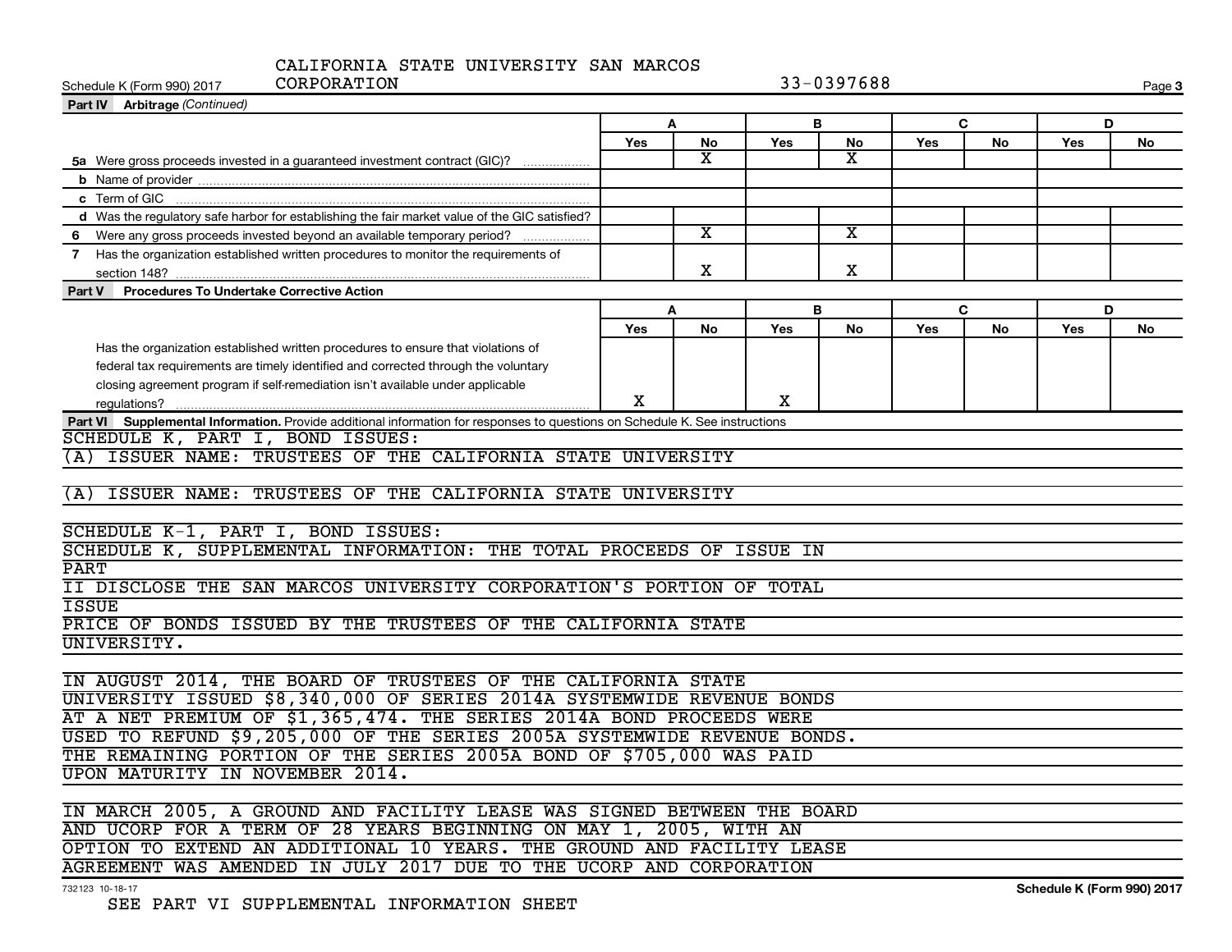CALIFORNIA STATE UNIVERSITY SAN MARCOS CORPORATION

33-0397688

**Part IV Arbitrage** *(Continued)*

| | A | | B | | C | | D | |
|---|---|---|---|---|---|---|---|---|
| | Yes | No | Yes | No | Yes | No | Yes | No |
| **5a** Were gross proceeds invested in a guaranteed investment contract (GIC)? | | X | | X | | | | |
| **b** Name of provider | | | | | | | | |
| **c** Term of GIC | | | | | | | | |
| **d** Was the regulatory safe harbor for establishing the fair market value of the GIC satisfied? | | | | | | | | |
| **6** Were any gross proceeds invested beyond an available temporary period? | | X | | X | | | | |
| **7** Has the organization established written procedures to monitor the requirements of section 148? | | X | | X | | | | |

**Part V Procedures To Undertake Corrective Action**

| | A | | B | | C | | D | |
|---|---|---|---|---|---|---|---|---|
| | Yes | No | Yes | No | Yes | No | Yes | No |
| Has the organization established written procedures to ensure that violations of federal tax requirements are timely identified and corrected through the voluntary closing agreement program if self-remediation isn't available under applicable regulations? | X | | X | | | | | |

**Part VI Supplemental Information.** Provide additional information for responses to questions on Schedule K. See instructions

SCHEDULE K, PART I, BOND ISSUES:
(A) ISSUER NAME: TRUSTEES OF THE CALIFORNIA STATE UNIVERSITY

(A) ISSUER NAME: TRUSTEES OF THE CALIFORNIA STATE UNIVERSITY

SCHEDULE K-1, PART I, BOND ISSUES:
SCHEDULE K, SUPPLEMENTAL INFORMATION: THE TOTAL PROCEEDS OF ISSUE IN
PART
II DISCLOSE THE SAN MARCOS UNIVERSITY CORPORATION'S PORTION OF TOTAL
ISSUE
PRICE OF BONDS ISSUED BY THE TRUSTEES OF THE CALIFORNIA STATE
UNIVERSITY.

IN AUGUST 2014, THE BOARD OF TRUSTEES OF THE CALIFORNIA STATE
UNIVERSITY ISSUED $8,340,000 OF SERIES 2014A SYSTEMWIDE REVENUE BONDS
AT A NET PREMIUM OF $1,365,474. THE SERIES 2014A BOND PROCEEDS WERE
USED TO REFUND $9,205,000 OF THE SERIES 2005A SYSTEMWIDE REVENUE BONDS.
THE REMAINING PORTION OF THE SERIES 2005A BOND OF $705,000 WAS PAID
UPON MATURITY IN NOVEMBER 2014.

IN MARCH 2005, A GROUND AND FACILITY LEASE WAS SIGNED BETWEEN THE BOARD
AND UCORP FOR A TERM OF 28 YEARS BEGINNING ON MAY 1, 2005, WITH AN
OPTION TO EXTEND AN ADDITIONAL 10 YEARS. THE GROUND AND FACILITY LEASE
AGREEMENT WAS AMENDED IN JULY 2017 DUE TO THE UCORP AND CORPORATION

732123 10-18-17

SEE PART VI SUPPLEMENTAL INFORMATION SHEET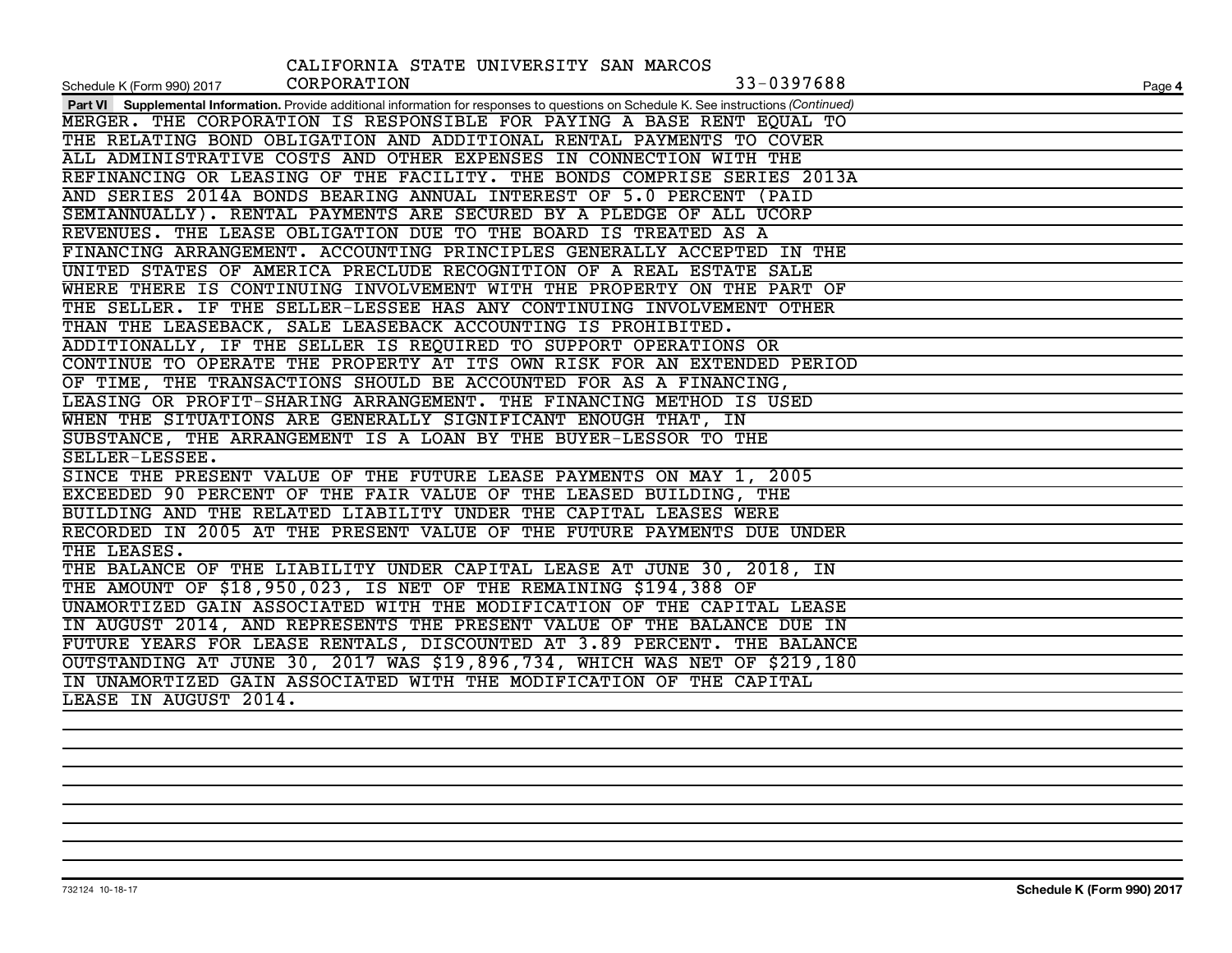CALIFORNIA STATE UNIVERSITY SAN MARCOS CORPORATION 33-0397688

**Part VI Supplemental Information.** Provide additional information for responses to questions on Schedule K. See instructions *(Continued)*

MERGER. THE CORPORATION IS RESPONSIBLE FOR PAYING A BASE RENT EQUAL TO THE RELATING BOND OBLIGATION AND ADDITIONAL RENTAL PAYMENTS TO COVER ALL ADMINISTRATIVE COSTS AND OTHER EXPENSES IN CONNECTION WITH THE REFINANCING OR LEASING OF THE FACILITY. THE BONDS COMPRISE SERIES 2013A AND SERIES 2014A BONDS BEARING ANNUAL INTEREST OF 5.0 PERCENT (PAID SEMIANNUALLY). RENTAL PAYMENTS ARE SECURED BY A PLEDGE OF ALL UCORP REVENUES. THE LEASE OBLIGATION DUE TO THE BOARD IS TREATED AS A FINANCING ARRANGEMENT. ACCOUNTING PRINCIPLES GENERALLY ACCEPTED IN THE UNITED STATES OF AMERICA PRECLUDE RECOGNITION OF A REAL ESTATE SALE WHERE THERE IS CONTINUING INVOLVEMENT WITH THE PROPERTY ON THE PART OF THE SELLER. IF THE SELLER-LESSEE HAS ANY CONTINUING INVOLVEMENT OTHER THAN THE LEASEBACK, SALE LEASEBACK ACCOUNTING IS PROHIBITED. ADDITIONALLY, IF THE SELLER IS REQUIRED TO SUPPORT OPERATIONS OR CONTINUE TO OPERATE THE PROPERTY AT ITS OWN RISK FOR AN EXTENDED PERIOD OF TIME, THE TRANSACTIONS SHOULD BE ACCOUNTED FOR AS A FINANCING, LEASING OR PROFIT-SHARING ARRANGEMENT. THE FINANCING METHOD IS USED WHEN THE SITUATIONS ARE GENERALLY SIGNIFICANT ENOUGH THAT, IN SUBSTANCE, THE ARRANGEMENT IS A LOAN BY THE BUYER-LESSOR TO THE SELLER-LESSEE.

SINCE THE PRESENT VALUE OF THE FUTURE LEASE PAYMENTS ON MAY 1, 2005 EXCEEDED 90 PERCENT OF THE FAIR VALUE OF THE LEASED BUILDING, THE BUILDING AND THE RELATED LIABILITY UNDER THE CAPITAL LEASES WERE RECORDED IN 2005 AT THE PRESENT VALUE OF THE FUTURE PAYMENTS DUE UNDER THE LEASES.

THE BALANCE OF THE LIABILITY UNDER CAPITAL LEASE AT JUNE 30, 2018, IN THE AMOUNT OF $18,950,023, IS NET OF THE REMAINING $194,388 OF UNAMORTIZED GAIN ASSOCIATED WITH THE MODIFICATION OF THE CAPITAL LEASE IN AUGUST 2014, AND REPRESENTS THE PRESENT VALUE OF THE BALANCE DUE IN FUTURE YEARS FOR LEASE RENTALS, DISCOUNTED AT 3.89 PERCENT. THE BALANCE OUTSTANDING AT JUNE 30, 2017 WAS $19,896,734, WHICH WAS NET OF $219,180 IN UNAMORTIZED GAIN ASSOCIATED WITH THE MODIFICATION OF THE CAPITAL LEASE IN AUGUST 2014.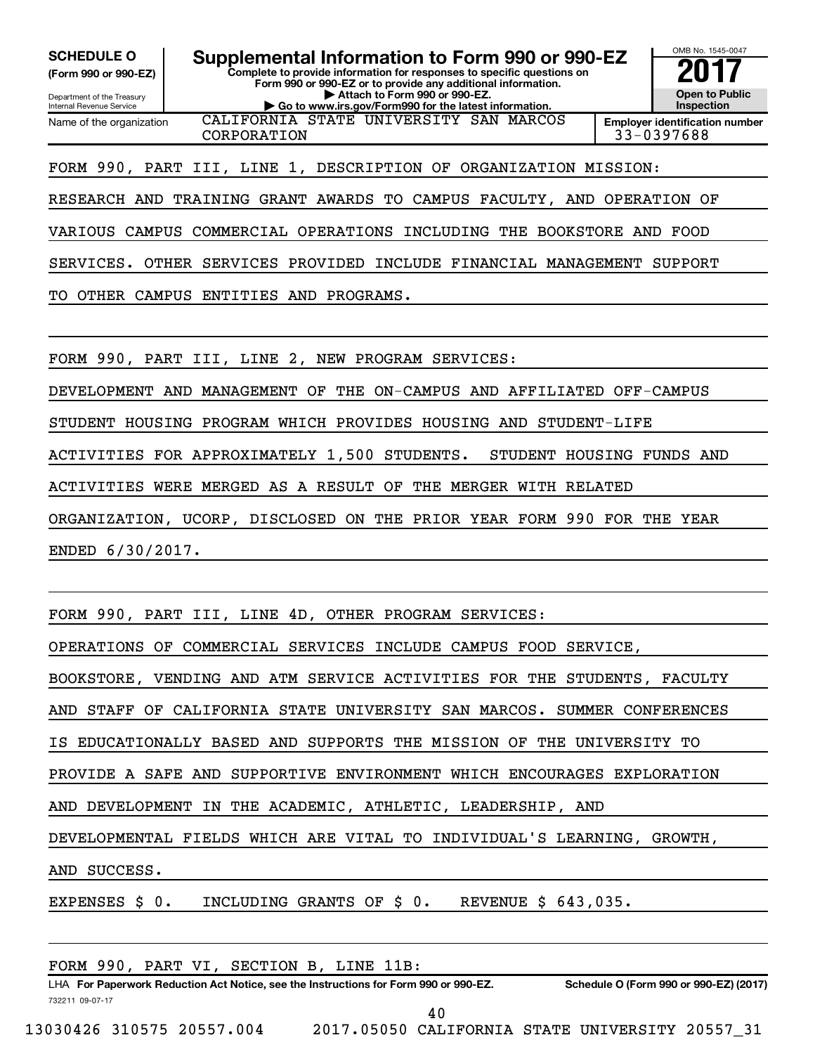**SCHEDULE O** (Form 990 or 990-EZ)

Department of the Treasury
Internal Revenue Service

# Supplemental Information to Form 990 or 990-EZ

**Complete to provide information for responses to specific questions on Form 990 or 990-EZ or to provide any additional information.**
**▶ Attach to Form 990 or 990-EZ.**
**▶ Go to www.irs.gov/Form990 for the latest information.**

OMB No. 1545-0047

**2017**

**Open to Public Inspection**

Name of the organization: CALIFORNIA STATE UNIVERSITY SAN MARCOS CORPORATION

**Employer identification number** 33-0397688

FORM 990, PART III, LINE 1, DESCRIPTION OF ORGANIZATION MISSION:

RESEARCH AND TRAINING GRANT AWARDS TO CAMPUS FACULTY, AND OPERATION OF VARIOUS CAMPUS COMMERCIAL OPERATIONS INCLUDING THE BOOKSTORE AND FOOD SERVICES. OTHER SERVICES PROVIDED INCLUDE FINANCIAL MANAGEMENT SUPPORT TO OTHER CAMPUS ENTITIES AND PROGRAMS.

FORM 990, PART III, LINE 2, NEW PROGRAM SERVICES:

DEVELOPMENT AND MANAGEMENT OF THE ON-CAMPUS AND AFFILIATED OFF-CAMPUS STUDENT HOUSING PROGRAM WHICH PROVIDES HOUSING AND STUDENT-LIFE ACTIVITIES FOR APPROXIMATELY 1,500 STUDENTS. STUDENT HOUSING FUNDS AND ACTIVITIES WERE MERGED AS A RESULT OF THE MERGER WITH RELATED ORGANIZATION, UCORP, DISCLOSED ON THE PRIOR YEAR FORM 990 FOR THE YEAR ENDED 6/30/2017.

FORM 990, PART III, LINE 4D, OTHER PROGRAM SERVICES:

OPERATIONS OF COMMERCIAL SERVICES INCLUDE CAMPUS FOOD SERVICE, BOOKSTORE, VENDING AND ATM SERVICE ACTIVITIES FOR THE STUDENTS, FACULTY AND STAFF OF CALIFORNIA STATE UNIVERSITY SAN MARCOS. SUMMER CONFERENCES IS EDUCATIONALLY BASED AND SUPPORTS THE MISSION OF THE UNIVERSITY TO PROVIDE A SAFE AND SUPPORTIVE ENVIRONMENT WHICH ENCOURAGES EXPLORATION AND DEVELOPMENT IN THE ACADEMIC, ATHLETIC, LEADERSHIP, AND DEVELOPMENTAL FIELDS WHICH ARE VITAL TO INDIVIDUAL'S LEARNING, GROWTH, AND SUCCESS.

EXPENSES $ 0. INCLUDING GRANTS OF $ 0. REVENUE $ 643,035.

FORM 990, PART VI, SECTION B, LINE 11B:

LHA **For Paperwork Reduction Act Notice, see the Instructions for Form 990 or 990-EZ.** **Schedule O (Form 990 or 990-EZ) (2017)**

732211 09-07-17

13030426 310575 20557.004 2017.05050 CALIFORNIA STATE UNIVERSITY 20557_31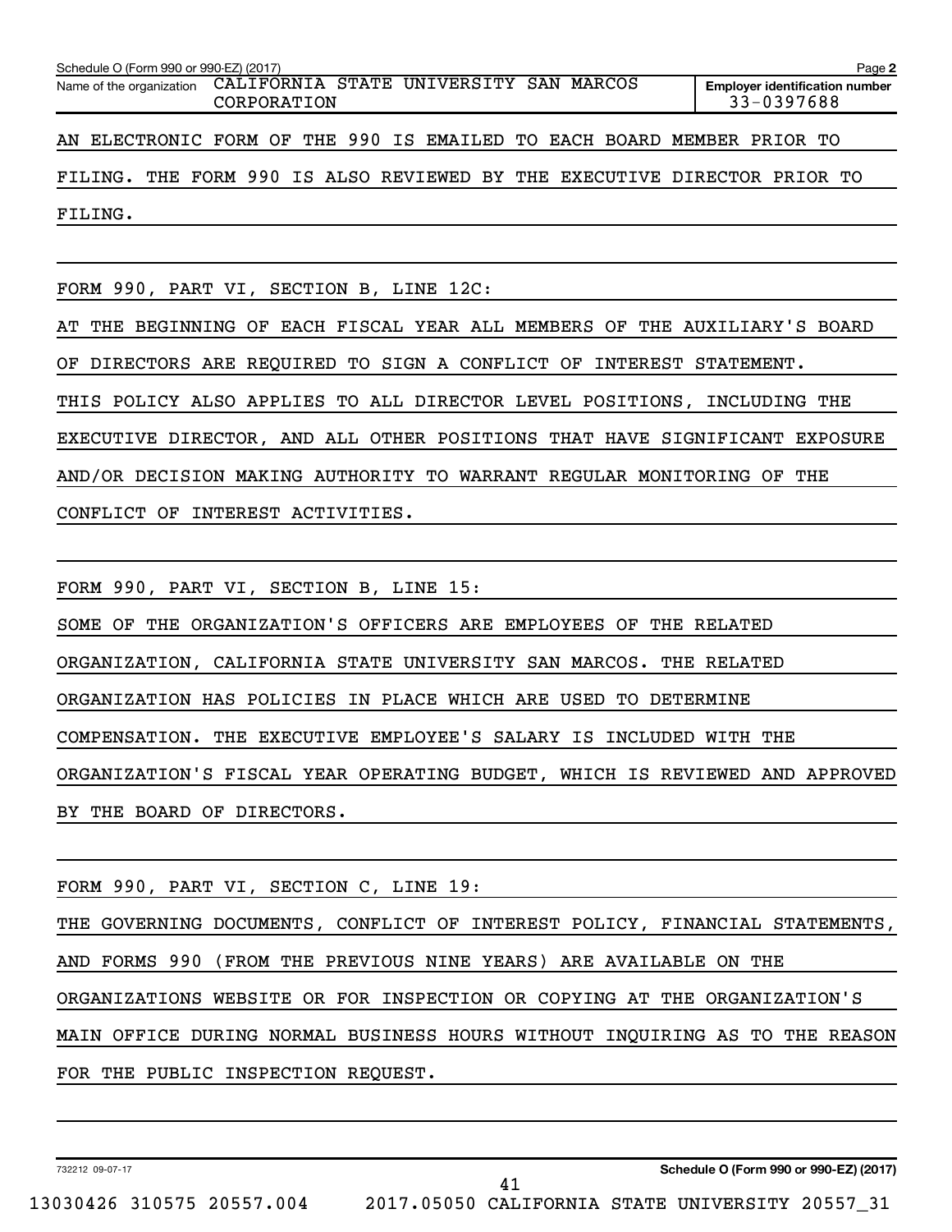Schedule O (Form 990 or 990-EZ) (2017)

Name of the organization: CALIFORNIA STATE UNIVERSITY SAN MARCOS CORPORATION

Employer identification number: 33-0397688

AN ELECTRONIC FORM OF THE 990 IS EMAILED TO EACH BOARD MEMBER PRIOR TO FILING. THE FORM 990 IS ALSO REVIEWED BY THE EXECUTIVE DIRECTOR PRIOR TO FILING.

FORM 990, PART VI, SECTION B, LINE 12C:

AT THE BEGINNING OF EACH FISCAL YEAR ALL MEMBERS OF THE AUXILIARY'S BOARD OF DIRECTORS ARE REQUIRED TO SIGN A CONFLICT OF INTEREST STATEMENT. THIS POLICY ALSO APPLIES TO ALL DIRECTOR LEVEL POSITIONS, INCLUDING THE EXECUTIVE DIRECTOR, AND ALL OTHER POSITIONS THAT HAVE SIGNIFICANT EXPOSURE AND/OR DECISION MAKING AUTHORITY TO WARRANT REGULAR MONITORING OF THE CONFLICT OF INTEREST ACTIVITIES.

FORM 990, PART VI, SECTION B, LINE 15:

SOME OF THE ORGANIZATION'S OFFICERS ARE EMPLOYEES OF THE RELATED ORGANIZATION, CALIFORNIA STATE UNIVERSITY SAN MARCOS. THE RELATED ORGANIZATION HAS POLICIES IN PLACE WHICH ARE USED TO DETERMINE COMPENSATION. THE EXECUTIVE EMPLOYEE'S SALARY IS INCLUDED WITH THE ORGANIZATION'S FISCAL YEAR OPERATING BUDGET, WHICH IS REVIEWED AND APPROVED BY THE BOARD OF DIRECTORS.

FORM 990, PART VI, SECTION C, LINE 19:

THE GOVERNING DOCUMENTS, CONFLICT OF INTEREST POLICY, FINANCIAL STATEMENTS, AND FORMS 990 (FROM THE PREVIOUS NINE YEARS) ARE AVAILABLE ON THE ORGANIZATIONS WEBSITE OR FOR INSPECTION OR COPYING AT THE ORGANIZATION'S MAIN OFFICE DURING NORMAL BUSINESS HOURS WITHOUT INQUIRING AS TO THE REASON FOR THE PUBLIC INSPECTION REQUEST.

732212 09-07-17

Schedule O (Form 990 or 990-EZ) (2017)

13030426 310575 20557.004 2017.05050 CALIFORNIA STATE UNIVERSITY 20557_31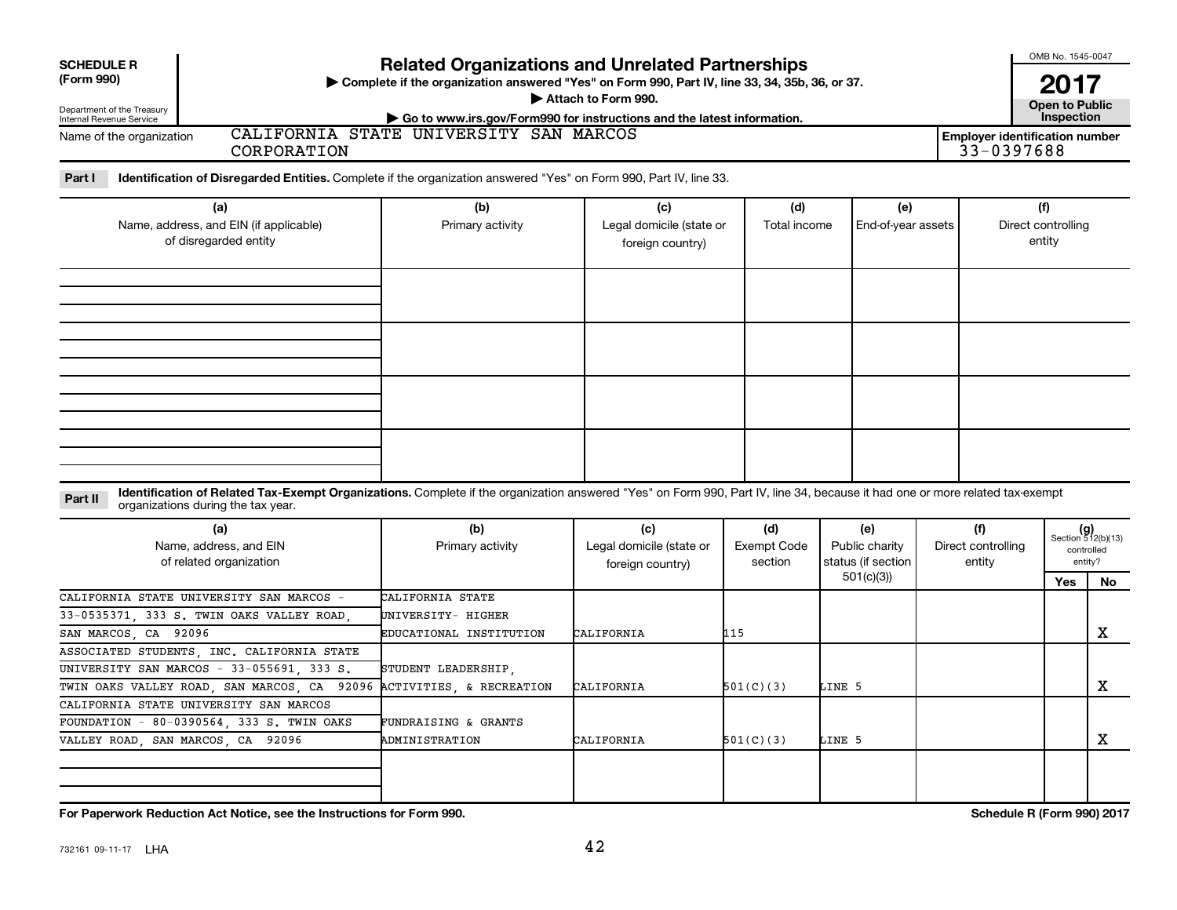**SCHEDULE R (Form 990)**

Department of the Treasury
Internal Revenue Service

# Related Organizations and Unrelated Partnerships

▶ Complete if the organization answered "Yes" on Form 990, Part IV, line 33, 34, 35b, 36, or 37.

▶ Attach to Form 990.

▶ Go to www.irs.gov/Form990 for instructions and the latest information.

OMB No. 1545-0047

**2017**

**Open to Public Inspection**

Name of the organization: CALIFORNIA STATE UNIVERSITY SAN MARCOS CORPORATION

Employer identification number: 33-0397688

**Part I** **Identification of Disregarded Entities.** Complete if the organization answered "Yes" on Form 990, Part IV, line 33.

| (a) Name, address, and EIN (if applicable) of disregarded entity | (b) Primary activity | (c) Legal domicile (state or foreign country) | (d) Total income | (e) End-of-year assets | (f) Direct controlling entity |
|---|---|---|---|---|---|
| | | | | | |
| | | | | | |
| | | | | | |
| | | | | | |

**Part II** **Identification of Related Tax-Exempt Organizations.** Complete if the organization answered "Yes" on Form 990, Part IV, line 34, because it had one or more related tax-exempt organizations during the tax year.

| (a) Name, address, and EIN of related organization | (b) Primary activity | (c) Legal domicile (state or foreign country) | (d) Exempt Code section | (e) Public charity status (if section 501(c)(3)) | (f) Direct controlling entity | (g) Section 512(b)(13) controlled entity? Yes | No |
|---|---|---|---|---|---|---|---|
| CALIFORNIA STATE UNIVERSITY SAN MARCOS - 33-0535371, 333 S. TWIN OAKS VALLEY ROAD, SAN MARCOS, CA 92096 | CALIFORNIA STATE UNIVERSITY- HIGHER EDUCATIONAL INSTITUTION | CALIFORNIA | 115 | | | | X |
| ASSOCIATED STUDENTS, INC. CALIFORNIA STATE UNIVERSITY SAN MARCOS - 33-055691, 333 S. TWIN OAKS VALLEY ROAD, SAN MARCOS, CA 92096 | STUDENT LEADERSHIP, ACTIVITIES, & RECREATION | CALIFORNIA | 501(C)(3) | LINE 5 | | | X |
| CALIFORNIA STATE UNIVERSITY SAN MARCOS FOUNDATION - 80-0390564, 333 S. TWIN OAKS VALLEY ROAD, SAN MARCOS, CA 92096 | FUNDRAISING & GRANTS ADMINISTRATION | CALIFORNIA | 501(C)(3) | LINE 5 | | | X |
| | | | | | | | |

**For Paperwork Reduction Act Notice, see the Instructions for Form 990.** **Schedule R (Form 990) 2017**

732161 09-11-17 LHA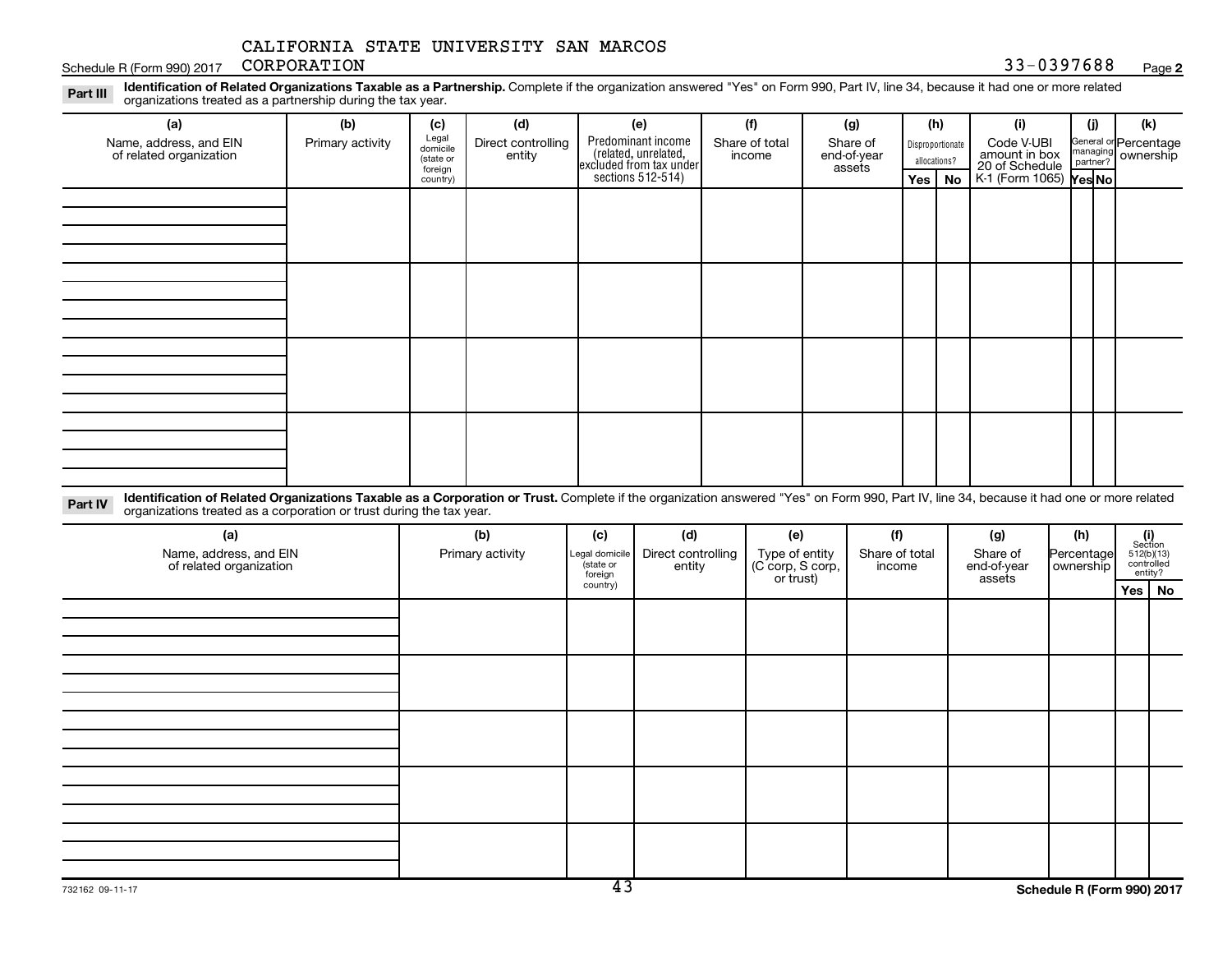CALIFORNIA STATE UNIVERSITY SAN MARCOS CORPORATION

Schedule R (Form 990) 2017 33-0397688 Page 2

**Part III Identification of Related Organizations Taxable as a Partnership.** Complete if the organization answered "Yes" on Form 990, Part IV, line 34, because it had one or more related organizations treated as a partnership during the tax year.

| (a) Name, address, and EIN of related organization | (b) Primary activity | (c) Legal domicile (state or foreign country) | (d) Direct controlling entity | (e) Predominant income (related, unrelated, excluded from tax under sections 512-514) | (f) Share of total income | (g) Share of end-of-year assets | (h) Disproportionate allocations? Yes | (h) No | (i) Code V-UBI amount in box 20 of Schedule K-1 (Form 1065) | (j) General or managing partner? Yes | (j) No | (k) Percentage ownership |
|---|---|---|---|---|---|---|---|---|---|---|---|---|
| | | | | | | | | | | | | |
| | | | | | | | | | | | | |
| | | | | | | | | | | | | |
| | | | | | | | | | | | | |

**Part IV Identification of Related Organizations Taxable as a Corporation or Trust.** Complete if the organization answered "Yes" on Form 990, Part IV, line 34, because it had one or more related organizations treated as a corporation or trust during the tax year.

| (a) Name, address, and EIN of related organization | (b) Primary activity | (c) Legal domicile (state or foreign country) | (d) Direct controlling entity | (e) Type of entity (C corp, S corp, or trust) | (f) Share of total income | (g) Share of end-of-year assets | (h) Percentage ownership | (i) Section 512(b)(13) controlled entity? Yes | (i) No |
|---|---|---|---|---|---|---|---|---|---|
| | | | | | | | | | |
| | | | | | | | | | |
| | | | | | | | | | |
| | | | | | | | | | |
| | | | | | | | | | |

732162 09-11-17 Schedule R (Form 990) 2017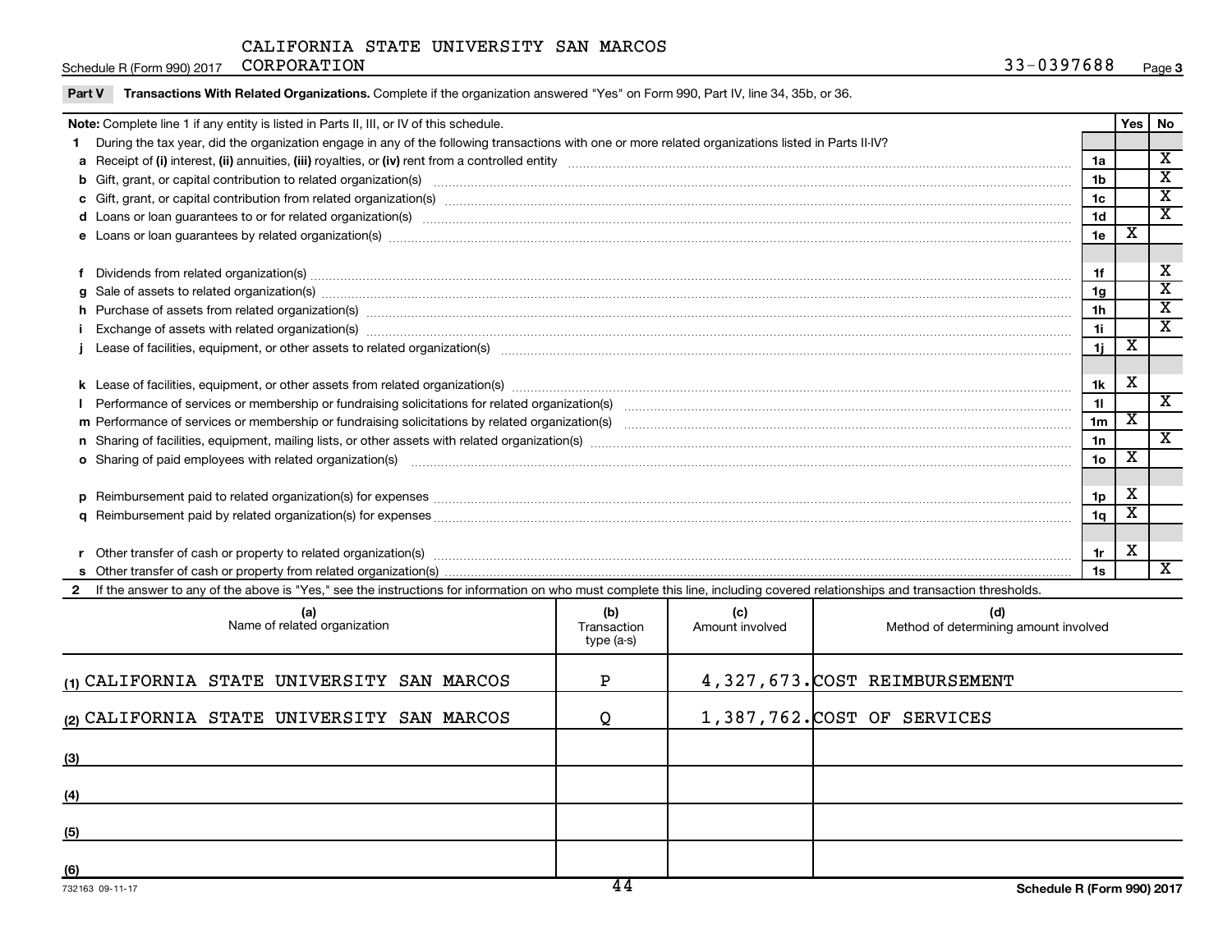CALIFORNIA STATE UNIVERSITY SAN MARCOS

Schedule R (Form 990) 2017 CORPORATION 33-0397688 Page 3

**Part V Transactions With Related Organizations.** Complete if the organization answered "Yes" on Form 990, Part IV, line 34, 35b, or 36.

| Note: Complete line 1 if any entity is listed in Parts II, III, or IV of this schedule. | | Yes | No |
|---|---|---|---|
| **1** During the tax year, did the organization engage in any of the following transactions with one or more related organizations listed in Parts II-IV? | | | |
| **a** Receipt of **(i)** interest, **(ii)** annuities, **(iii)** royalties, or **(iv)** rent from a controlled entity | 1a | | X |
| **b** Gift, grant, or capital contribution to related organization(s) | 1b | | X |
| **c** Gift, grant, or capital contribution from related organization(s) | 1c | | X |
| **d** Loans or loan guarantees to or for related organization(s) | 1d | | X |
| **e** Loans or loan guarantees by related organization(s) | 1e | X | |
| **f** Dividends from related organization(s) | 1f | | X |
| **g** Sale of assets to related organization(s) | 1g | | X |
| **h** Purchase of assets from related organization(s) | 1h | | X |
| **i** Exchange of assets with related organization(s) | 1i | | X |
| **j** Lease of facilities, equipment, or other assets to related organization(s) | 1j | X | |
| **k** Lease of facilities, equipment, or other assets from related organization(s) | 1k | X | |
| **l** Performance of services or membership or fundraising solicitations for related organization(s) | 1l | | X |
| **m** Performance of services or membership or fundraising solicitations by related organization(s) | 1m | X | |
| **n** Sharing of facilities, equipment, mailing lists, or other assets with related organization(s) | 1n | | X |
| **o** Sharing of paid employees with related organization(s) | 1o | X | |
| **p** Reimbursement paid to related organization(s) for expenses | 1p | X | |
| **q** Reimbursement paid by related organization(s) for expenses | 1q | X | |
| **r** Other transfer of cash or property to related organization(s) | 1r | X | |
| **s** Other transfer of cash or property from related organization(s) | 1s | | X |

**2** If the answer to any of the above is "Yes," see the instructions for information on who must complete this line, including covered relationships and transaction thresholds.

| | (a) Name of related organization | (b) Transaction type (a-s) | (c) Amount involved | (d) Method of determining amount involved |
|---|---|---|---|---|
| (1) | CALIFORNIA STATE UNIVERSITY SAN MARCOS | P | 4,327,673. | COST REIMBURSEMENT |
| (2) | CALIFORNIA STATE UNIVERSITY SAN MARCOS | Q | 1,387,762. | COST OF SERVICES |
| (3) | | | | |
| (4) | | | | |
| (5) | | | | |
| (6) | | | | |

732163 09-11-17 **Schedule R (Form 990) 2017**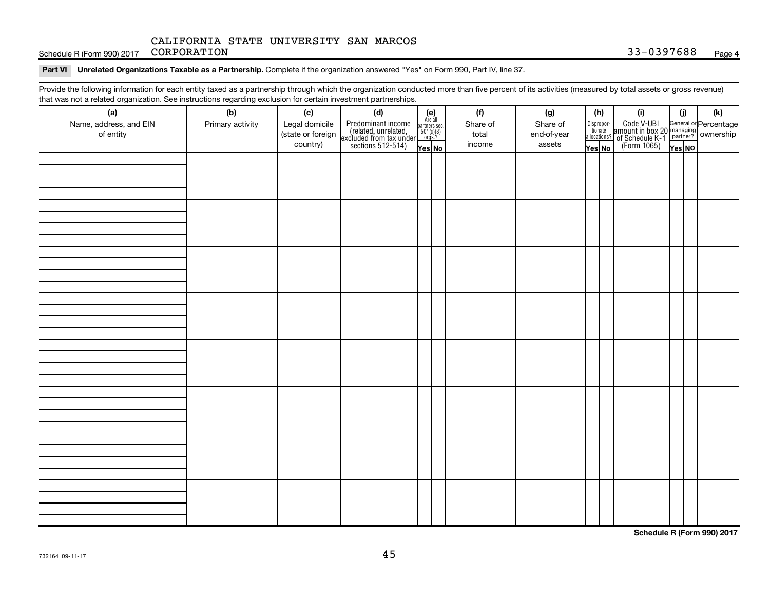CALIFORNIA STATE UNIVERSITY SAN MARCOS CORPORATION 33-0397688

Schedule R (Form 990) 2017 Page **4**

**Part VI Unrelated Organizations Taxable as a Partnership.** Complete if the organization answered "Yes" on Form 990, Part IV, line 37.

Provide the following information for each entity taxed as a partnership through which the organization conducted more than five percent of its activities (measured by total assets or gross revenue) that was not a related organization. See instructions regarding exclusion for certain investment partnerships.

| (a) Name, address, and EIN of entity | (b) Primary activity | (c) Legal domicile (state or foreign country) | (d) Predominant income (related, unrelated, excluded from tax under sections 512-514) | (e) Are all partners sec. 501(c)(3) orgs.? | | (f) Share of total income | (g) Share of end-of-year assets | (h) Disproportionate allocations? | | (i) Code V-UBI amount in box 20 of Schedule K-1 (Form 1065) | (j) General or managing partner? | | (k) Percentage ownership |
|---|---|---|---|---|---|---|---|---|---|---|---|---|---|
| | | | | Yes | No | | | Yes | No | | Yes | No | |
| | | | | | | | | | | | | | |
| | | | | | | | | | | | | | |
| | | | | | | | | | | | | | |
| | | | | | | | | | | | | | |
| | | | | | | | | | | | | | |
| | | | | | | | | | | | | | |
| | | | | | | | | | | | | | |
| | | | | | | | | | | | | | |

**Schedule R (Form 990) 2017**

732164 09-11-17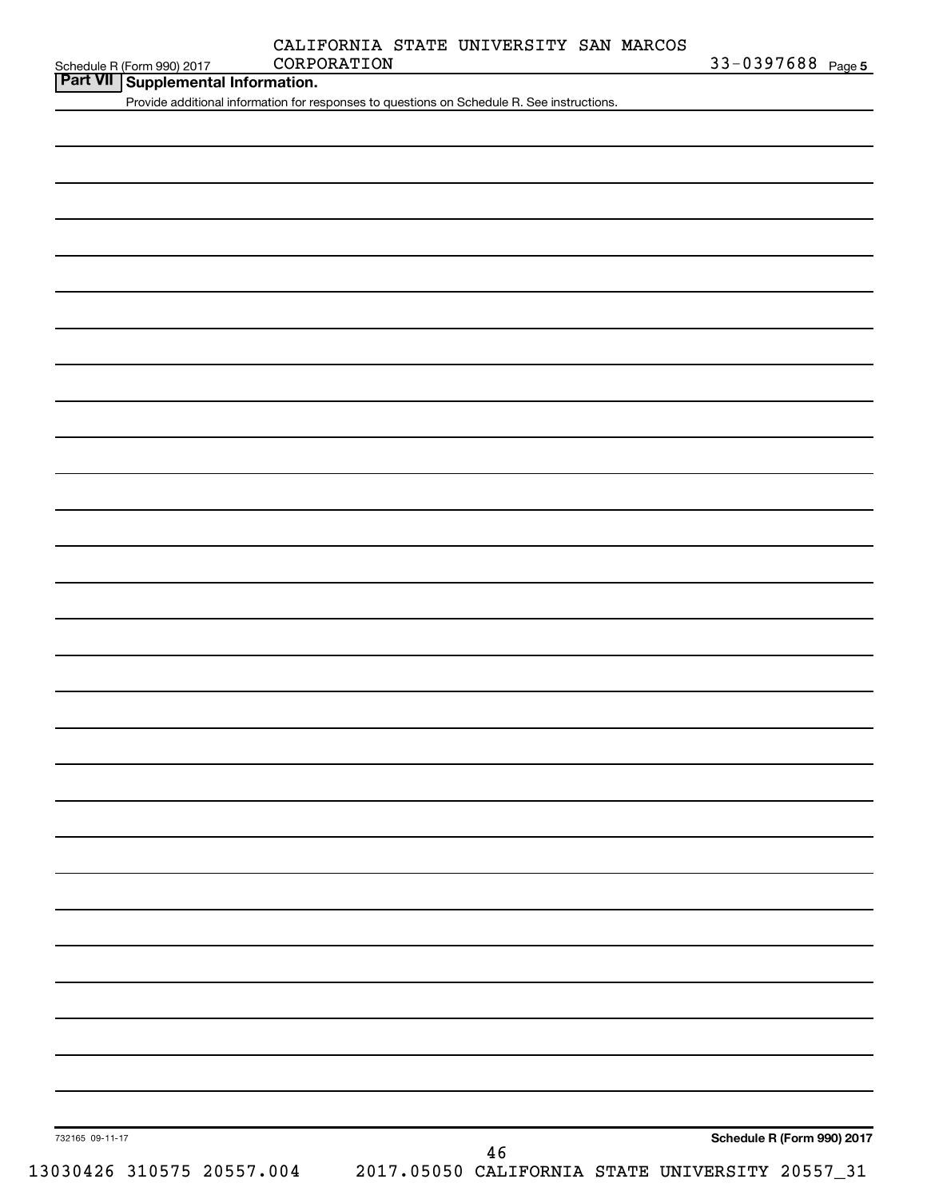CALIFORNIA STATE UNIVERSITY SAN MARCOS CORPORATION 33-0397688

## Part VII Supplemental Information.

Provide additional information for responses to questions on Schedule R. See instructions.

732165 09-11-17

13030426 310575 20557.004 2017.05050 CALIFORNIA STATE UNIVERSITY 20557_31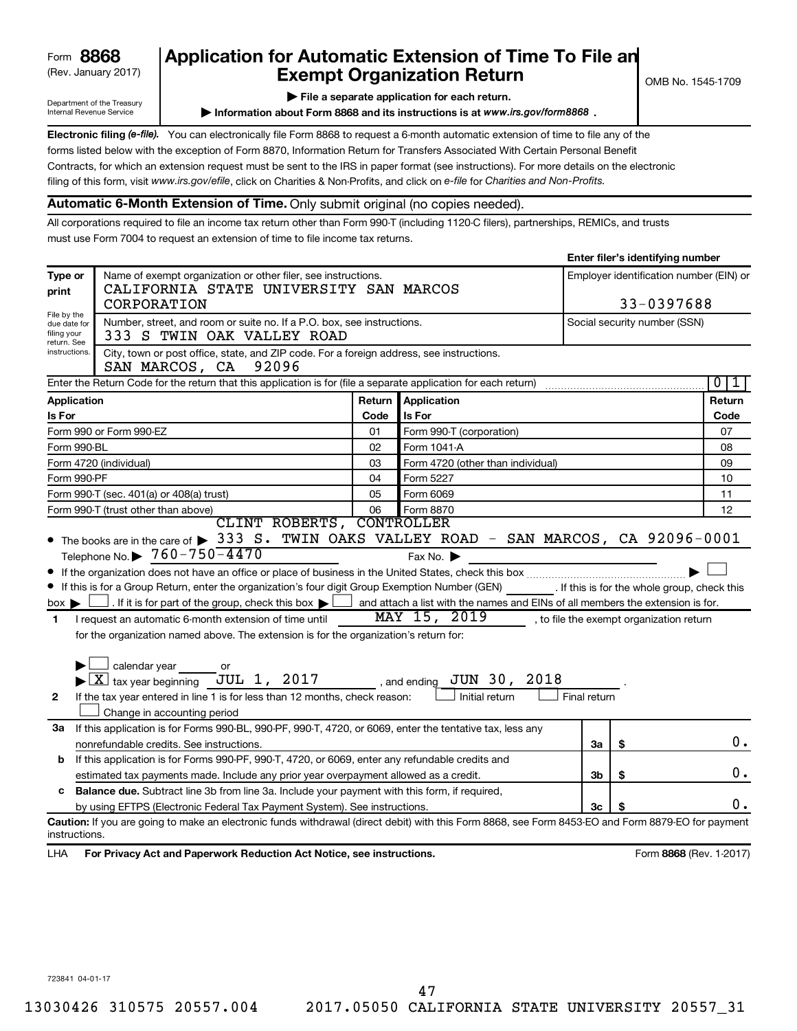Form **8868** (Rev. January 2017)

Department of the Treasury Internal Revenue Service

# Application for Automatic Extension of Time To File an Exempt Organization Return

▶ File a separate application for each return.

▶ Information about Form 8868 and its instructions is at *www.irs.gov/form8868* .

OMB No. 1545-1709

**Electronic filing *(e-file)*.** You can electronically file Form 8868 to request a 6-month automatic extension of time to file any of the forms listed below with the exception of Form 8870, Information Return for Transfers Associated With Certain Personal Benefit Contracts, for which an extension request must be sent to the IRS in paper format (see instructions). For more details on the electronic filing of this form, visit *www.irs.gov/efile*, click on Charities & Non-Profits, and click on *e-file* for *Charities and Non-Profits.*

**Automatic 6-Month Extension of Time.** Only submit original (no copies needed).

All corporations required to file an income tax return other than Form 990-T (including 1120-C filers), partnerships, REMICs, and trusts must use Form 7004 to request an extension of time to file income tax returns.

**Enter filer's identifying number**

| | | |
|---|---|---|
| **Type or print** | Name of exempt organization or other filer, see instructions. CALIFORNIA STATE UNIVERSITY SAN MARCOS CORPORATION | Employer identification number (EIN) or 33-0397688 |
| File by the due date for filing your return. See instructions. | Number, street, and room or suite no. If a P.O. box, see instructions. 333 S TWIN OAK VALLEY ROAD | Social security number (SSN) |
| | City, town or post office, state, and ZIP code. For a foreign address, see instructions. SAN MARCOS, CA 92096 | |

Enter the Return Code for the return that this application is for (file a separate application for each return) 0 1

| Application Is For | Return Code | Application Is For | Return Code |
|---|---|---|---|
| Form 990 or Form 990-EZ | 01 | Form 990-T (corporation) | 07 |
| Form 990-BL | 02 | Form 1041-A | 08 |
| Form 4720 (individual) | 03 | Form 4720 (other than individual) | 09 |
| Form 990-PF | 04 | Form 5227 | 10 |
| Form 990-T (sec. 401(a) or 408(a) trust) | 05 | Form 6069 | 11 |
| Form 990-T (trust other than above) | 06 | Form 8870 | 12 |

- The books are in the care of ▶ CLINT ROBERTS, CONTROLLER 333 S. TWIN OAKS VALLEY ROAD - SAN MARCOS, CA 92096-0001
  Telephone No. ▶ 760-750-4470 Fax No. ▶
- If the organization does not have an office or place of business in the United States, check this box ▶ ☐
- If this is for a Group Return, enter the organization's four digit Group Exemption Number (GEN) ______ . If this is for the whole group, check this box ▶ ☐ . If it is for part of the group, check this box ▶ ☐ and attach a list with the names and EINs of all members the extension is for.

**1** I request an automatic 6-month extension of time until MAY 15, 2019 , to file the exempt organization return for the organization named above. The extension is for the organization's return for:

▶ ☐ calendar year ______ or
▶ ☒ tax year beginning JUL 1, 2017 , and ending JUN 30, 2018 .

**2** If the tax year entered in line 1 is for less than 12 months, check reason: ☐ Initial return ☐ Final return
☐ Change in accounting period

| | | | |
|---|---|---|---|
| **3a** | If this application is for Forms 990-BL, 990-PF, 990-T, 4720, or 6069, enter the tentative tax, less any nonrefundable credits. See instructions. | 3a | $ 0. |
| **b** | If this application is for Forms 990-PF, 990-T, 4720, or 6069, enter any refundable credits and estimated tax payments made. Include any prior year overpayment allowed as a credit. | 3b | $ 0. |
| **c** | **Balance due.** Subtract line 3b from line 3a. Include your payment with this form, if required, by using EFTPS (Electronic Federal Tax Payment System). See instructions. | 3c | $ 0. |

**Caution:** If you are going to make an electronic funds withdrawal (direct debit) with this Form 8868, see Form 8453-EO and Form 8879-EO for payment instructions.

LHA **For Privacy Act and Paperwork Reduction Act Notice, see instructions.** Form **8868** (Rev. 1-2017)

723841 04-01-17

13030426 310575 20557.004 2017.05050 CALIFORNIA STATE UNIVERSITY 20557_31